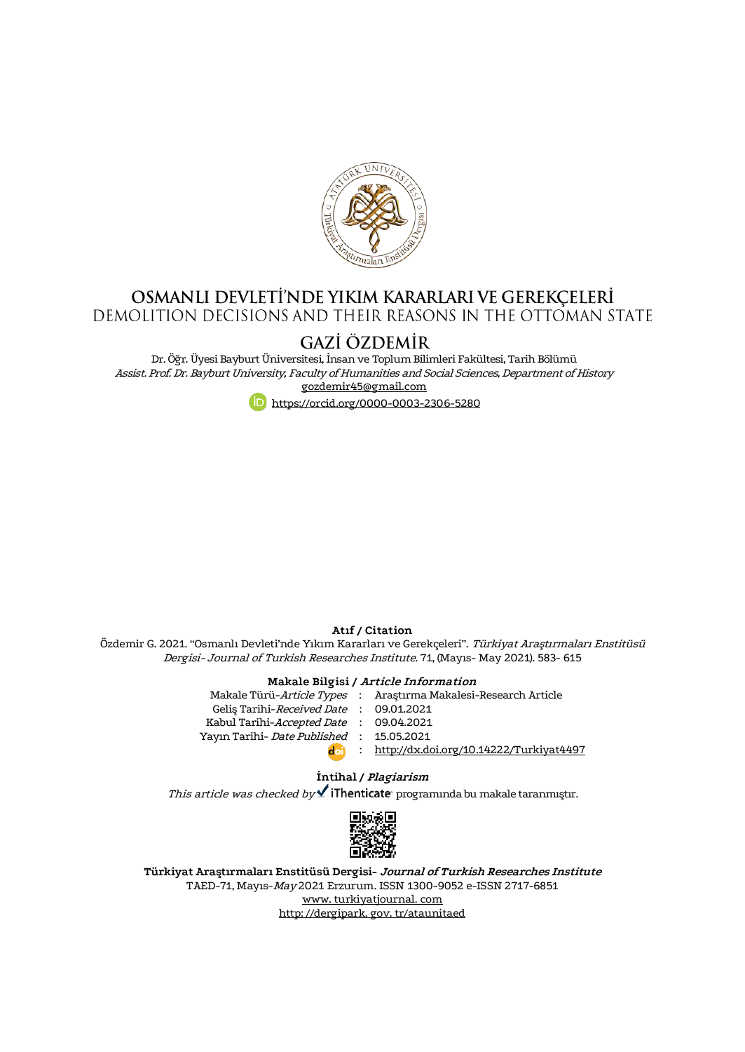# OSMANLI DEVLETİ'NDE YIKIM KARARLARI VE GEREKÇELERİ

## DEMOLITION DECISIONS AND THEIR REASONS IN THE OTTOMAN STATE

### GAZİ ÖZDEMİR

Dr. Öğr. Üyesi Bayburt Üniversitesi, İnsan ve Toplum Bilimleri Fakültesi, Tarih Bölümü

*Assist. Prof. Dr. Bayburt University, Faculty of Humanities and Social Sciences, Department of History*

gozdemir45@gmail.com

https://orcid.org/0000-0003-2306-5280

**Atıf / Citation**

Özdemir G. 2021. "Osmanlı Devleti'nde Yıkım Kararları ve Gerekçeleri". *Türkiyat Araştırmaları Enstitüsü Dergisi- Journal of Turkish Researches Institute.* 71, (Mayıs- May 2021). 583- 615

**Makale Bilgisi / *Article Information***

| | | |
|---|---|---|
| Makale Türü-*Article Types* | : | Araştırma Makalesi-Research Article |
| Geliş Tarihi-*Received Date* | : | 09.01.2021 |
| Kabul Tarihi-*Accepted Date* | : | 09.04.2021 |
| Yayın Tarihi- *Date Published* | : | 15.05.2021 |
| doi | : | http://dx.doi.org/10.14222/Turkiyat4497 |

**İntihal / *Plagiarism***

*This article was checked by* iThenticate programında bu makale taranmıştır.

**Türkiyat Araştırmaları Enstitüsü Dergisi- *Journal of Turkish Researches Institute***

TAED-71, Mayıs-*May* 2021 Erzurum. ISSN 1300-9052 e-ISSN 2717-6851

www. turkiyatjournal. com

http: //dergipark. gov. tr/ataunitaed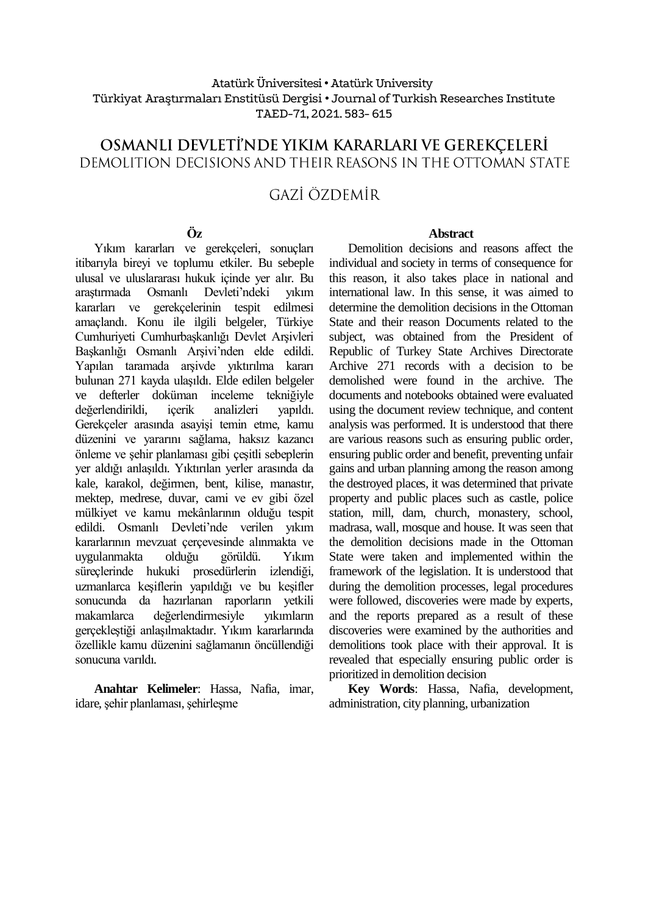Atatürk Üniversitesi • Atatürk University
Türkiyat Araştırmaları Enstitüsü Dergisi • Journal of Turkish Researches Institute
TAED-71, 2021. 583- 615

# OSMANLI DEVLETİ'NDE YIKIM KARARLARI VE GEREKÇELERİ

## DEMOLITION DECISIONS AND THEIR REASONS IN THE OTTOMAN STATE

### GAZİ ÖZDEMİR

**Öz**

Yıkım kararları ve gerekçeleri, sonuçları itibarıyla bireyi ve toplumu etkiler. Bu sebeple ulusal ve uluslararası hukuk içinde yer alır. Bu araştırmada Osmanlı Devleti'ndeki yıkım kararları ve gerekçelerinin tespit edilmesi amaçlandı. Konu ile ilgili belgeler, Türkiye Cumhuriyeti Cumhurbaşkanlığı Devlet Arşivleri Başkanlığı Osmanlı Arşivi'nden elde edildi. Yapılan taramada arşivde yıktırılma kararı bulunan 271 kayda ulaşıldı. Elde edilen belgeler ve defterler doküman inceleme tekniğiyle değerlendirildi, içerik analizleri yapıldı. Gerekçeler arasında asayişi temin etme, kamu düzenini ve yararını sağlama, haksız kazancı önleme ve şehir planlaması gibi çeşitli sebeplerin yer aldığı anlaşıldı. Yıktırılan yerler arasında da kale, karakol, değirmen, bent, kilise, manastır, mektep, medrese, duvar, cami ve ev gibi özel mülkiyet ve kamu mekânlarının olduğu tespit edildi. Osmanlı Devleti'nde verilen yıkım kararlarının mevzuat çerçevesinde alınmakta ve uygulanmakta olduğu görüldü. Yıkım süreçlerinde hukuki prosedürlerin izlendiği, uzmanlarca keşiflerin yapıldığı ve bu keşifler sonucunda da hazırlanan raporların yetkili makamlarca değerlendirmesiyle yıkımların gerçekleştiği anlaşılmaktadır. Yıkım kararlarında özellikle kamu düzenini sağlamanın öncüllendiği sonucuna varıldı.

**Anahtar Kelimeler**: Hassa, Nafia, imar, idare, şehir planlaması, şehirleşme

**Abstract**

Demolition decisions and reasons affect the individual and society in terms of consequence for this reason, it also takes place in national and international law. In this sense, it was aimed to determine the demolition decisions in the Ottoman State and their reason Documents related to the subject, was obtained from the President of Republic of Turkey State Archives Directorate Archive 271 records with a decision to be demolished were found in the archive. The documents and notebooks obtained were evaluated using the document review technique, and content analysis was performed. It is understood that there are various reasons such as ensuring public order, ensuring public order and benefit, preventing unfair gains and urban planning among the reason among the destroyed places, it was determined that private property and public places such as castle, police station, mill, dam, church, monastery, school, madrasa, wall, mosque and house. It was seen that the demolition decisions made in the Ottoman State were taken and implemented within the framework of the legislation. It is understood that during the demolition processes, legal procedures were followed, discoveries were made by experts, and the reports prepared as a result of these discoveries were examined by the authorities and demolitions took place with their approval. It is revealed that especially ensuring public order is prioritized in demolition decision

**Key Words**: Hassa, Nafia, development, administration, city planning, urbanization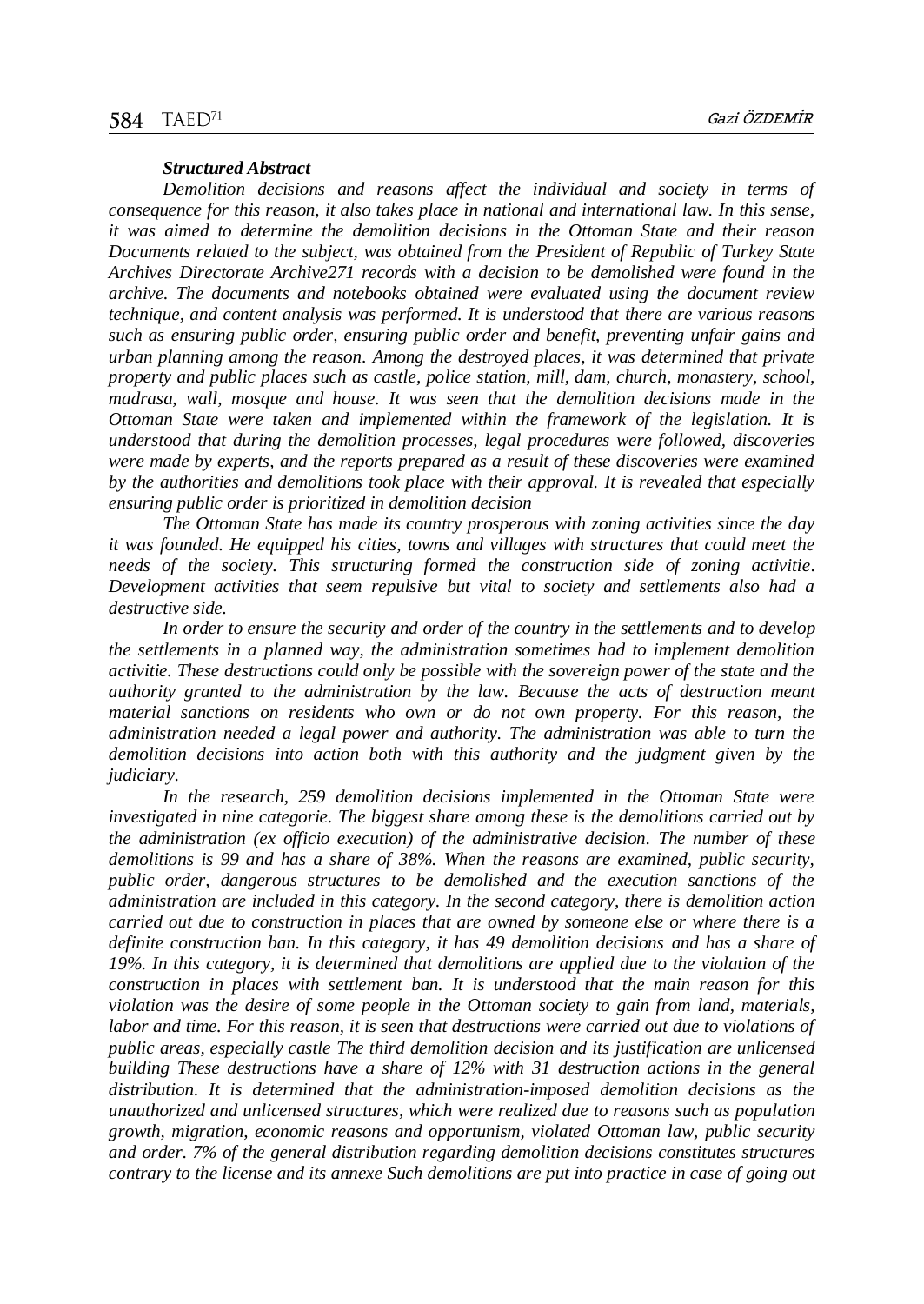***Structured Abstract***

*Demolition decisions and reasons affect the individual and society in terms of consequence for this reason, it also takes place in national and international law. In this sense, it was aimed to determine the demolition decisions in the Ottoman State and their reason Documents related to the subject, was obtained from the President of Republic of Turkey State Archives Directorate Archive271 records with a decision to be demolished were found in the archive. The documents and notebooks obtained were evaluated using the document review technique, and content analysis was performed. It is understood that there are various reasons such as ensuring public order, ensuring public order and benefit, preventing unfair gains and urban planning among the reason. Among the destroyed places, it was determined that private property and public places such as castle, police station, mill, dam, church, monastery, school, madrasa, wall, mosque and house. It was seen that the demolition decisions made in the Ottoman State were taken and implemented within the framework of the legislation. It is understood that during the demolition processes, legal procedures were followed, discoveries were made by experts, and the reports prepared as a result of these discoveries were examined by the authorities and demolitions took place with their approval. It is revealed that especially ensuring public order is prioritized in demolition decision*

*The Ottoman State has made its country prosperous with zoning activities since the day it was founded. He equipped his cities, towns and villages with structures that could meet the needs of the society. This structuring formed the construction side of zoning activitie. Development activities that seem repulsive but vital to society and settlements also had a destructive side.*

*In order to ensure the security and order of the country in the settlements and to develop the settlements in a planned way, the administration sometimes had to implement demolition activitie. These destructions could only be possible with the sovereign power of the state and the authority granted to the administration by the law. Because the acts of destruction meant material sanctions on residents who own or do not own property. For this reason, the administration needed a legal power and authority. The administration was able to turn the demolition decisions into action both with this authority and the judgment given by the judiciary.*

*In the research, 259 demolition decisions implemented in the Ottoman State were investigated in nine categorie. The biggest share among these is the demolitions carried out by the administration (ex officio execution) of the administrative decision. The number of these demolitions is 99 and has a share of 38%. When the reasons are examined, public security, public order, dangerous structures to be demolished and the execution sanctions of the administration are included in this category. In the second category, there is demolition action carried out due to construction in places that are owned by someone else or where there is a definite construction ban. In this category, it has 49 demolition decisions and has a share of 19%. In this category, it is determined that demolitions are applied due to the violation of the construction in places with settlement ban. It is understood that the main reason for this violation was the desire of some people in the Ottoman society to gain from land, materials, labor and time. For this reason, it is seen that destructions were carried out due to violations of public areas, especially castle The third demolition decision and its justification are unlicensed building These destructions have a share of 12% with 31 destruction actions in the general distribution. It is determined that the administration-imposed demolition decisions as the unauthorized and unlicensed structures, which were realized due to reasons such as population growth, migration, economic reasons and opportunism, violated Ottoman law, public security and order. 7% of the general distribution regarding demolition decisions constitutes structures contrary to the license and its annexe Such demolitions are put into practice in case of going out*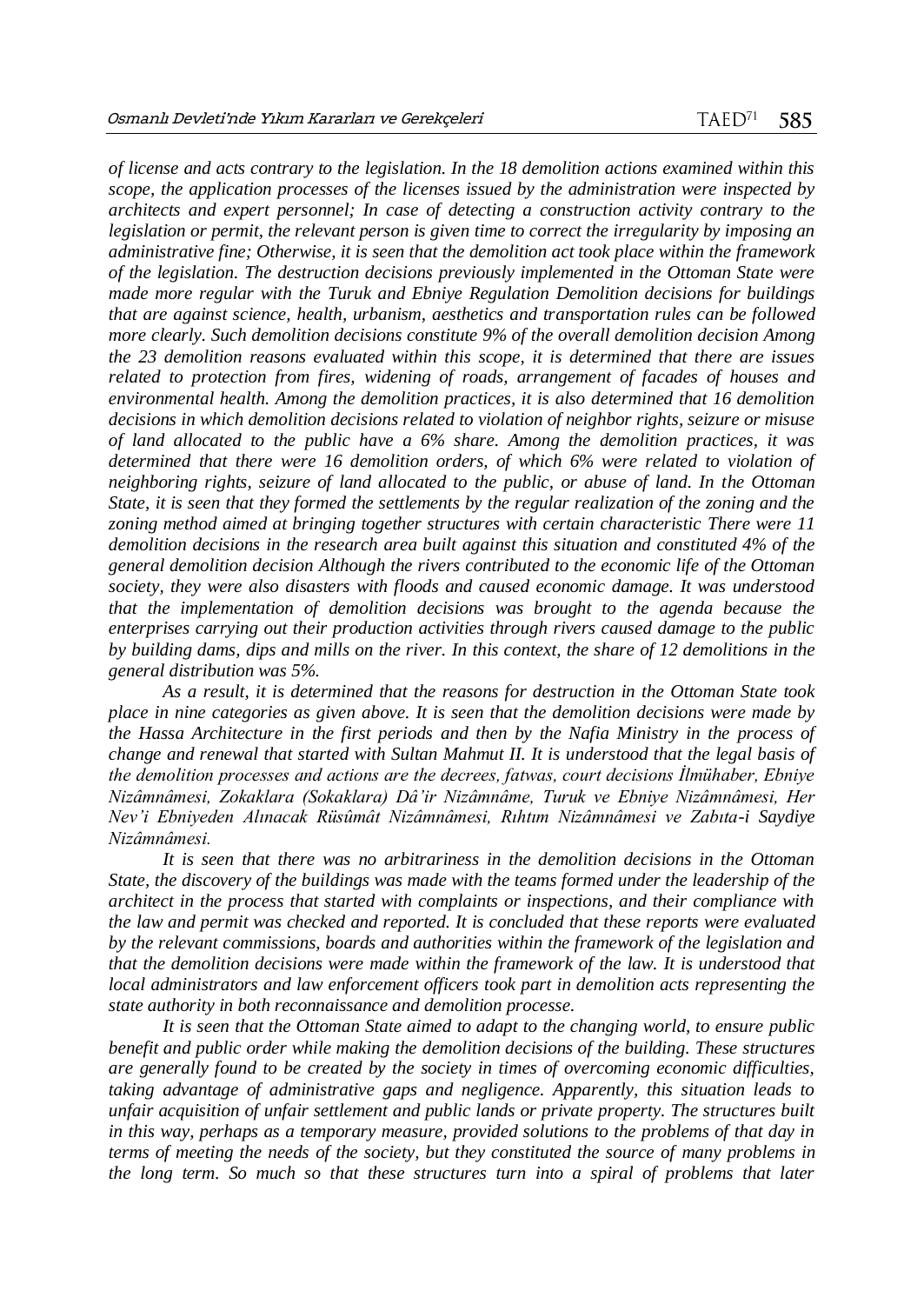*of license and acts contrary to the legislation. In the 18 demolition actions examined within this scope, the application processes of the licenses issued by the administration were inspected by architects and expert personnel; In case of detecting a construction activity contrary to the legislation or permit, the relevant person is given time to correct the irregularity by imposing an administrative fine; Otherwise, it is seen that the demolition act took place within the framework of the legislation. The destruction decisions previously implemented in the Ottoman State were made more regular with the Turuk and Ebniye Regulation Demolition decisions for buildings that are against science, health, urbanism, aesthetics and transportation rules can be followed more clearly. Such demolition decisions constitute 9% of the overall demolition decision Among the 23 demolition reasons evaluated within this scope, it is determined that there are issues related to protection from fires, widening of roads, arrangement of facades of houses and environmental health. Among the demolition practices, it is also determined that 16 demolition decisions in which demolition decisions related to violation of neighbor rights, seizure or misuse of land allocated to the public have a 6% share. Among the demolition practices, it was determined that there were 16 demolition orders, of which 6% were related to violation of neighboring rights, seizure of land allocated to the public, or abuse of land. In the Ottoman State, it is seen that they formed the settlements by the regular realization of the zoning and the zoning method aimed at bringing together structures with certain characteristic There were 11 demolition decisions in the research area built against this situation and constituted 4% of the general demolition decision Although the rivers contributed to the economic life of the Ottoman society, they were also disasters with floods and caused economic damage. It was understood that the implementation of demolition decisions was brought to the agenda because the enterprises carrying out their production activities through rivers caused damage to the public by building dams, dips and mills on the river. In this context, the share of 12 demolitions in the general distribution was 5%.*

*As a result, it is determined that the reasons for destruction in the Ottoman State took place in nine categories as given above. It is seen that the demolition decisions were made by the Hassa Architecture in the first periods and then by the Nafia Ministry in the process of change and renewal that started with Sultan Mahmut II. It is understood that the legal basis of the demolition processes and actions are the decrees, fatwas, court decisions İlmühaber, Ebniye Nizâmnâmesi, Zokaklara (Sokaklara) Dâ'ir Nizâmnâme, Turuk ve Ebniye Nizâmnâmesi, Her Nev'i Ebniyeden Alınacak Rüsûmât Nizâmnâmesi, Rıhtım Nizâmnâmesi ve Zabıta-i Saydiye Nizâmnâmesi.*

*It is seen that there was no arbitrariness in the demolition decisions in the Ottoman State, the discovery of the buildings was made with the teams formed under the leadership of the architect in the process that started with complaints or inspections, and their compliance with the law and permit was checked and reported. It is concluded that these reports were evaluated by the relevant commissions, boards and authorities within the framework of the legislation and that the demolition decisions were made within the framework of the law. It is understood that local administrators and law enforcement officers took part in demolition acts representing the state authority in both reconnaissance and demolition processe.*

*It is seen that the Ottoman State aimed to adapt to the changing world, to ensure public benefit and public order while making the demolition decisions of the building. These structures are generally found to be created by the society in times of overcoming economic difficulties, taking advantage of administrative gaps and negligence. Apparently, this situation leads to unfair acquisition of unfair settlement and public lands or private property. The structures built in this way, perhaps as a temporary measure, provided solutions to the problems of that day in terms of meeting the needs of the society, but they constituted the source of many problems in the long term. So much so that these structures turn into a spiral of problems that later*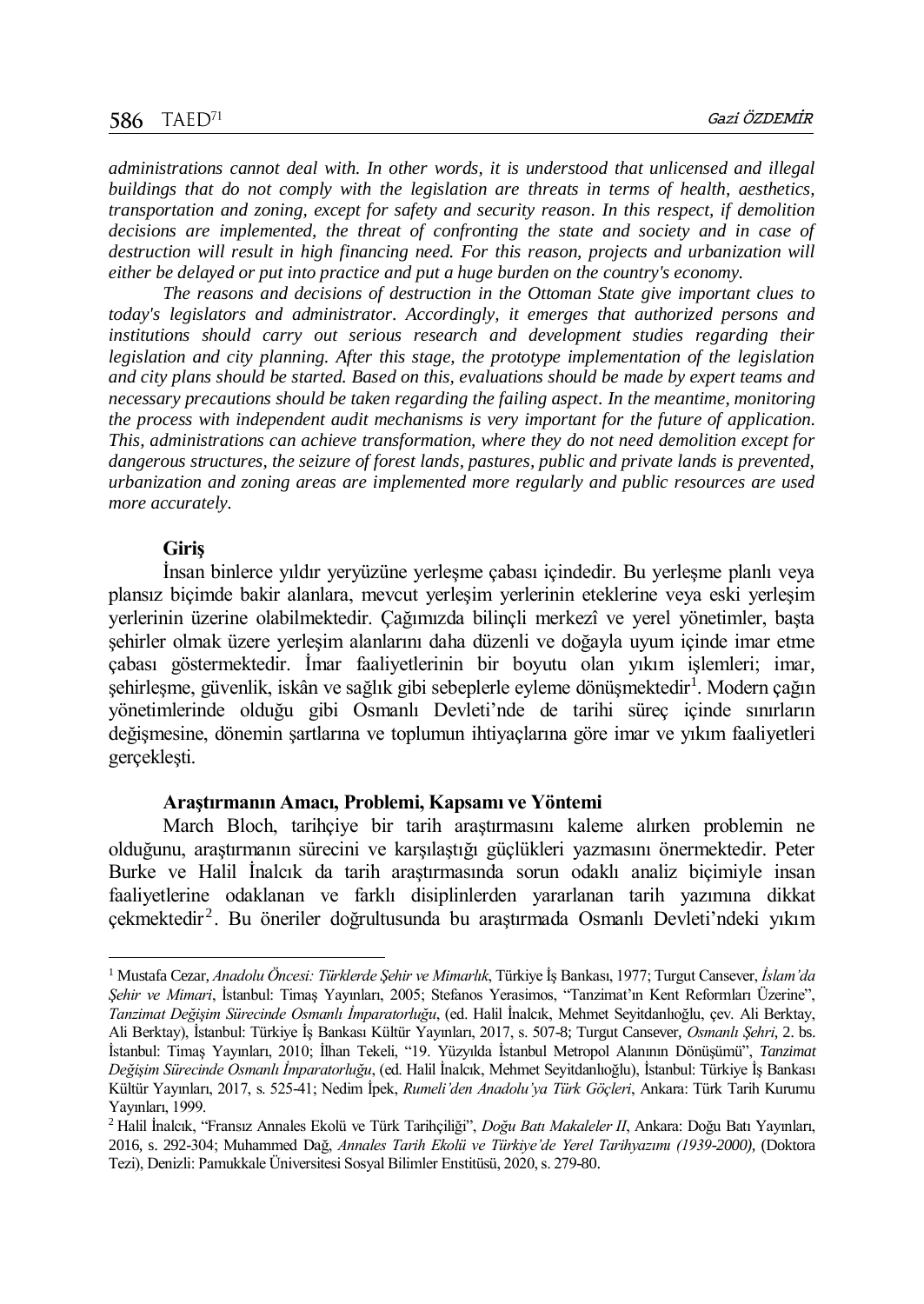*administrations cannot deal with. In other words, it is understood that unlicensed and illegal buildings that do not comply with the legislation are threats in terms of health, aesthetics, transportation and zoning, except for safety and security reason. In this respect, if demolition decisions are implemented, the threat of confronting the state and society and in case of destruction will result in high financing need. For this reason, projects and urbanization will either be delayed or put into practice and put a huge burden on the country's economy.*

*The reasons and decisions of destruction in the Ottoman State give important clues to today's legislators and administrator. Accordingly, it emerges that authorized persons and institutions should carry out serious research and development studies regarding their legislation and city planning. After this stage, the prototype implementation of the legislation and city plans should be started. Based on this, evaluations should be made by expert teams and necessary precautions should be taken regarding the failing aspect. In the meantime, monitoring the process with independent audit mechanisms is very important for the future of application. This, administrations can achieve transformation, where they do not need demolition except for dangerous structures, the seizure of forest lands, pastures, public and private lands is prevented, urbanization and zoning areas are implemented more regularly and public resources are used more accurately.*

## Giriş

İnsan binlerce yıldır yeryüzüne yerleşme çabası içindedir. Bu yerleşme planlı veya plansız biçimde bakir alanlara, mevcut yerleşim yerlerinin eteklerine veya eski yerleşim yerlerinin üzerine olabilmektedir. Çağımızda bilinçli merkezî ve yerel yönetimler, başta şehirler olmak üzere yerleşim alanlarını daha düzenli ve doğayla uyum içinde imar etme çabası göstermektedir. İmar faaliyetlerinin bir boyutu olan yıkım işlemleri; imar, şehirleşme, güvenlik, iskân ve sağlık gibi sebeplerle eyleme dönüşmektedir[1]. Modern çağın yönetimlerinde olduğu gibi Osmanlı Devleti'nde de tarihi süreç içinde sınırların değişmesine, dönemin şartlarına ve toplumun ihtiyaçlarına göre imar ve yıkım faaliyetleri gerçekleşti.

## Araştırmanın Amacı, Problemi, Kapsamı ve Yöntemi

March Bloch, tarihçiye bir tarih araştırmasını kaleme alırken problemin ne olduğunu, araştırmanın sürecini ve karşılaştığı güçlükleri yazmasını önermektedir. Peter Burke ve Halil İnalcık da tarih araştırmasında sorun odaklı analiz biçimiyle insan faaliyetlerine odaklanan ve farklı disiplinlerden yararlanan tarih yazımına dikkat çekmektedir[2]. Bu öneriler doğrultusunda bu araştırmada Osmanlı Devleti'ndeki yıkım

---

[1] Mustafa Cezar, *Anadolu Öncesi: Türklerde Şehir ve Mimarlık*, Türkiye İş Bankası, 1977; Turgut Cansever, *İslam'da Şehir ve Mimari*, İstanbul: Timaş Yayınları, 2005; Stefanos Yerasimos, "Tanzimat'ın Kent Reformları Üzerine", *Tanzimat Değişim Sürecinde Osmanlı İmparatorluğu*, (ed. Halil İnalcık, Mehmet Seyitdanlıoğlu, çev. Ali Berktay, Ali Berktay), İstanbul: Türkiye İş Bankası Kültür Yayınları, 2017, s. 507-8; Turgut Cansever, *Osmanlı Şehri*, 2. bs. İstanbul: Timaş Yayınları, 2010; İlhan Tekeli, "19. Yüzyılda İstanbul Metropol Alanının Dönüşümü", *Tanzimat Değişim Sürecinde Osmanlı İmparatorluğu*, (ed. Halil İnalcık, Mehmet Seyitdanlıoğlu), İstanbul: Türkiye İş Bankası Kültür Yayınları, 2017, s. 525-41; Nedim İpek, *Rumeli'den Anadolu'ya Türk Göçleri*, Ankara: Türk Tarih Kurumu Yayınları, 1999.

[2] Halil İnalcık, "Fransız Annales Ekolü ve Türk Tarihçiliği", *Doğu Batı Makaleler II*, Ankara: Doğu Batı Yayınları, 2016, s. 292-304; Muhammed Dağ, *Annales Tarih Ekolü ve Türkiye'de Yerel Tarihyazımı (1939-2000)*, (Doktora Tezi), Denizli: Pamukkale Üniversitesi Sosyal Bilimler Enstitüsü, 2020, s. 279-80.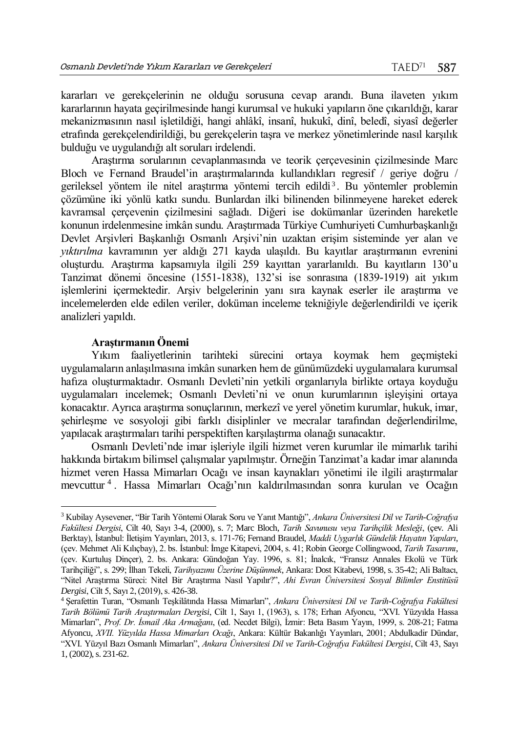kararları ve gerekçelerinin ne olduğu sorusuna cevap arandı. Buna ilaveten yıkım kararlarının hayata geçirilmesinde hangi kurumsal ve hukuki yapıların öne çıkarıldığı, karar mekanizmasının nasıl işletildiği, hangi ahlâkî, insanî, hukukî, dinî, beledî, siyasî değerler etrafında gerekçelendirildiği, bu gerekçelerin taşra ve merkez yönetimlerinde nasıl karşılık bulduğu ve uygulandığı alt soruları irdelendi.

Araştırma sorularının cevaplanmasında ve teorik çerçevesinin çizilmesinde Marc Bloch ve Fernand Braudel'in araştırmalarında kullandıkları regresif / geriye doğru / gerileksel yöntem ile nitel araştırma yöntemi tercih edildi[3]. Bu yöntemler problemin çözümüne iki yönlü katkı sundu. Bunlardan ilki bilinenden bilinmeyene hareket ederek kavramsal çerçevenin çizilmesini sağladı. Diğeri ise dokümanlar üzerinden hareketle konunun irdelenmesine imkân sundu. Araştırmada Türkiye Cumhuriyeti Cumhurbaşkanlığı Devlet Arşivleri Başkanlığı Osmanlı Arşivi'nin uzaktan erişim sisteminde yer alan ve *yıktırılma* kavramının yer aldığı 271 kayda ulaşıldı. Bu kayıtlar araştırmanın evrenini oluşturdu. Araştırma kapsamıyla ilgili 259 kayıttan yararlanıldı. Bu kayıtların 130'u Tanzimat dönemi öncesine (1551-1838), 132'si ise sonrasına (1839-1919) ait yıkım işlemlerini içermektedir. Arşiv belgelerinin yanı sıra kaynak eserler ile araştırma ve incelemelerden elde edilen veriler, doküman inceleme tekniğiyle değerlendirildi ve içerik analizleri yapıldı.

**Araştırmanın Önemi**

Yıkım faaliyetlerinin tarihteki sürecini ortaya koymak hem geçmişteki uygulamaların anlaşılmasına imkân sunarken hem de günümüzdeki uygulamalara kurumsal hafıza oluşturmaktadır. Osmanlı Devleti'nin yetkili organlarıyla birlikte ortaya koyduğu uygulamaları incelemek; Osmanlı Devleti'ni ve onun kurumlarının işleyişini ortaya konacaktır. Ayrıca araştırma sonuçlarının, merkezî ve yerel yönetim kurumlar, hukuk, imar, şehirleşme ve sosyoloji gibi farklı disiplinler ve mecralar tarafından değerlendirilme, yapılacak araştırmaları tarihi perspektiften karşılaştırma olanağı sunacaktır.

Osmanlı Devleti'nde imar işleriyle ilgili hizmet veren kurumlar ile mimarlık tarihi hakkında birtakım bilimsel çalışmalar yapılmıştır. Örneğin Tanzimat'a kadar imar alanında hizmet veren Hassa Mimarları Ocağı ve insan kaynakları yönetimi ile ilgili araştırmalar mevcuttur[4]. Hassa Mimarları Ocağı'nın kaldırılmasından sonra kurulan ve Ocağın

---

[3] Kubilay Aysevener, "Bir Tarih Yöntemi Olarak Soru ve Yanıt Mantığı", *Ankara Üniversitesi Dil ve Tarih-Coğrafya Fakültesi Dergisi*, Cilt 40, Sayı 3-4, (2000), s. 7; Marc Bloch, *Tarih Savunusu veya Tarihçilik Mesleği*, (çev. Ali Berktay), İstanbul: İletişim Yayınları, 2013, s. 171-76; Fernand Braudel, *Maddi Uygarlık Gündelik Hayatın Yapıları*, (çev. Mehmet Ali Kılıçbay), 2. bs. İstanbul: İmge Kitapevi, 2004, s. 41; Robin George Collingwood, *Tarih Tasarımı*, (çev. Kurtuluş Dinçer), 2. bs. Ankara: Gündoğan Yay. 1996, s. 81; İnalcık, "Fransız Annales Ekolü ve Türk Tarihçiliği", s. 299; İlhan Tekeli, *Tarihyazımı Üzerine Düşünmek*, Ankara: Dost Kitabevi, 1998, s. 35-42; Ali Baltacı, "Nitel Araştırma Süreci: Nitel Bir Araştırma Nasıl Yapılır?", *Ahi Evran Üniversitesi Sosyal Bilimler Enstitüsü Dergisi*, Cilt 5, Sayı 2, (2019), s. 426-38.

[4] Şerafettin Turan, "Osmanlı Teşkilâtında Hassa Mimarları", *Ankara Üniversitesi Dil ve Tarih-Coğrafya Fakültesi Tarih Bölümü Tarih Araştırmaları Dergisi*, Cilt 1, Sayı 1, (1963), s. 178; Erhan Afyoncu, "XVI. Yüzyılda Hassa Mimarları", *Prof. Dr. İsmail Aka Armağanı*, (ed. Necdet Bilgi), İzmir: Beta Basım Yayın, 1999, s. 208-21; Fatma Afyoncu, *XVII. Yüzyılda Hassa Mimarları Ocağı*, Ankara: Kültür Bakanlığı Yayınları, 2001; Abdulkadir Dündar, "XVI. Yüzyıl Bazı Osmanlı Mimarları", *Ankara Üniversitesi Dil ve Tarih-Coğrafya Fakültesi Dergisi*, Cilt 43, Sayı 1, (2002), s. 231-62.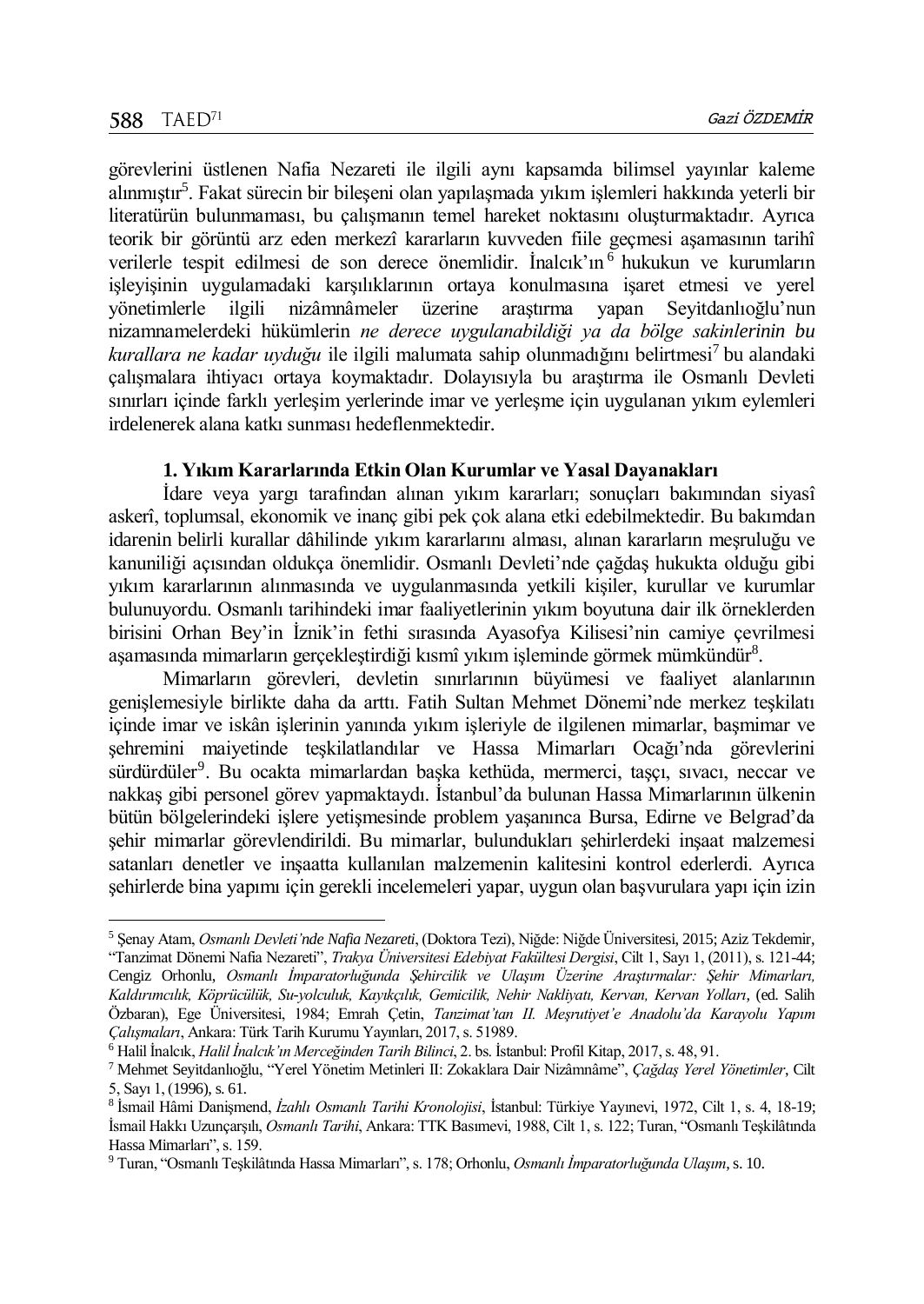görevlerini üstlenen Nafia Nezareti ile ilgili aynı kapsamda bilimsel yayınlar kaleme alınmıştır[5]. Fakat sürecin bir bileşeni olan yapılaşmada yıkım işlemleri hakkında yeterli bir literatürün bulunmaması, bu çalışmanın temel hareket noktasını oluşturmaktadır. Ayrıca teorik bir görüntü arz eden merkezî kararların kuvveden fiile geçmesi aşamasının tarihî verilerle tespit edilmesi de son derece önemlidir. İnalcık'ın[6] hukukun ve kurumların işleyişinin uygulamadaki karşılıklarının ortaya konulmasına işaret etmesi ve yerel yönetimlerle ilgili nizâmnâmeler üzerine araştırma yapan Seyitdanlıoğlu'nun nizamnamelerdeki hükümlerin *ne derece uygulanabildiği ya da bölge sakinlerinin bu kurallara ne kadar uyduğu* ile ilgili malumata sahip olunmadığını belirtmesi[7] bu alandaki çalışmalara ihtiyacı ortaya koymaktadır. Dolayısıyla bu araştırma ile Osmanlı Devleti sınırları içinde farklı yerleşim yerlerinde imar ve yerleşme için uygulanan yıkım eylemleri irdelenerek alana katkı sunması hedeflenmektedir.

## 1. Yıkım Kararlarında Etkin Olan Kurumlar ve Yasal Dayanakları

İdare veya yargı tarafından alınan yıkım kararları; sonuçları bakımından siyasî askerî, toplumsal, ekonomik ve inanç gibi pek çok alana etki edebilmektedir. Bu bakımdan idarenin belirli kurallar dâhilinde yıkım kararlarını alması, alınan kararların meşruluğu ve kanuniliği açısından oldukça önemlidir. Osmanlı Devleti'nde çağdaş hukukta olduğu gibi yıkım kararlarının alınmasında ve uygulanmasında yetkili kişiler, kurullar ve kurumlar bulunuyordu. Osmanlı tarihindeki imar faaliyetlerinin yıkım boyutuna dair ilk örneklerden birisini Orhan Bey'in İznik'in fethi sırasında Ayasofya Kilisesi'nin camiye çevrilmesi aşamasında mimarların gerçekleştirdiği kısmî yıkım işleminde görmek mümkündür[8].

Mimarların görevleri, devletin sınırlarının büyümesi ve faaliyet alanlarının genişlemesiyle birlikte daha da arttı. Fatih Sultan Mehmet Dönemi'nde merkez teşkilatı içinde imar ve iskân işlerinin yanında yıkım işleriyle de ilgilenen mimarlar, başmimar ve şehremini maiyetinde teşkilatlandılar ve Hassa Mimarları Ocağı'nda görevlerini sürdürdüler[9]. Bu ocakta mimarlardan başka kethüda, mermerci, taşçı, sıvacı, neccar ve nakkaş gibi personel görev yapmaktaydı. İstanbul'da bulunan Hassa Mimarlarının ülkenin bütün bölgelerindeki işlere yetişmesinde problem yaşanınca Bursa, Edirne ve Belgrad'da şehir mimarlar görevlendirildi. Bu mimarlar, bulundukları şehirlerdeki inşaat malzemesi satanları denetler ve inşaatta kullanılan malzemenin kalitesini kontrol ederlerdi. Ayrıca şehirlerde bina yapımı için gerekli incelemeleri yapar, uygun olan başvurulara yapı için izin

---

[5] Şenay Atam, *Osmanlı Devleti'nde Nafia Nezareti*, (Doktora Tezi), Niğde: Niğde Üniversitesi, 2015; Aziz Tekdemir, "Tanzimat Dönemi Nafia Nezareti", *Trakya Üniversitesi Edebiyat Fakültesi Dergisi*, Cilt 1, Sayı 1, (2011), s. 121-44; Cengiz Orhonlu, *Osmanlı İmparatorluğunda Şehircilik ve Ulaşım Üzerine Araştırmalar: Şehir Mimarları, Kaldırımcılık, Köprücülük, Su-yolculuk, Kayıkçılık, Gemicilik, Nehir Nakliyatı, Kervan, Kervan Yolları*, (ed. Salih Özbaran), Ege Üniversitesi, 1984; Emrah Çetin, *Tanzimat'tan II. Meşrutiyet'e Anadolu'da Karayolu Yapım Çalışmaları*, Ankara: Türk Tarih Kurumu Yayınları, 2017, s. 51989.

[6] Halil İnalcık, *Halil İnalcık'ın Merceğinden Tarih Bilinci*, 2. bs. İstanbul: Profil Kitap, 2017, s. 48, 91.

[7] Mehmet Seyitdanlıoğlu, "Yerel Yönetim Metinleri II: Zokaklara Dair Nizâmnâme", *Çağdaş Yerel Yönetimler*, Cilt 5, Sayı 1, (1996), s. 61.

[8] İsmail Hâmi Danişmend, *İzahlı Osmanlı Tarihi Kronolojisi*, İstanbul: Türkiye Yayınevi, 1972, Cilt 1, s. 4, 18-19; İsmail Hakkı Uzunçarşılı, *Osmanlı Tarihi*, Ankara: TTK Basımevi, 1988, Cilt 1, s. 122; Turan, "Osmanlı Teşkilâtında Hassa Mimarları", s. 159.

[9] Turan, "Osmanlı Teşkilâtında Hassa Mimarları", s. 178; Orhonlu, *Osmanlı İmparatorluğunda Ulaşım*, s. 10.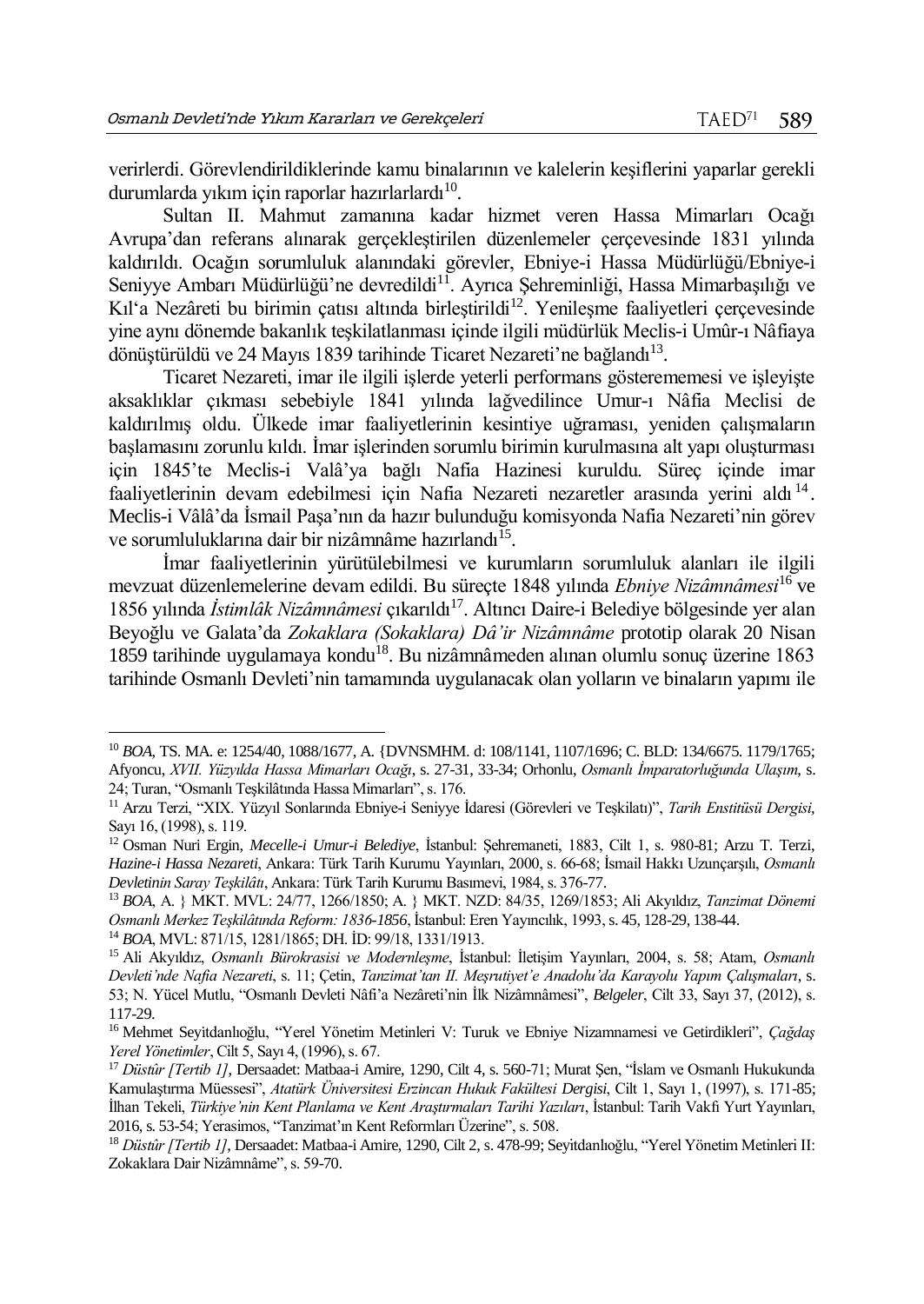verirlerdi. Görevlendirildiklerinde kamu binalarının ve kalelerin keşiflerini yaparlar gerekli durumlarda yıkım için raporlar hazırlarlardı[10].

Sultan II. Mahmut zamanına kadar hizmet veren Hassa Mimarları Ocağı Avrupa'dan referans alınarak gerçekleştirilen düzenlemeler çerçevesinde 1831 yılında kaldırıldı. Ocağın sorumluluk alanındaki görevler, Ebniye-i Hassa Müdürlüğü/Ebniye-i Seniyye Ambarı Müdürlüğü'ne devredildi[11]. Ayrıca Şehreminliği, Hassa Mimarbaşılığı ve Kıl'a Nezâreti bu birimin çatısı altında birleştirildi[12]. Yenileşme faaliyetleri çerçevesinde yine aynı dönemde bakanlık teşkilatlanması içinde ilgili müdürlük Meclis-i Umûr-ı Nâfiaya dönüştürüldü ve 24 Mayıs 1839 tarihinde Ticaret Nezareti'ne bağlandı[13].

Ticaret Nezareti, imar ile ilgili işlerde yeterli performans gösterememesi ve işleyişte aksaklıklar çıkması sebebiyle 1841 yılında lağvedilince Umur-ı Nâfia Meclisi de kaldırılmış oldu. Ülkede imar faaliyetlerinin kesintiye uğraması, yeniden çalışmaların başlamasını zorunlu kıldı. İmar işlerinden sorumlu birimin kurulmasına alt yapı oluşturması için 1845'te Meclis-i Valâ'ya bağlı Nafia Hazinesi kuruldu. Süreç içinde imar faaliyetlerinin devam edebilmesi için Nafia Nezareti nezaretler arasında yerini aldı[14]. Meclis-i Vâlâ'da İsmail Paşa'nın da hazır bulunduğu komisyonda Nafia Nezareti'nin görev ve sorumluluklarına dair bir nizâmnâme hazırlandı[15].

İmar faaliyetlerinin yürütülebilmesi ve kurumların sorumluluk alanları ile ilgili mevzuat düzenlemelerine devam edildi. Bu süreçte 1848 yılında *Ebniye Nizâmnâmesi*[16] ve 1856 yılında *İstimlâk Nizâmnâmesi* çıkarıldı[17]. Altıncı Daire-i Belediye bölgesinde yer alan Beyoğlu ve Galata'da *Zokaklara (Sokaklara) Dâ'ir Nizâmnâme* prototip olarak 20 Nisan 1859 tarihinde uygulamaya kondu[18]. Bu nizâmnâmeden alınan olumlu sonuç üzerine 1863 tarihinde Osmanlı Devleti'nin tamamında uygulanacak olan yolların ve binaların yapımı ile

---

[10] *BOA*, TS. MA. e: 1254/40, 1088/1677, A. {DVNSMHM. d: 108/1141, 1107/1696; C. BLD: 134/6675. 1179/1765; Afyoncu, *XVII. Yüzyılda Hassa Mimarları Ocağı*, s. 27-31, 33-34; Orhonlu, *Osmanlı İmparatorluğunda Ulaşım*, s. 24; Turan, "Osmanlı Teşkilâtında Hassa Mimarları", s. 176.

[11] Arzu Terzi, "XIX. Yüzyıl Sonlarında Ebniye-i Seniyye İdaresi (Görevleri ve Teşkilatı)", *Tarih Enstitüsü Dergisi*, Sayı 16, (1998), s. 119.

[12] Osman Nuri Ergin, *Mecelle-i Umur-i Belediye*, İstanbul: Şehremaneti, 1883, Cilt 1, s. 980-81; Arzu T. Terzi, *Hazine-i Hassa Nezareti*, Ankara: Türk Tarih Kurumu Yayınları, 2000, s. 66-68; İsmail Hakkı Uzunçarşılı, *Osmanlı Devletinin Saray Teşkilâtı*, Ankara: Türk Tarih Kurumu Basımevi, 1984, s. 376-77.

[13] *BOA*, A. } MKT. MVL: 24/77, 1266/1850; A. } MKT. NZD: 84/35, 1269/1853; Ali Akyıldız, *Tanzimat Dönemi Osmanlı Merkez Teşkilâtında Reform: 1836-1856*, İstanbul: Eren Yayıncılık, 1993, s. 45, 128-29, 138-44.

[14] *BOA*, MVL: 871/15, 1281/1865; DH. İD: 99/18, 1331/1913.

[15] Ali Akyıldız, *Osmanlı Bürokrasisi ve Modernleşme*, İstanbul: İletişim Yayınları, 2004, s. 58; Atam, *Osmanlı Devleti'nde Nafia Nezareti*, s. 11; Çetin, *Tanzimat'tan II. Meşrutiyet'e Anadolu'da Karayolu Yapım Çalışmaları*, s. 53; N. Yücel Mutlu, "Osmanlı Devleti Nâfi'a Nezâreti'nin İlk Nizâmnâmesi", *Belgeler*, Cilt 33, Sayı 37, (2012), s. 117-29.

[16] Mehmet Seyitdanlıoğlu, "Yerel Yönetim Metinleri V: Turuk ve Ebniye Nizamnamesi ve Getirdikleri", *Çağdaş Yerel Yönetimler*, Cilt 5, Sayı 4, (1996), s. 67.

[17] *Düstûr [Tertib 1]*, Dersaadet: Matbaa-i Amire, 1290, Cilt 4, s. 560-71; Murat Şen, "İslam ve Osmanlı Hukukunda Kamulaştırma Müessesi", *Atatürk Üniversitesi Erzincan Hukuk Fakültesi Dergisi*, Cilt 1, Sayı 1, (1997), s. 171-85; İlhan Tekeli, *Türkiye'nin Kent Planlama ve Kent Araştırmaları Tarihi Yazıları*, İstanbul: Tarih Vakfı Yurt Yayınları, 2016, s. 53-54; Yerasimos, "Tanzimat'ın Kent Reformları Üzerine", s. 508.

[18] *Düstûr [Tertib 1]*, Dersaadet: Matbaa-i Amire, 1290, Cilt 2, s. 478-99; Seyitdanlıoğlu, "Yerel Yönetim Metinleri II: Zokaklara Dair Nizâmnâme", s. 59-70.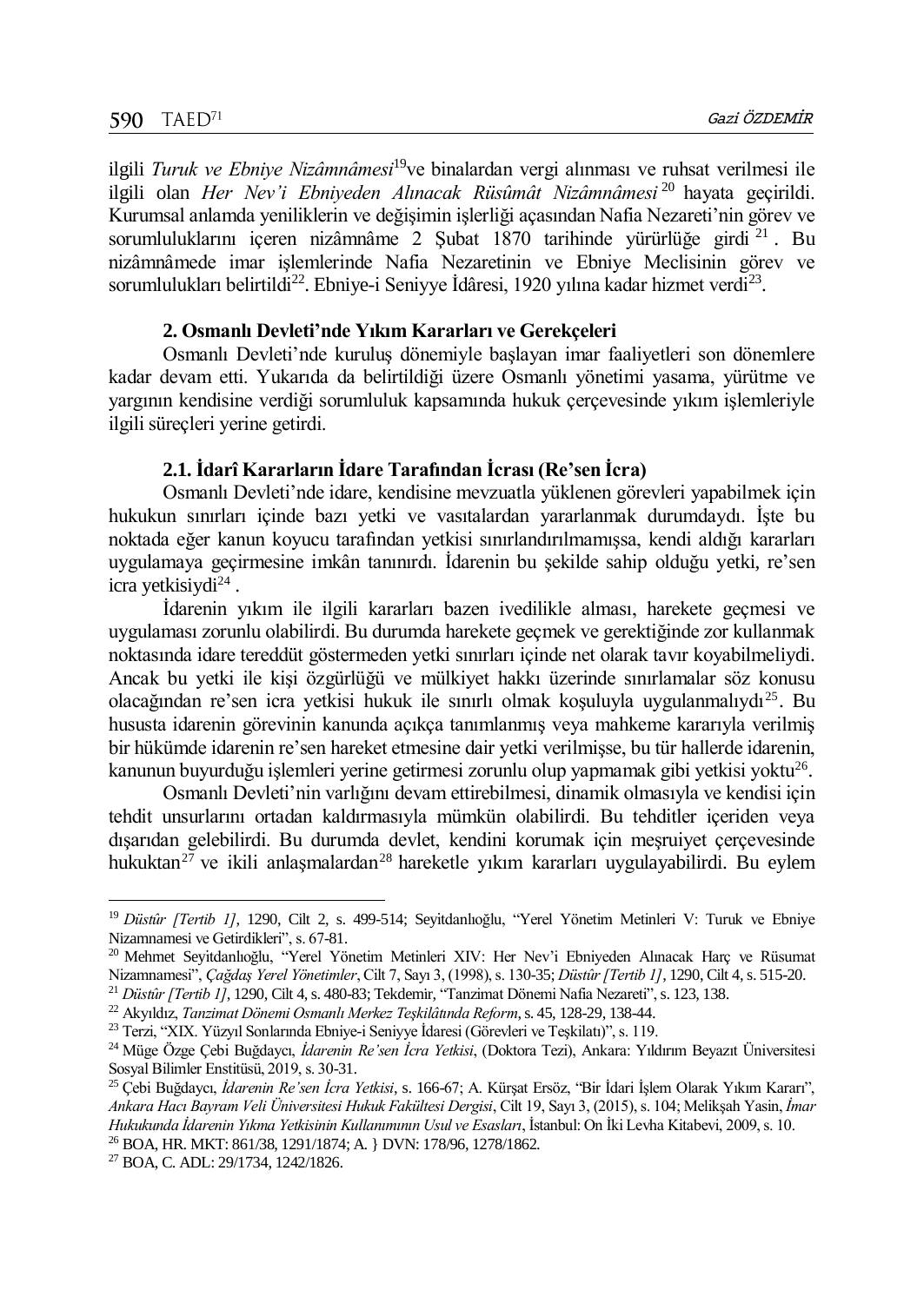ilgili *Turuk ve Ebniye Nizâmnâmesi*[19]ve binalardan vergi alınması ve ruhsat verilmesi ile ilgili olan *Her Nev'i Ebniyeden Alınacak Rüsûmât Nizâmnâmesi*[20] hayata geçirildi. Kurumsal anlamda yeniliklerin ve değişimin işlerliği açasından Nafia Nezareti'nin görev ve sorumluluklarını içeren nizâmnâme 2 Şubat 1870 tarihinde yürürlüğe girdi[21]. Bu nizâmnâmede imar işlemlerinde Nafia Nezaretinin ve Ebniye Meclisinin görev ve sorumlulukları belirtildi[22]. Ebniye-i Seniyye İdâresi, 1920 yılına kadar hizmet verdi[23].

## 2. Osmanlı Devleti'nde Yıkım Kararları ve Gerekçeleri

Osmanlı Devleti'nde kuruluş dönemiyle başlayan imar faaliyetleri son dönemlere kadar devam etti. Yukarıda da belirtildiği üzere Osmanlı yönetimi yasama, yürütme ve yargının kendisine verdiği sorumluluk kapsamında hukuk çerçevesinde yıkım işlemleriyle ilgili süreçleri yerine getirdi.

### 2.1. İdarî Kararların İdare Tarafından İcrası (Re'sen İcra)

Osmanlı Devleti'nde idare, kendisine mevzuatla yüklenen görevleri yapabilmek için hukukun sınırları içinde bazı yetki ve vasıtalardan yararlanmak durumundaydı. İşte bu noktada eğer kanun koyucu tarafından yetkisi sınırlandırılmamışsa, kendi aldığı kararları uygulamaya geçirmesine imkân tanınırdı. İdarenin bu şekilde sahip olduğu yetki, re'sen icra yetkisiydi[24] .

İdarenin yıkım ile ilgili kararları bazen ivedilikle alması, harekete geçmesi ve uygulaması zorunlu olabilirdi. Bu durumda harekete geçmek ve gerektiğinde zor kullanmak noktasında idare tereddüt göstermeden yetki sınırları içinde net olarak tavır koyabilmeliydi. Ancak bu yetki ile kişi özgürlüğü ve mülkiyet hakkı üzerinde sınırlamalar söz konusu olacağından re'sen icra yetkisi hukuk ile sınırlı olmak koşuluyla uygulanmalıydı[25]. Bu hususta idarenin görevinin kanunda açıkça tanımlanmış veya mahkeme kararıyla verilmiş bir hükümde idarenin re'sen hareket etmesine dair yetki verilmişse, bu tür hallerde idarenin, kanunun buyurduğu işlemleri yerine getirmesi zorunlu olup yapmamak gibi yetkisi yoktu[26].

Osmanlı Devleti'nin varlığını devam ettirebilmesi, dinamik olmasıyla ve kendisi için tehdit unsurlarını ortadan kaldırmasıyla mümkün olabilirdi. Bu tehditler içeriden veya dışarıdan gelebilirdi. Bu durumda devlet, kendini korumak için meşruiyet çerçevesinde hukuktan[27] ve ikili anlaşmalardan[28] hareketle yıkım kararları uygulayabilirdi. Bu eylem

---

[19] *Düstûr [Tertib 1]*, 1290, Cilt 2, s. 499-514; Seyitdanlıoğlu, "Yerel Yönetim Metinleri V: Turuk ve Ebniye Nizamnamesi ve Getirdikleri", s. 67-81.

[20] Mehmet Seyitdanlıoğlu, "Yerel Yönetim Metinleri XIV: Her Nev'i Ebniyeden Alınacak Harç ve Rüsumat Nizamnamesi", *Çağdaş Yerel Yönetimler*, Cilt 7, Sayı 3, (1998), s. 130-35; *Düstûr [Tertib 1]*, 1290, Cilt 4, s. 515-20.

[21] *Düstûr [Tertib 1]*, 1290, Cilt 4, s. 480-83; Tekdemir, "Tanzimat Dönemi Nafia Nezareti", s. 123, 138.

[22] Akyıldız, *Tanzimat Dönemi Osmanlı Merkez Teşkilâtında Reform*, s. 45, 128-29, 138-44.

[23] Terzi, "XIX. Yüzyıl Sonlarında Ebniye-i Seniyye İdaresi (Görevleri ve Teşkilatı)", s. 119.

[24] Müge Özge Çebi Buğdaycı, *İdarenin Re'sen İcra Yetkisi*, (Doktora Tezi), Ankara: Yıldırım Beyazıt Üniversitesi Sosyal Bilimler Enstitüsü, 2019, s. 30-31.

[25] Çebi Buğdaycı, *İdarenin Re'sen İcra Yetkisi*, s. 166-67; A. Kürşat Ersöz, "Bir İdari İşlem Olarak Yıkım Kararı", *Ankara Hacı Bayram Veli Üniversitesi Hukuk Fakültesi Dergisi*, Cilt 19, Sayı 3, (2015), s. 104; Melikşah Yasin, *İmar Hukukunda İdarenin Yıkma Yetkisinin Kullanımının Usul ve Esasları*, İstanbul: On İki Levha Kitabevi, 2009, s. 10.

[26] BOA, HR. MKT: 861/38, 1291/1874; A. } DVN: 178/96, 1278/1862.

[27] BOA, C. ADL: 29/1734, 1242/1826.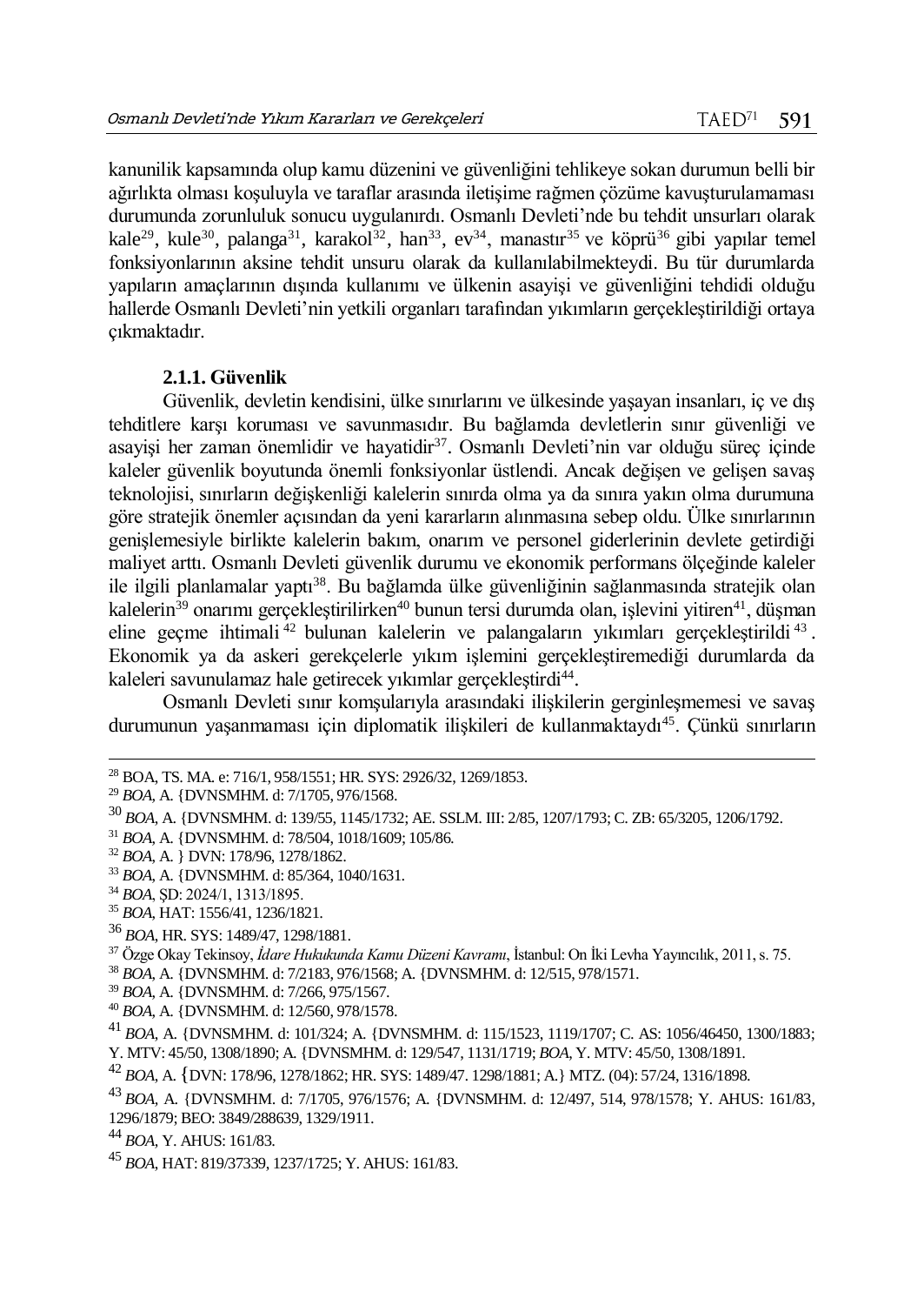kanunilik kapsamında olup kamu düzenini ve güvenliğini tehlikeye sokan durumun belli bir ağırlıkta olması koşuluyla ve taraflar arasında iletişime rağmen çözüme kavuşturulamaması durumunda zorunluluk sonucu uygulanırdı. Osmanlı Devleti'nde bu tehdit unsurları olarak kale[29], kule[30], palanga[31], karakol[32], han[33], ev[34], manastır[35] ve köprü[36] gibi yapılar temel fonksiyonlarının aksine tehdit unsuru olarak da kullanılabilmekteydi. Bu tür durumlarda yapıların amaçlarının dışında kullanımı ve ülkenin asayişi ve güvenliğini tehdidi olduğu hallerde Osmanlı Devleti'nin yetkili organları tarafından yıkımların gerçekleştirildiği ortaya çıkmaktadır.

#### 2.1.1. Güvenlik

Güvenlik, devletin kendisini, ülke sınırlarını ve ülkesinde yaşayan insanları, iç ve dış tehditlere karşı koruması ve savunmasıdır. Bu bağlamda devletlerin sınır güvenliği ve asayişi her zaman önemlidir ve hayatidir[37]. Osmanlı Devleti'nin var olduğu süreç içinde kaleler güvenlik boyutunda önemli fonksiyonlar üstlendi. Ancak değişen ve gelişen savaş teknolojisi, sınırların değişkenliği kalelerin sınırda olma ya da sınıra yakın olma durumuna göre stratejik önemler açısından da yeni kararların alınmasına sebep oldu. Ülke sınırlarının genişlemesiyle birlikte kalelerin bakım, onarım ve personel giderlerinin devlete getirdiği maliyet arttı. Osmanlı Devleti güvenlik durumu ve ekonomik performans ölçeğinde kaleler ile ilgili planlamalar yaptı[38]. Bu bağlamda ülke güvenliğinin sağlanmasında stratejik olan kalelerin[39] onarımı gerçekleştirilirken[40] bunun tersi durumda olan, işlevini yitiren[41], düşman eline geçme ihtimali[42] bulunan kalelerin ve palangaların yıkımları gerçekleştirildi[43]. Ekonomik ya da askeri gerekçelerle yıkım işlemini gerçekleştiremediği durumlarda da kaleleri savunulamaz hale getirecek yıkımlar gerçekleştirdi[44].

Osmanlı Devleti sınır komşularıyla arasındaki ilişkilerin gerginleşmemesi ve savaş durumunun yaşanmaması için diplomatik ilişkileri de kullanmaktaydı[45]. Çünkü sınırların

---

[28] BOA, TS. MA. e: 716/1, 958/1551; HR. SYS: 2926/32, 1269/1853.

[29] *BOA*, A. {DVNSMHM. d: 7/1705, 976/1568.

[30] *BOA*, A. {DVNSMHM. d: 139/55, 1145/1732; AE. SSLM. III: 2/85, 1207/1793; C. ZB: 65/3205, 1206/1792.

[31] *BOA*, A. {DVNSMHM. d: 78/504, 1018/1609; 105/86.

[32] *BOA*, A. } DVN: 178/96, 1278/1862.

[33] *BOA*, A. {DVNSMHM. d: 85/364, 1040/1631.

[34] *BOA*, ŞD: 2024/1, 1313/1895.

[35] *BOA*, HAT: 1556/41, 1236/1821.

[36] *BOA*, HR. SYS: 1489/47, 1298/1881.

[37] Özge Okay Tekinsoy, *İdare Hukukunda Kamu Düzeni Kavramı*, İstanbul: On İki Levha Yayıncılık, 2011, s. 75.

[38] *BOA*, A. {DVNSMHM. d: 7/2183, 976/1568; A. {DVNSMHM. d: 12/515, 978/1571.

[39] *BOA*, A. {DVNSMHM. d: 7/266, 975/1567.

[40] *BOA*, A. {DVNSMHM. d: 12/560, 978/1578.

[41] *BOA*, A. {DVNSMHM. d: 101/324; A. {DVNSMHM. d: 115/1523, 1119/1707; C. AS: 1056/46450, 1300/1883; Y. MTV: 45/50, 1308/1890; A. {DVNSMHM. d: 129/547, 1131/1719; *BOA*, Y. MTV: 45/50, 1308/1891.

[42] *BOA*, A. {DVN: 178/96, 1278/1862; HR. SYS: 1489/47. 1298/1881; A.} MTZ. (04): 57/24, 1316/1898.

[43] *BOA*, A. {DVNSMHM. d: 7/1705, 976/1576; A. {DVNSMHM. d: 12/497, 514, 978/1578; Y. AHUS: 161/83, 1296/1879; BEO: 3849/288639, 1329/1911.

[44] *BOA*, Y. AHUS: 161/83.

[45] *BOA*, HAT: 819/37339, 1237/1725; Y. AHUS: 161/83.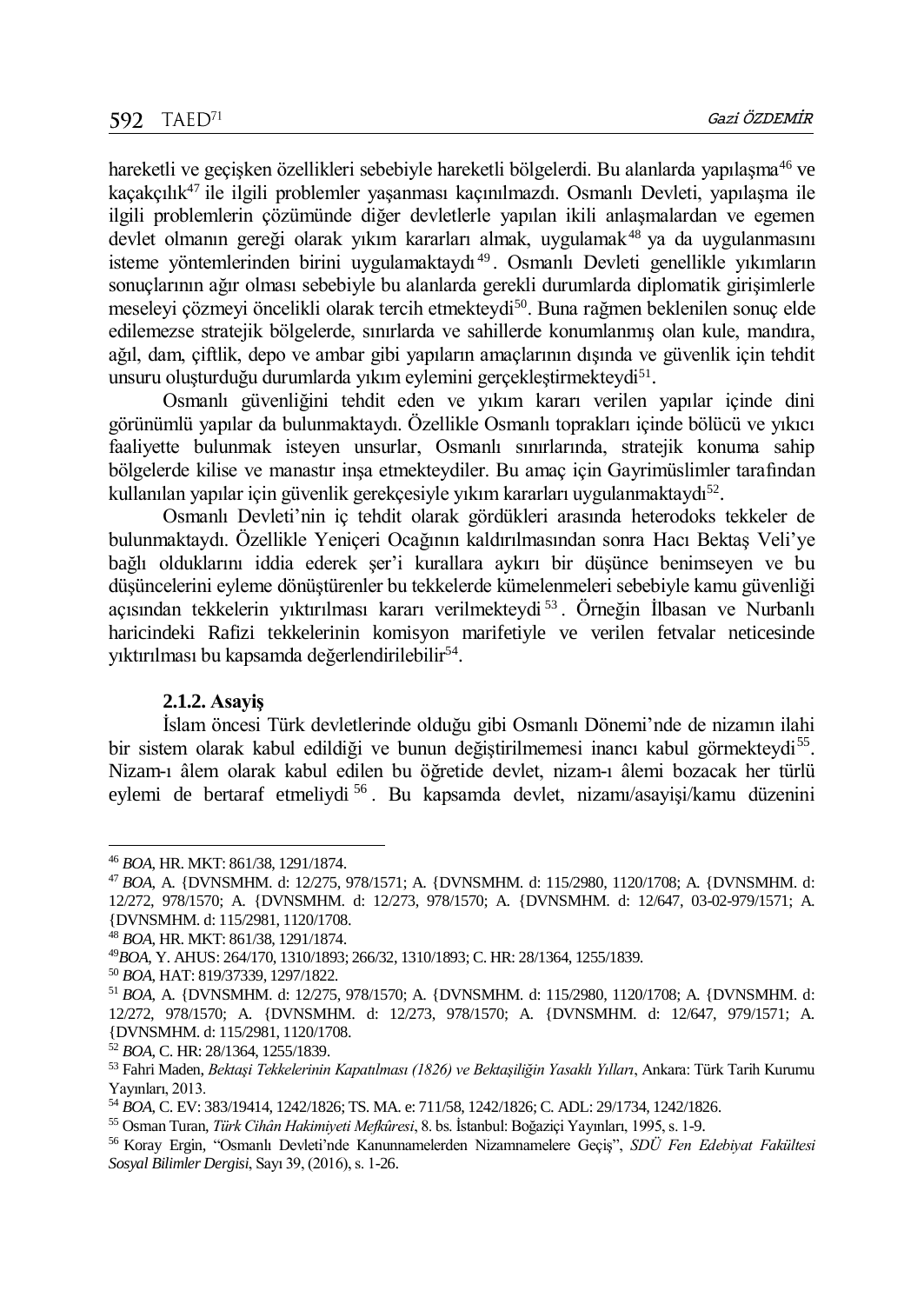hareketli ve geçişken özellikleri sebebiyle hareketli bölgelerdi. Bu alanlarda yapılaşma[46] ve kaçakçılık[47] ile ilgili problemler yaşanması kaçınılmazdı. Osmanlı Devleti, yapılaşma ile ilgili problemlerin çözümünde diğer devletlerle yapılan ikili anlaşmalardan ve egemen devlet olmanın gereği olarak yıkım kararları almak, uygulamak[48] ya da uygulanmasını isteme yöntemlerinden birini uygulamaktaydı[49]. Osmanlı Devleti genellikle yıkımların sonuçlarının ağır olması sebebiyle bu alanlarda gerekli durumlarda diplomatik girişimlerle meseleyi çözmeyi öncelikli olarak tercih etmekteydi[50]. Buna rağmen beklenilen sonuç elde edilemezse stratejik bölgelerde, sınırlarda ve sahillerde konumlanmış olan kule, mandıra, ağıl, dam, çiftlik, depo ve ambar gibi yapıların amaçlarının dışında ve güvenlik için tehdit unsuru oluşturduğu durumlarda yıkım eylemini gerçekleştirmekteydi[51].

Osmanlı güvenliğini tehdit eden ve yıkım kararı verilen yapılar içinde dini görünümlü yapılar da bulunmaktaydı. Özellikle Osmanlı toprakları içinde bölücü ve yıkıcı faaliyette bulunmak isteyen unsurlar, Osmanlı sınırlarında, stratejik konuma sahip bölgelerde kilise ve manastır inşa etmekteydiler. Bu amaç için Gayrimüslimler tarafından kullanılan yapılar için güvenlik gerekçesiyle yıkım kararları uygulanmaktaydı[52].

Osmanlı Devleti'nin iç tehdit olarak gördükleri arasında heterodoks tekkeler de bulunmaktaydı. Özellikle Yeniçeri Ocağının kaldırılmasından sonra Hacı Bektaş Veli'ye bağlı olduklarını iddia ederek şer'i kurallara aykırı bir düşünce benimseyen ve bu düşüncelerini eyleme dönüştürenler bu tekkelerde kümelenmeleri sebebiyle kamu güvenliği açısından tekkelerin yıktırılması kararı verilmekteydi[53]. Örneğin İlbasan ve Nurbanlı haricindeki Rafizi tekkelerinin komisyon marifetiyle ve verilen fetvalar neticesinde yıktırılması bu kapsamda değerlendirilebilir[54].

#### 2.1.2. Asayiş

İslam öncesi Türk devletlerinde olduğu gibi Osmanlı Dönemi'nde de nizamın ilahi bir sistem olarak kabul edildiği ve bunun değiştirilmemesi inancı kabul görmekteydi[55]. Nizam-ı âlem olarak kabul edilen bu öğretide devlet, nizam-ı âlemi bozacak her türlü eylemi de bertaraf etmeliydi[56]. Bu kapsamda devlet, nizamı/asayişi/kamu düzenini

---

[46] *BOA*, HR. MKT: 861/38, 1291/1874.

[47] *BOA*, A. {DVNSMHM. d: 12/275, 978/1571; A. {DVNSMHM. d: 115/2980, 1120/1708; A. {DVNSMHM. d: 12/272, 978/1570; A. {DVNSMHM. d: 12/273, 978/1570; A. {DVNSMHM. d: 12/647, 03-02-979/1571; A. {DVNSMHM. d: 115/2981, 1120/1708.

[48] *BOA*, HR. MKT: 861/38, 1291/1874.

[49] *BOA*, Y. AHUS: 264/170, 1310/1893; 266/32, 1310/1893; C. HR: 28/1364, 1255/1839.

[50] *BOA*, HAT: 819/37339, 1297/1822.

[51] *BOA*, A. {DVNSMHM. d: 12/275, 978/1570; A. {DVNSMHM. d: 115/2980, 1120/1708; A. {DVNSMHM. d: 12/272, 978/1570; A. {DVNSMHM. d: 12/273, 978/1570; A. {DVNSMHM. d: 12/647, 979/1571; A. {DVNSMHM. d: 115/2981, 1120/1708.

[52] *BOA*, C. HR: 28/1364, 1255/1839.

[53] Fahri Maden, *Bektaşi Tekkelerinin Kapatılması (1826) ve Bektaşiliğin Yasaklı Yılları*, Ankara: Türk Tarih Kurumu Yayınları, 2013.

[54] *BOA*, C. EV: 383/19414, 1242/1826; TS. MA. e: 711/58, 1242/1826; C. ADL: 29/1734, 1242/1826.

[55] Osman Turan, *Türk Cihân Hakimiyeti Mefkûresi*, 8. bs. İstanbul: Boğaziçi Yayınları, 1995, s. 1-9.

[56] Koray Ergin, "Osmanlı Devleti'nde Kanunnamelerden Nizamnamelere Geçiş", *SDÜ Fen Edebiyat Fakültesi Sosyal Bilimler Dergisi*, Sayı 39, (2016), s. 1-26.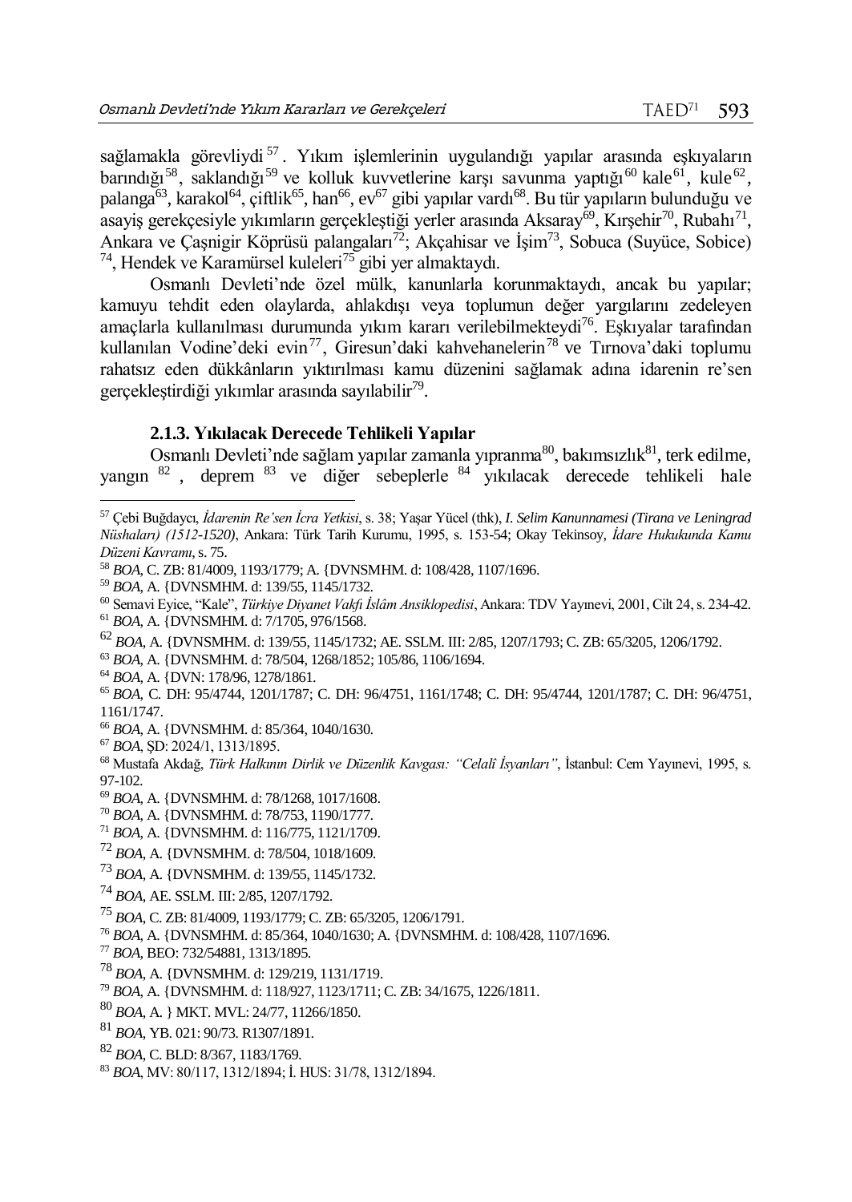sağlamakla görevliydi[57]. Yıkım işlemlerinin uygulandığı yapılar arasında eşkıyaların barındığı[58], saklandığı[59] ve kolluk kuvvetlerine karşı savunma yaptığı[60] kale[61], kule[62], palanga[63], karakol[64], çiftlik[65], han[66], ev[67] gibi yapılar vardı[68]. Bu tür yapıların bulunduğu ve asayiş gerekçesiyle yıkımların gerçekleştiği yerler arasında Aksaray[69], Kırşehir[70], Rubahı[71], Ankara ve Çaşnigir Köprüsü palangaları[72]; Akçahisar ve İşim[73], Sobuca (Suyüce, Sobice)[74], Hendek ve Karamürsel kuleleri[75] gibi yer almaktaydı.

Osmanlı Devleti'nde özel mülk, kanunlarla korunmaktaydı, ancak bu yapılar; kamuyu tehdit eden olaylarda, ahlakdışı veya toplumun değer yargılarını zedeleyen amaçlarla kullanılması durumunda yıkım kararı verilebilmekteydi[76]. Eşkıyalar tarafından kullanılan Vodine'deki evin[77], Giresun'daki kahvehanelerin[78] ve Tırnova'daki toplumu rahatsız eden dükkânların yıktırılması kamu düzenini sağlamak adına idarenin re'sen gerçekleştirdiği yıkımlar arasında sayılabilir[79].

#### 2.1.3. Yıkılacak Derecede Tehlikeli Yapılar

Osmanlı Devleti'nde sağlam yapılar zamanla yıpranma[80], bakımsızlık[81], terk edilme, yangın[82], deprem[83] ve diğer sebeplerle[84] yıkılacak derecede tehlikeli hale

---

[57] Çebi Buğdaycı, *İdarenin Re'sen İcra Yetkisi*, s. 38; Yaşar Yücel (thk), *I. Selim Kanunnamesi (Tirana ve Leningrad Nüshaları) (1512-1520)*, Ankara: Türk Tarih Kurumu, 1995, s. 153-54; Okay Tekinsoy, *İdare Hukukunda Kamu Düzeni Kavramı*, s. 75.

[58] *BOA*, C. ZB: 81/4009, 1193/1779; A. {DVNSMHM. d: 108/428, 1107/1696.

[59] *BOA*, A. {DVNSMHM. d: 139/55, 1145/1732.

[60] Semavi Eyice, "Kale", *Türkiye Diyanet Vakfı İslâm Ansiklopedisi*, Ankara: TDV Yayınevi, 2001, Cilt 24, s. 234-42.

[61] *BOA*, A. {DVNSMHM. d: 7/1705, 976/1568.

[62] *BOA*, A. {DVNSMHM. d: 139/55, 1145/1732; AE. SSLM. III: 2/85, 1207/1793; C. ZB: 65/3205, 1206/1792.

[63] *BOA*, A. {DVNSMHM. d: 78/504, 1268/1852; 105/86, 1106/1694.

[64] *BOA*, A. {DVN: 178/96, 1278/1861.

[65] *BOA*, C. DH: 95/4744, 1201/1787; C. DH: 96/4751, 1161/1748; C. DH: 95/4744, 1201/1787; C. DH: 96/4751, 1161/1747.

[66] *BOA*, A. {DVNSMHM. d: 85/364, 1040/1630.

[67] *BOA*, ŞD: 2024/1, 1313/1895.

[68] Mustafa Akdağ, *Türk Halkının Dirlik ve Düzenlik Kavgası: "Celalî İsyanları"*, İstanbul: Cem Yayınevi, 1995, s. 97-102.

[69] *BOA*, A. {DVNSMHM. d: 78/1268, 1017/1608.

[70] *BOA*, A. {DVNSMHM. d: 78/753, 1190/1777.

[71] *BOA*, A. {DVNSMHM. d: 116/775, 1121/1709.

[72] *BOA*, A. {DVNSMHM. d: 78/504, 1018/1609.

[73] *BOA*, A. {DVNSMHM. d: 139/55, 1145/1732.

[74] *BOA*, AE. SSLM. III: 2/85, 1207/1792.

[75] *BOA*, C. ZB: 81/4009, 1193/1779; C. ZB: 65/3205, 1206/1791.

[76] *BOA*, A. {DVNSMHM. d: 85/364, 1040/1630; A. {DVNSMHM. d: 108/428, 1107/1696.

[77] *BOA*, BEO: 732/54881, 1313/1895.

[78] *BOA*, A. {DVNSMHM. d: 129/219, 1131/1719.

[79] *BOA*, A. {DVNSMHM. d: 118/927, 1123/1711; C. ZB: 34/1675, 1226/1811.

[80] *BOA*, A. } MKT. MVL: 24/77, 11266/1850.

[81] *BOA*, YB. 021: 90/73. R1307/1891.

[82] *BOA*, C. BLD: 8/367, 1183/1769.

[83] *BOA*, MV: 80/117, 1312/1894; İ. HUS: 31/78, 1312/1894.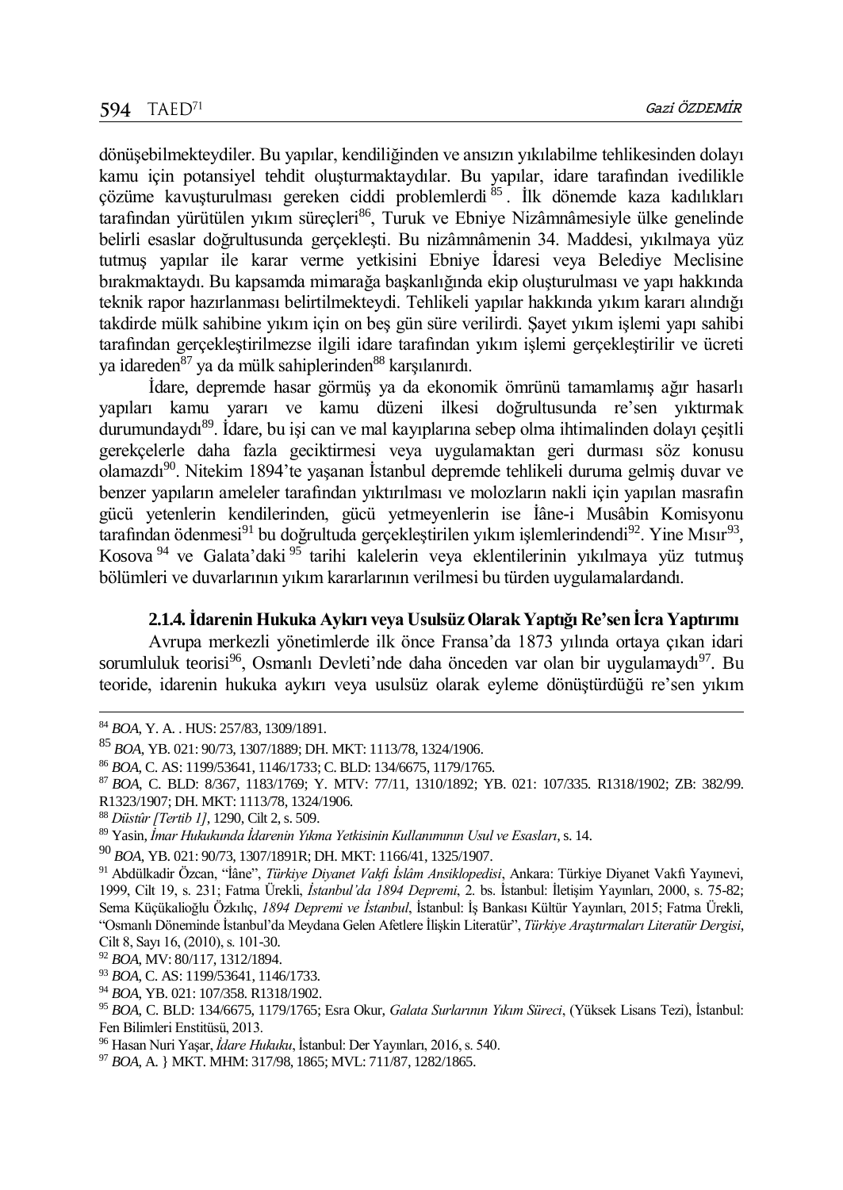dönüşebilmekteydiler. Bu yapılar, kendiliğinden ve ansızın yıkılabilme tehlikesinden dolayı kamu için potansiyel tehdit oluşturmaktaydılar. Bu yapılar, idare tarafından ivedilikle çözüme kavuşturulması gereken ciddi problemlerdi[85]. İlk dönemde kaza kadılıkları tarafından yürütülen yıkım süreçleri[86], Turuk ve Ebniye Nizâmnâmesiyle ülke genelinde belirli esaslar doğrultusunda gerçekleşti. Bu nizâmnâmenin 34. Maddesi, yıkılmaya yüz tutmuş yapılar ile karar verme yetkisini Ebniye İdaresi veya Belediye Meclisine bırakmaktaydı. Bu kapsamda mimarağa başkanlığında ekip oluşturulması ve yapı hakkında teknik rapor hazırlanması belirtilmekteydi. Tehlikeli yapılar hakkında yıkım kararı alındığı takdirde mülk sahibine yıkım için on beş gün süre verilirdi. Şayet yıkım işlemi yapı sahibi tarafından gerçekleştirilmezse ilgili idare tarafından yıkım işlemi gerçekleştirilir ve ücreti ya idareden[87] ya da mülk sahiplerinden[88] karşılanırdı.

İdare, depremde hasar görmüş ya da ekonomik ömrünü tamamlamış ağır hasarlı yapıları kamu yararı ve kamu düzeni ilkesi doğrultusunda re'sen yıktırmak durumundaydı[89]. İdare, bu işi can ve mal kayıplarına sebep olma ihtimalinden dolayı çeşitli gerekçelerle daha fazla geciktirmesi veya uygulamaktan geri durması söz konusu olamazdı[90]. Nitekim 1894'te yaşanan İstanbul depremde tehlikeli duruma gelmiş duvar ve benzer yapıların ameleler tarafından yıktırılması ve molozların nakli için yapılan masrafın gücü yetenlerin kendilerinden, gücü yetmeyenlerin ise İâne-i Musâbin Komisyonu tarafından ödenmesi[91] bu doğrultuda gerçekleştirilen yıkım işlemlerindendi[92]. Yine Mısır[93], Kosova[94] ve Galata'daki[95] tarihi kalelerin veya eklentilerinin yıkılmaya yüz tutmuş bölümleri ve duvarlarının yıkım kararlarının verilmesi bu türden uygulamalardandı.

#### 2.1.4. İdarenin Hukuka Aykırı veya Usulsüz Olarak Yaptığı Re'sen İcra Yaptırımı

Avrupa merkezli yönetimlerde ilk önce Fransa'da 1873 yılında ortaya çıkan idari sorumluluk teorisi[96], Osmanlı Devleti'nde daha önceden var olan bir uygulamaydı[97]. Bu teoride, idarenin hukuka aykırı veya usulsüz olarak eyleme dönüştürdüğü re'sen yıkım

---

[84] *BOA*, Y. A. . HUS: 257/83, 1309/1891.

[85] *BOA*, YB. 021: 90/73, 1307/1889; DH. MKT: 1113/78, 1324/1906.

[86] *BOA*, C. AS: 1199/53641, 1146/1733; C. BLD: 134/6675, 1179/1765.

[87] *BOA*, C. BLD: 8/367, 1183/1769; Y. MTV: 77/11, 1310/1892; YB. 021: 107/335. R1318/1902; ZB: 382/99. R1323/1907; DH. MKT: 1113/78, 1324/1906.

[88] *Düstûr [Tertib 1]*, 1290, Cilt 2, s. 509.

[89] Yasin, *İmar Hukukunda İdarenin Yıkma Yetkisinin Kullanımının Usul ve Esasları*, s. 14.

[90] *BOA*, YB. 021: 90/73, 1307/1891R; DH. MKT: 1166/41, 1325/1907.

[91] Abdülkadir Özcan, "İâne", *Türkiye Diyanet Vakfı İslâm Ansiklopedisi*, Ankara: Türkiye Diyanet Vakfı Yayınevi, 1999, Cilt 19, s. 231; Fatma Ürekli, *İstanbul'da 1894 Depremi*, 2. bs. İstanbul: İletişim Yayınları, 2000, s. 75-82; Sema Küçükalioğlu Özkılıç, *1894 Depremi ve İstanbul*, İstanbul: İş Bankası Kültür Yayınları, 2015; Fatma Ürekli, "Osmanlı Döneminde İstanbul'da Meydana Gelen Afetlere İlişkin Literatür", *Türkiye Araştırmaları Literatür Dergisi*, Cilt 8, Sayı 16, (2010), s. 101-30.

[92] *BOA*, MV: 80/117, 1312/1894.

[93] *BOA*, C. AS: 1199/53641, 1146/1733.

[94] *BOA*, YB. 021: 107/358. R1318/1902.

[95] *BOA*, C. BLD: 134/6675, 1179/1765; Esra Okur, *Galata Surlarının Yıkım Süreci*, (Yüksek Lisans Tezi), İstanbul: Fen Bilimleri Enstitüsü, 2013.

[96] Hasan Nuri Yaşar, *İdare Hukuku*, İstanbul: Der Yayınları, 2016, s. 540.

[97] *BOA*, A. } MKT. MHM: 317/98, 1865; MVL: 711/87, 1282/1865.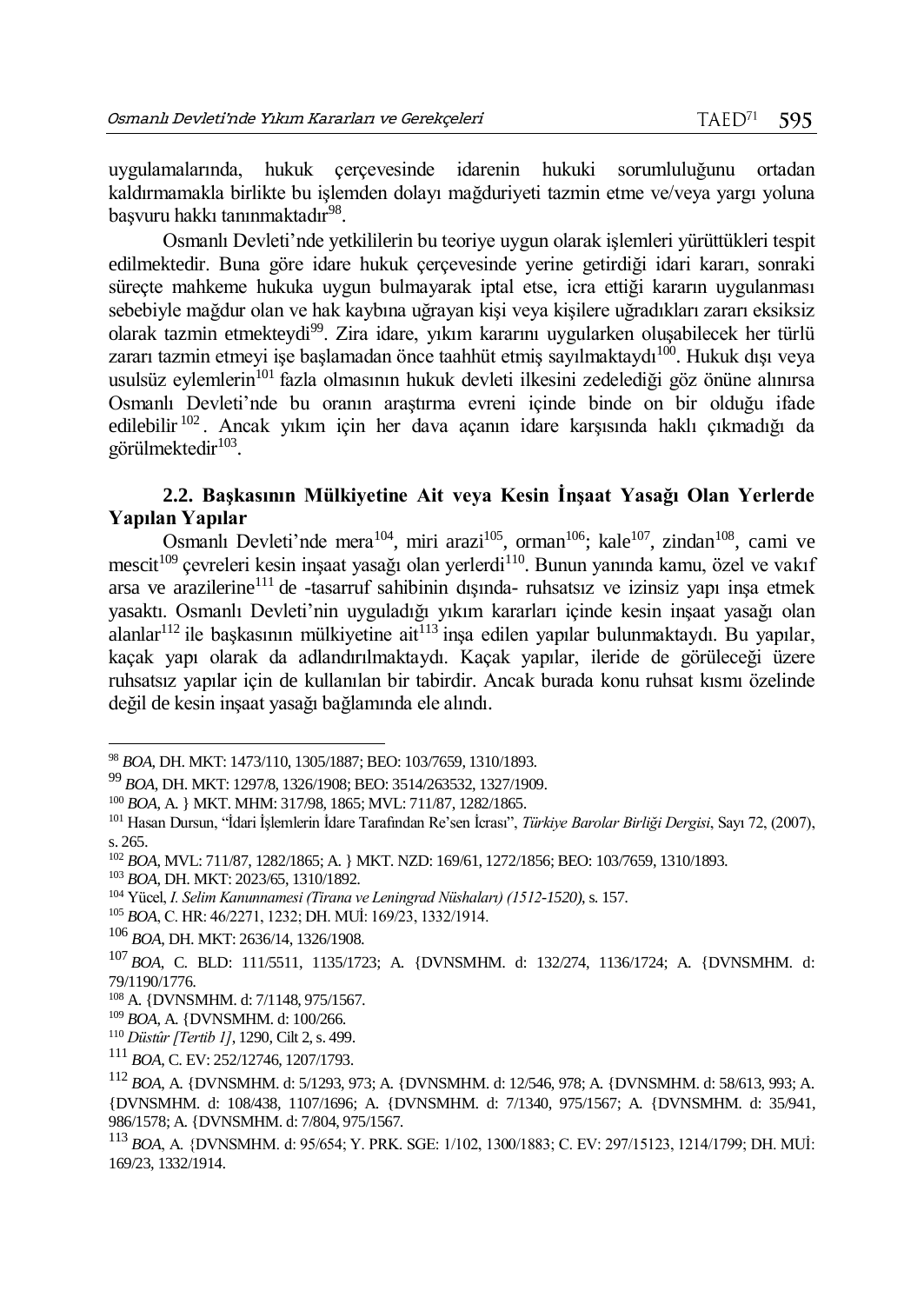uygulamalarında, hukuk çerçevesinde idarenin hukuki sorumluluğunu ortadan kaldırmamakla birlikte bu işlemden dolayı mağduriyeti tazmin etme ve/veya yargı yoluna başvuru hakkı tanınmaktadır[98].

Osmanlı Devleti'nde yetkililerin bu teoriye uygun olarak işlemleri yürüttükleri tespit edilmektedir. Buna göre idare hukuk çerçevesinde yerine getirdiği idari kararı, sonraki süreçte mahkeme hukuka uygun bulmayarak iptal etse, icra ettiği kararın uygulanması sebebiyle mağdur olan ve hak kaybına uğrayan kişi veya kişilere uğradıkları zararı eksiksiz olarak tazmin etmekteydi[99]. Zira idare, yıkım kararını uygularken oluşabilecek her türlü zararı tazmin etmeyi işe başlamadan önce taahhüt etmiş sayılmaktaydı[100]. Hukuk dışı veya usulsüz eylemlerin[101] fazla olmasının hukuk devleti ilkesini zedelediği göz önüne alınırsa Osmanlı Devleti'nde bu oranın araştırma evreni içinde binde on bir olduğu ifade edilebilir[102]. Ancak yıkım için her dava açanın idare karşısında haklı çıkmadığı da görülmektedir[103].

### 2.2. Başkasının Mülkiyetine Ait veya Kesin İnşaat Yasağı Olan Yerlerde Yapılan Yapılar

Osmanlı Devleti'nde mera[104], miri arazi[105], orman[106]; kale[107], zindan[108], cami ve mescit[109] çevreleri kesin inşaat yasağı olan yerlerdi[110]. Bunun yanında kamu, özel ve vakıf arsa ve arazilerine[111] de -tasarruf sahibinin dışında- ruhsatsız ve izinsiz yapı inşa etmek yasaktı. Osmanlı Devleti'nin uyguladığı yıkım kararları içinde kesin inşaat yasağı olan alanlar[112] ile başkasının mülkiyetine ait[113] inşa edilen yapılar bulunmaktaydı. Bu yapılar, kaçak yapı olarak da adlandırılmaktaydı. Kaçak yapılar, ileride de görüleceği üzere ruhsatsız yapılar için de kullanılan bir tabirdir. Ancak burada konu ruhsat kısmı özelinde değil de kesin inşaat yasağı bağlamında ele alındı.

---

[98] *BOA*, DH. MKT: 1473/110, 1305/1887; BEO: 103/7659, 1310/1893.

[99] *BOA*, DH. MKT: 1297/8, 1326/1908; BEO: 3514/263532, 1327/1909.

[100] *BOA*, A. } MKT. MHM: 317/98, 1865; MVL: 711/87, 1282/1865.

[101] Hasan Dursun, "İdari İşlemlerin İdare Tarafından Re'sen İcrası", *Türkiye Barolar Birliği Dergisi*, Sayı 72, (2007), s. 265.

[102] *BOA*, MVL: 711/87, 1282/1865; A. } MKT. NZD: 169/61, 1272/1856; BEO: 103/7659, 1310/1893.

[103] *BOA*, DH. MKT: 2023/65, 1310/1892.

[104] Yücel, *I. Selim Kanunnamesi (Tirana ve Leningrad Nüshaları) (1512-1520)*, s. 157.

[105] *BOA*, C. HR: 46/2271, 1232; DH. MUİ: 169/23, 1332/1914.

[106] *BOA*, DH. MKT: 2636/14, 1326/1908.

[107] *BOA*, C. BLD: 111/5511, 1135/1723; A. {DVNSMHM. d: 132/274, 1136/1724; A. {DVNSMHM. d: 79/1190/1776.

[108] A. {DVNSMHM. d: 7/1148, 975/1567.

[109] *BOA*, A. {DVNSMHM. d: 100/266.

[110] *Düstûr [Tertib 1]*, 1290, Cilt 2, s. 499.

[111] *BOA*, C. EV: 252/12746, 1207/1793.

[112] *BOA*, A. {DVNSMHM. d: 5/1293, 973; A. {DVNSMHM. d: 12/546, 978; A. {DVNSMHM. d: 58/613, 993; A. {DVNSMHM. d: 108/438, 1107/1696; A. {DVNSMHM. d: 7/1340, 975/1567; A. {DVNSMHM. d: 35/941, 986/1578; A. {DVNSMHM. d: 7/804, 975/1567.

[113] *BOA*, A. {DVNSMHM. d: 95/654; Y. PRK. SGE: 1/102, 1300/1883; C. EV: 297/15123, 1214/1799; DH. MUİ: 169/23, 1332/1914.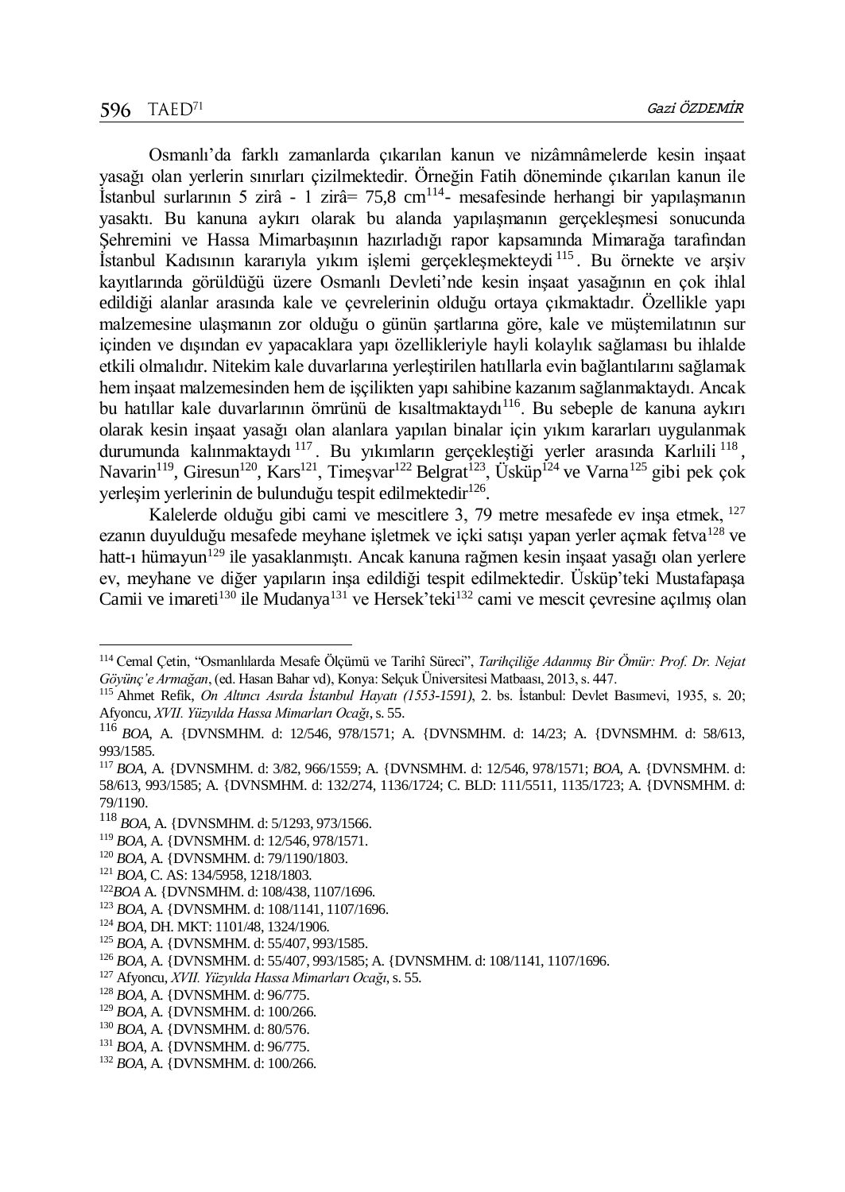Osmanlı'da farklı zamanlarda çıkarılan kanun ve nizâmnâmelerde kesin inşaat yasağı olan yerlerin sınırları çizilmektedir. Örneğin Fatih döneminde çıkarılan kanun ile İstanbul surlarının 5 zirâ - 1 zirâ= 75,8 cm[114]- mesafesinde herhangi bir yapılaşmanın yasaktı. Bu kanuna aykırı olarak bu alanda yapılaşmanın gerçekleşmesi sonucunda Şehremini ve Hassa Mimarbaşının hazırladığı rapor kapsamında Mimarağa tarafından İstanbul Kadısının kararıyla yıkım işlemi gerçekleşmekteydi[115]. Bu örnekte ve arşiv kayıtlarında görüldüğü üzere Osmanlı Devleti'nde kesin inşaat yasağının en çok ihlal edildiği alanlar arasında kale ve çevrelerinin olduğu ortaya çıkmaktadır. Özellikle yapı malzemesine ulaşmanın zor olduğu o günün şartlarına göre, kale ve müştemilatının sur içinden ve dışından ev yapacaklara yapı özellikleriyle hayli kolaylık sağlaması bu ihlalde etkili olmalıdır. Nitekim kale duvarlarına yerleştirilen hatıllarla evin bağlantılarını sağlamak hem inşaat malzemesinden hem de işçilikten yapı sahibine kazanım sağlanmaktaydı. Ancak bu hatıllar kale duvarlarının ömrünü de kısaltmaktaydı[116]. Bu sebeple de kanuna aykırı olarak kesin inşaat yasağı olan alanlara yapılan binalar için yıkım kararları uygulanmak durumunda kalınmaktaydı[117]. Bu yıkımların gerçekleştiği yerler arasında Karlıili[118], Navarin[119], Giresun[120], Kars[121], Timeşvar[122] Belgrat[123], Üsküp[124] ve Varna[125] gibi pek çok yerleşim yerlerinin de bulunduğu tespit edilmektedir[126].

Kalelerde olduğu gibi cami ve mescitlere 3, 79 metre mesafede ev inşa etmek, [127] ezanın duyulduğu mesafede meyhane işletmek ve içki satışı yapan yerler açmak fetva[128] ve hatt-ı hümayun[129] ile yasaklanmıştı. Ancak kanuna rağmen kesin inşaat yasağı olan yerlere ev, meyhane ve diğer yapıların inşa edildiği tespit edilmektedir. Üsküp'teki Mustafapaşa Camii ve imareti[130] ile Mudanya[131] ve Hersek'teki[132] cami ve mescit çevresine açılmış olan

---

[114] Cemal Çetin, "Osmanlılarda Mesafe Ölçümü ve Tarihî Süreci", *Tarihçiliğe Adanmış Bir Ömür: Prof. Dr. Nejat Göyünç'e Armağan*, (ed. Hasan Bahar vd), Konya: Selçuk Üniversitesi Matbaası, 2013, s. 447.

[115] Ahmet Refik, *On Altıncı Asırda İstanbul Hayatı (1553-1591)*, 2. bs. İstanbul: Devlet Basımevi, 1935, s. 20; Afyoncu, *XVII. Yüzyılda Hassa Mimarları Ocağı*, s. 55.

[116] *BOA*, A. {DVNSMHM. d: 12/546, 978/1571; A. {DVNSMHM. d: 14/23; A. {DVNSMHM. d: 58/613, 993/1585.

[117] *BOA*, A. {DVNSMHM. d: 3/82, 966/1559; A. {DVNSMHM. d: 12/546, 978/1571; *BOA*, A. {DVNSMHM. d: 58/613, 993/1585; A. {DVNSMHM. d: 132/274, 1136/1724; C. BLD: 111/5511, 1135/1723; A. {DVNSMHM. d: 79/1190.

[118] *BOA*, A. {DVNSMHM. d: 5/1293, 973/1566.

[119] *BOA*, A. {DVNSMHM. d: 12/546, 978/1571.

[120] *BOA*, A. {DVNSMHM. d: 79/1190/1803.

[121] *BOA*, C. AS: 134/5958, 1218/1803.

[122] *BOA* A. {DVNSMHM. d: 108/438, 1107/1696.

[123] *BOA*, A. {DVNSMHM. d: 108/1141, 1107/1696.

[124] *BOA*, DH. MKT: 1101/48, 1324/1906.

[125] *BOA*, A. {DVNSMHM. d: 55/407, 993/1585.

[126] *BOA*, A. {DVNSMHM. d: 55/407, 993/1585; A. {DVNSMHM. d: 108/1141, 1107/1696.

[127] Afyoncu, *XVII. Yüzyılda Hassa Mimarları Ocağı*, s. 55.

[128] *BOA*, A. {DVNSMHM. d: 96/775.

[129] *BOA*, A. {DVNSMHM. d: 100/266.

[130] *BOA*, A. {DVNSMHM. d: 80/576.

[131] *BOA*, A. {DVNSMHM. d: 96/775.

[132] *BOA*, A. {DVNSMHM. d: 100/266.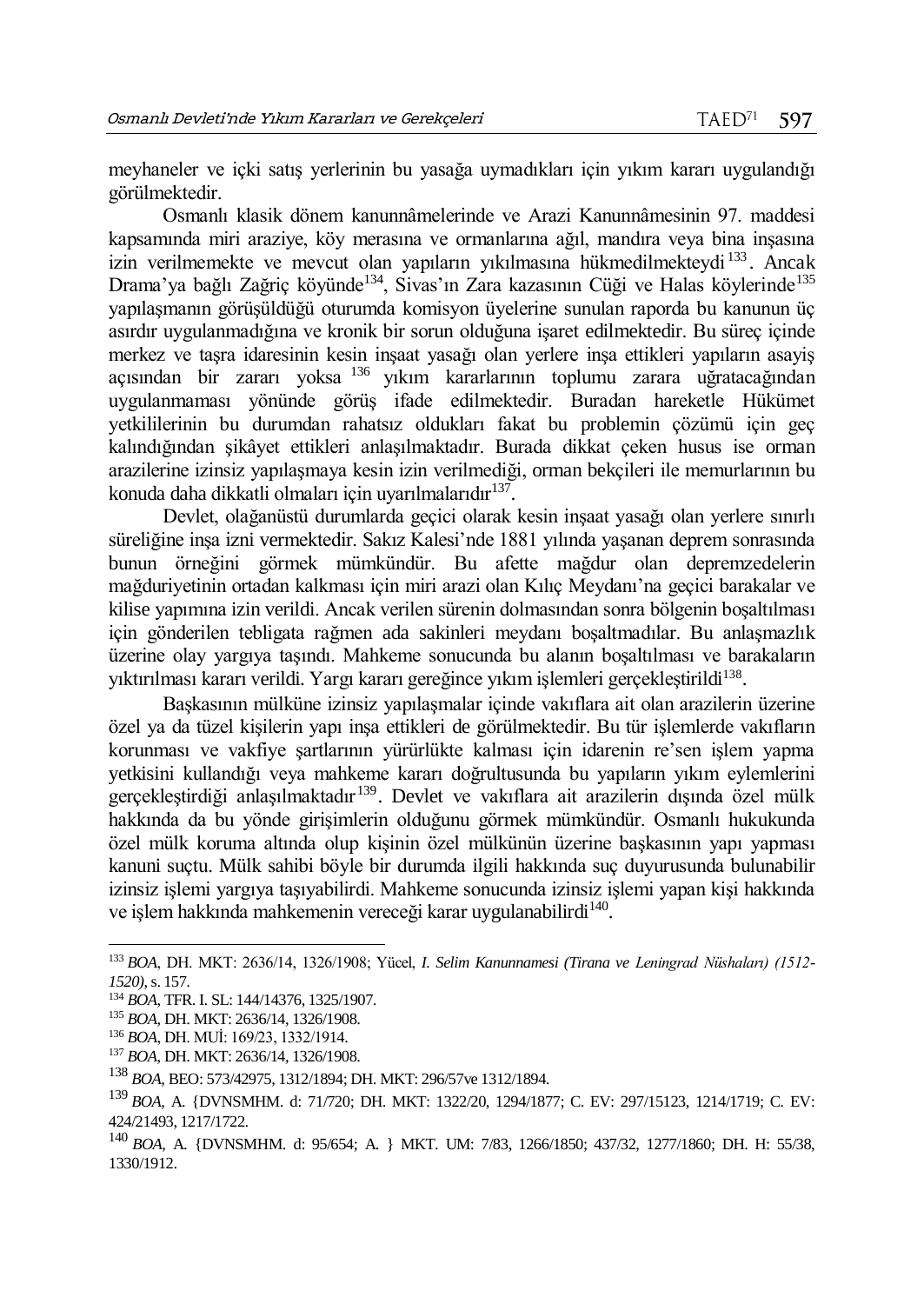meyhaneler ve içki satış yerlerinin bu yasağa uymadıkları için yıkım kararı uygulandığı görülmektedir.

Osmanlı klasik dönem kanunnâmelerinde ve Arazi Kanunnâmesinin 97. maddesi kapsamında miri araziye, köy merasına ve ormanlarına ağıl, mandıra veya bina inşasına izin verilmemekte ve mevcut olan yapıların yıkılmasına hükmedilmekteydi[133]. Ancak Drama'ya bağlı Zağriç köyünde[134], Sivas'ın Zara kazasının Cüği ve Halas köylerinde[135] yapılaşmanın görüşüldüğü oturumda komisyon üyelerine sunulan raporda bu kanunun üç asırdır uygulanmadığına ve kronik bir sorun olduğuna işaret edilmektedir. Bu süreç içinde merkez ve taşra idaresinin kesin inşaat yasağı olan yerlere inşa ettikleri yapıların asayiş açısından bir zararı yoksa[136] yıkım kararlarının toplumu zarara uğratacağından uygulanmaması yönünde görüş ifade edilmektedir. Buradan hareketle Hükümet yetkililerinin bu durumdan rahatsız oldukları fakat bu problemin çözümü için geç kalındığından şikâyet ettikleri anlaşılmaktadır. Burada dikkat çeken husus ise orman arazilerine izinsiz yapılaşmaya kesin izin verilmediği, orman bekçileri ile memurlarının bu konuda daha dikkatli olmaları için uyarılmalarıdır[137].

Devlet, olağanüstü durumlarda geçici olarak kesin inşaat yasağı olan yerlere sınırlı süreliğine inşa izni vermektedir. Sakız Kalesi'nde 1881 yılında yaşanan deprem sonrasında bunun örneğini görmek mümkündür. Bu afette mağdur olan depremzedelerin mağduriyetinin ortadan kalkması için miri arazi olan Kılıç Meydanı'na geçici barakalar ve kilise yapımına izin verildi. Ancak verilen sürenin dolmasından sonra bölgenin boşaltılması için gönderilen tebligata rağmen ada sakinleri meydanı boşaltmadılar. Bu anlaşmazlık üzerine olay yargıya taşındı. Mahkeme sonucunda bu alanın boşaltılması ve barakaların yıktırılması kararı verildi. Yargı kararı gereğince yıkım işlemleri gerçekleştirildi[138].

Başkasının mülküne izinsiz yapılaşmalar içinde vakıflara ait olan arazilerin üzerine özel ya da tüzel kişilerin yapı inşa ettikleri de görülmektedir. Bu tür işlemlerde vakıfların korunması ve vakfiye şartlarının yürürlükte kalması için idarenin re'sen işlem yapma yetkisini kullandığı veya mahkeme kararı doğrultusunda bu yapıların yıkım eylemlerini gerçekleştirdiği anlaşılmaktadır[139]. Devlet ve vakıflara ait arazilerin dışında özel mülk hakkında da bu yönde girişimlerin olduğunu görmek mümkündür. Osmanlı hukukunda özel mülk koruma altında olup kişinin özel mülkünün üzerine başkasının yapı yapması kanuni suçtu. Mülk sahibi böyle bir durumda ilgili hakkında suç duyurusunda bulunabilir izinsiz işlemi yargıya taşıyabilirdi. Mahkeme sonucunda izinsiz işlemi yapan kişi hakkında ve işlem hakkında mahkemenin vereceği karar uygulanabilirdi[140].

---

[133] *BOA*, DH. MKT: 2636/14, 1326/1908; Yücel, *I. Selim Kanunnamesi (Tirana ve Leningrad Nüshaları) (1512-1520)*, s. 157.

[134] *BOA*, TFR. I. SL: 144/14376, 1325/1907.

[135] *BOA*, DH. MKT: 2636/14, 1326/1908.

[136] *BOA*, DH. MUİ: 169/23, 1332/1914.

[137] *BOA*, DH. MKT: 2636/14, 1326/1908.

[138] *BOA*, BEO: 573/42975, 1312/1894; DH. MKT: 296/57ve 1312/1894.

[139] *BOA*, A. {DVNSMHM. d: 71/720; DH. MKT: 1322/20, 1294/1877; C. EV: 297/15123, 1214/1719; C. EV: 424/21493, 1217/1722.

[140] *BOA*, A. {DVNSMHM. d: 95/654; A. } MKT. UM: 7/83, 1266/1850; 437/32, 1277/1860; DH. H: 55/38, 1330/1912.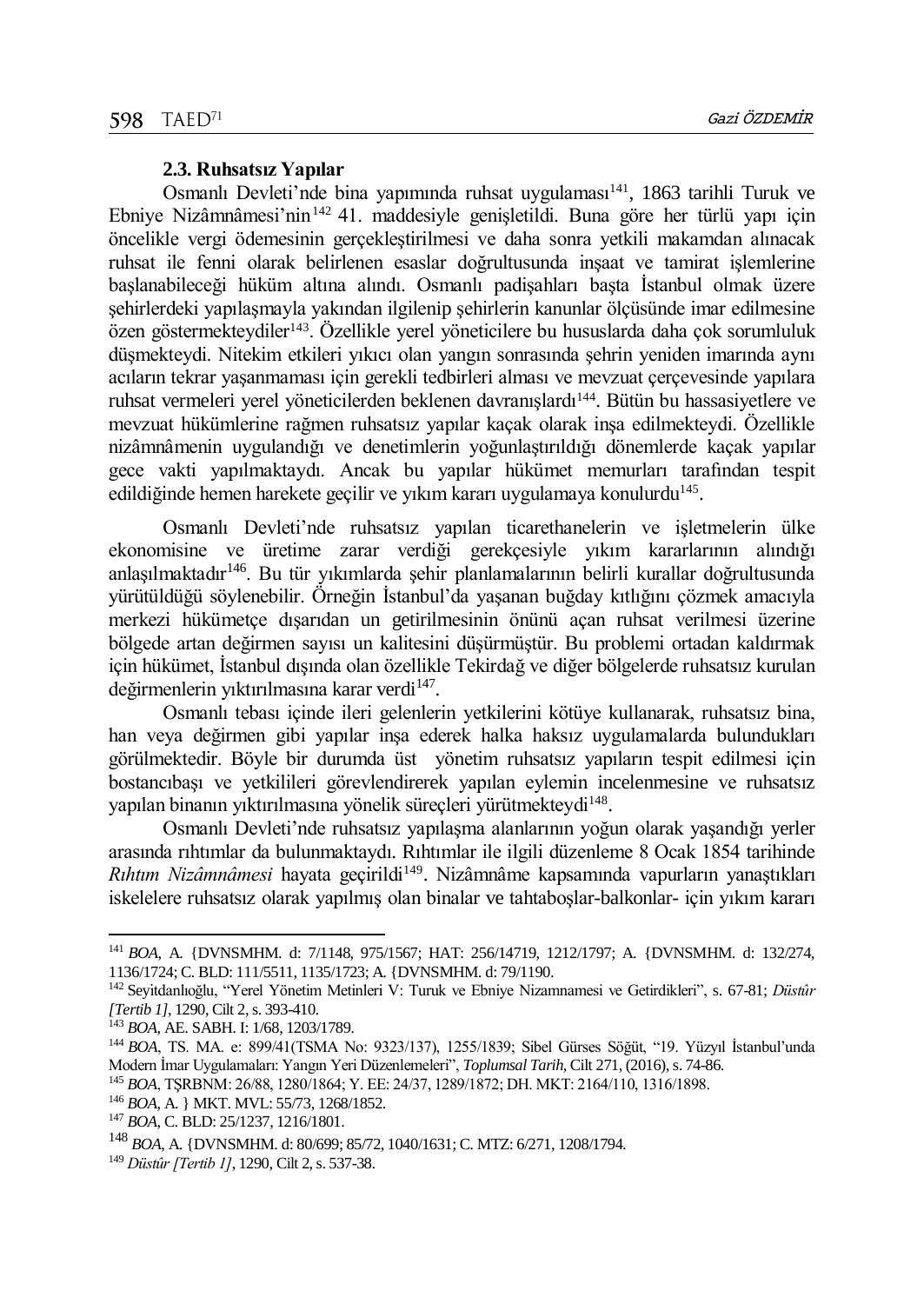### 2.3. Ruhsatsız Yapılar

Osmanlı Devleti'nde bina yapımında ruhsat uygulaması[141], 1863 tarihli Turuk ve Ebniye Nizâmnâmesi'nin[142] 41. maddesiyle genişletildi. Buna göre her türlü yapı için öncelikle vergi ödemesinin gerçekleştirilmesi ve daha sonra yetkili makamdan alınacak ruhsat ile fenni olarak belirlenen esaslar doğrultusunda inşaat ve tamirat işlemlerine başlanabileceği hüküm altına alındı. Osmanlı padişahları başta İstanbul olmak üzere şehirlerdeki yapılaşmayla yakından ilgilenip şehirlerin kanunlar ölçüsünde imar edilmesine özen göstermekteydiler[143]. Özellikle yerel yöneticilere bu hususlarda daha çok sorumluluk düşmekteydi. Nitekim etkileri yıkıcı olan yangın sonrasında şehrin yeniden imarında aynı acıların tekrar yaşanmaması için gerekli tedbirleri alması ve mevzuat çerçevesinde yapılara ruhsat vermeleri yerel yöneticilerden beklenen davranışlardı[144]. Bütün bu hassasiyetlere ve mevzuat hükümlerine rağmen ruhsatsız yapılar kaçak olarak inşa edilmekteydi. Özellikle nizâmnâmenin uygulandığı ve denetimlerin yoğunlaştırıldığı dönemlerde kaçak yapılar gece vakti yapılmaktaydı. Ancak bu yapılar hükümet memurları tarafından tespit edildiğinde hemen harekete geçilir ve yıkım kararı uygulamaya konulurdu[145].

Osmanlı Devleti'nde ruhsatsız yapılan ticarethanelerin ve işletmelerin ülke ekonomisine ve üretime zarar verdiği gerekçesiyle yıkım kararlarının alındığı anlaşılmaktadır[146]. Bu tür yıkımlarda şehir planlamalarının belirli kurallar doğrultusunda yürütüldüğü söylenebilir. Örneğin İstanbul'da yaşanan buğday kıtlığını çözmek amacıyla merkezi hükümetçe dışarıdan un getirilmesinin önünü açan ruhsat verilmesi üzerine bölgede artan değirmen sayısı un kalitesini düşürmüştür. Bu problemi ortadan kaldırmak için hükümet, İstanbul dışında olan özellikle Tekirdağ ve diğer bölgelerde ruhsatsız kurulan değirmenlerin yıktırılmasına karar verdi[147].

Osmanlı tebası içinde ileri gelenlerin yetkilerini kötüye kullanarak, ruhsatsız bina, han veya değirmen gibi yapılar inşa ederek halka haksız uygulamalarda bulundukları görülmektedir. Böyle bir durumda üst yönetim ruhsatsız yapıların tespit edilmesi için bostancıbaşı ve yetkilileri görevlendirerek yapılan eylemin incelenmesine ve ruhsatsız yapılan binanın yıktırılmasına yönelik süreçleri yürütmekteydi[148].

Osmanlı Devleti'nde ruhsatsız yapılaşma alanlarının yoğun olarak yaşandığı yerler arasında rıhtımlar da bulunmaktaydı. Rıhtımlar ile ilgili düzenleme 8 Ocak 1854 tarihinde *Rıhtım Nizâmnâmesi* hayata geçirildi[149]. Nizâmnâme kapsamında vapurların yanaştıkları iskelelere ruhsatsız olarak yapılmış olan binalar ve tahtaboşlar-balkonlar- için yıkım kararı

---

[141] *BOA*, A. {DVNSMHM. d: 7/1148, 975/1567; HAT: 256/14719, 1212/1797; A. {DVNSMHM. d: 132/274, 1136/1724; C. BLD: 111/5511, 1135/1723; A. {DVNSMHM. d: 79/1190.

[142] Seyitdanlıoğlu, "Yerel Yönetim Metinleri V: Turuk ve Ebniye Nizamnamesi ve Getirdikleri", s. 67-81; *Düstûr [Tertib 1]*, 1290, Cilt 2, s. 393-410.

[143] *BOA*, AE. SABH. I: 1/68, 1203/1789.

[144] *BOA*, TS. MA. e: 899/41(TSMA No: 9323/137), 1255/1839; Sibel Gürses Söğüt, "19. Yüzyıl İstanbul'unda Modern İmar Uygulamaları: Yangın Yeri Düzenlemeleri", *Toplumsal Tarih*, Cilt 271, (2016), s. 74-86.

[145] *BOA*, TŞRBNM: 26/88, 1280/1864; Y. EE: 24/37, 1289/1872; DH. MKT: 2164/110, 1316/1898.

[146] *BOA*, A. } MKT. MVL: 55/73, 1268/1852.

[147] *BOA*, C. BLD: 25/1237, 1216/1801.

[148] *BOA*, A. {DVNSMHM. d: 80/699; 85/72, 1040/1631; C. MTZ: 6/271, 1208/1794.

[149] *Düstûr [Tertib 1]*, 1290, Cilt 2, s. 537-38.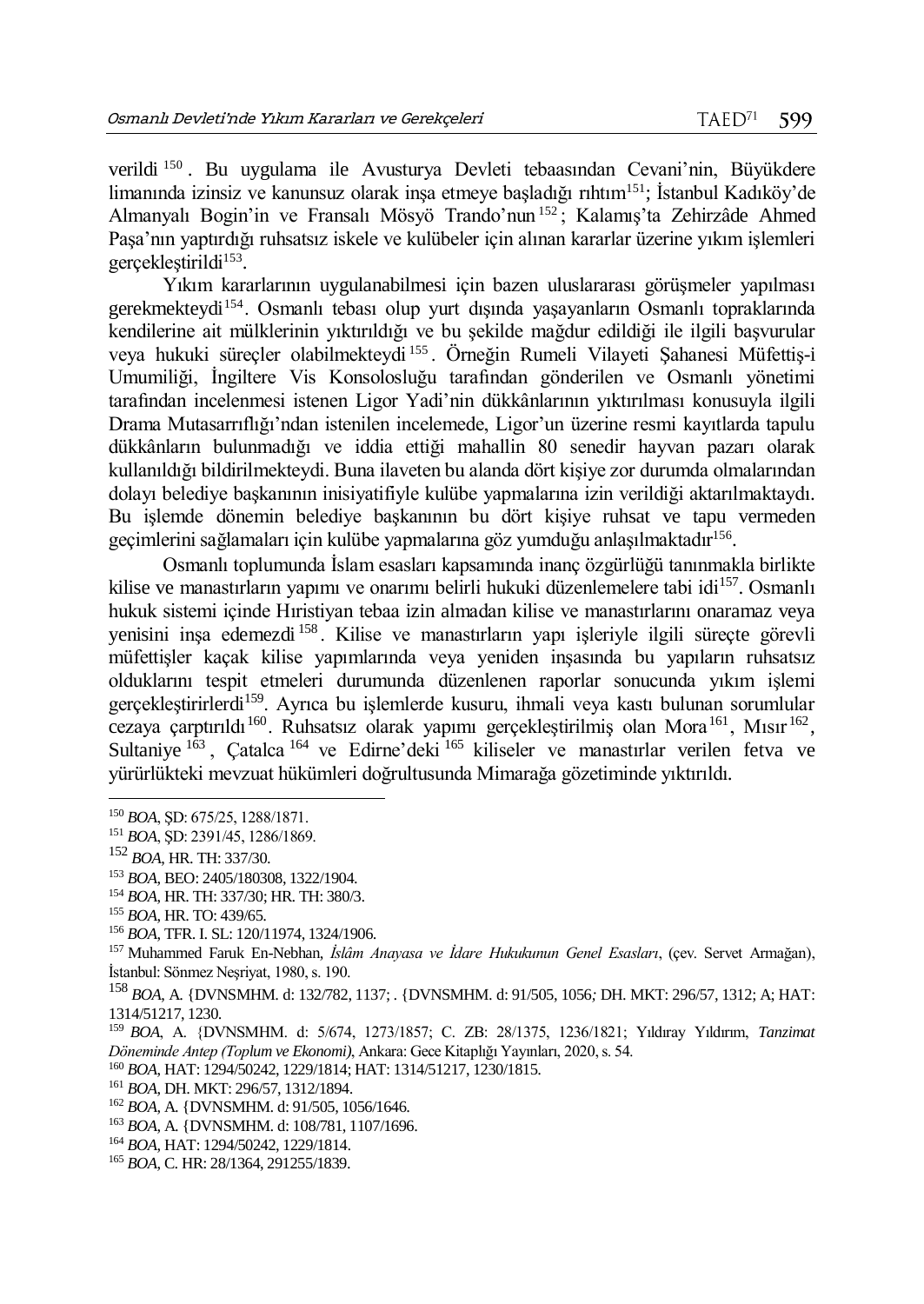verildi[150]. Bu uygulama ile Avusturya Devleti tebaasından Cevani'nin, Büyükdere limanında izinsiz ve kanunsuz olarak inşa etmeye başladığı rıhtım[151]; İstanbul Kadıköy'de Almanyalı Bogin'in ve Fransalı Mösyö Trando'nun[152]; Kalamış'ta Zehirzâde Ahmed Paşa'nın yaptırdığı ruhsatsız iskele ve kulübeler için alınan kararlar üzerine yıkım işlemleri gerçekleştirildi[153].

Yıkım kararlarının uygulanabilmesi için bazen uluslararası görüşmeler yapılması gerekmekteydi[154]. Osmanlı tebası olup yurt dışında yaşayanların Osmanlı topraklarında kendilerine ait mülklerinin yıktırıldığı ve bu şekilde mağdur edildiği ile ilgili başvurular veya hukuki süreçler olabilmekteydi[155]. Örneğin Rumeli Vilayeti Şahanesi Müfettiş-i Umumiliği, İngiltere Vis Konsolosluğu tarafından gönderilen ve Osmanlı yönetimi tarafından incelenmesi istenen Ligor Yadi'nin dükkânlarının yıktırılması konusuyla ilgili Drama Mutasarrıflığı'ndan istenilen incelemede, Ligor'un üzerine resmi kayıtlarda tapulu dükkânların bulunmadığı ve iddia ettiği mahallin 80 senedir hayvan pazarı olarak kullanıldığı bildirilmekteydi. Buna ilaveten bu alanda dört kişiye zor durumda olmalarından dolayı belediye başkanının inisiyatifiyle kulübe yapmalarına izin verildiği aktarılmaktaydı. Bu işlemde dönemin belediye başkanının bu dört kişiye ruhsat ve tapu vermeden geçimlerini sağlamaları için kulübe yapmalarına göz yumduğu anlaşılmaktadır[156].

Osmanlı toplumunda İslam esasları kapsamında inanç özgürlüğü tanınmakla birlikte kilise ve manastırların yapımı ve onarımı belirli hukuki düzenlemelere tabi idi[157]. Osmanlı hukuk sistemi içinde Hıristiyan tebaa izin almadan kilise ve manastırlarını onaramaz veya yenisini inşa edemezdi[158]. Kilise ve manastırların yapı işleriyle ilgili süreçte görevli müfettişler kaçak kilise yapımlarında veya yeniden inşasında bu yapıların ruhsatsız olduklarını tespit etmeleri durumunda düzenlenen raporlar sonucunda yıkım işlemi gerçekleştirirlerdi[159]. Ayrıca bu işlemlerde kusuru, ihmali veya kastı bulunan sorumlular cezaya çarptırıldı[160]. Ruhsatsız olarak yapımı gerçekleştirilmiş olan Mora[161], Mısır[162], Sultaniye[163], Çatalca[164] ve Edirne'deki[165] kiliseler ve manastırlar verilen fetva ve yürürlükteki mevzuat hükümleri doğrultusunda Mimarağa gözetiminde yıktırıldı.

---

[150] *BOA*, ŞD: 675/25, 1288/1871.
[151] *BOA*, ŞD: 2391/45, 1286/1869.
[152] *BOA*, HR. TH: 337/30.
[153] *BOA*, BEO: 2405/180308, 1322/1904.
[154] *BOA*, HR. TH: 337/30; HR. TH: 380/3.
[155] *BOA*, HR. TO: 439/65.
[156] *BOA*, TFR. I. SL: 120/11974, 1324/1906.
[157] Muhammed Faruk En-Nebhan, *İslâm Anayasa ve İdare Hukukunun Genel Esasları*, (çev. Servet Armağan), İstanbul: Sönmez Neşriyat, 1980, s. 190.
[158] *BOA*, A. {DVNSMHM. d: 132/782, 1137; . {DVNSMHM. d: 91/505, 1056*;* DH. MKT: 296/57, 1312; A; HAT: 1314/51217, 1230.
[159] *BOA*, A. {DVNSMHM. d: 5/674, 1273/1857; C. ZB: 28/1375, 1236/1821; Yıldıray Yıldırım, *Tanzimat Döneminde Antep (Toplum ve Ekonomi)*, Ankara: Gece Kitaplığı Yayınları, 2020, s. 54.
[160] *BOA*, HAT: 1294/50242, 1229/1814; HAT: 1314/51217, 1230/1815.
[161] *BOA*, DH. MKT: 296/57, 1312/1894.
[162] *BOA*, A. {DVNSMHM. d: 91/505, 1056/1646.
[163] *BOA*, A. {DVNSMHM. d: 108/781, 1107/1696.
[164] *BOA*, HAT: 1294/50242, 1229/1814.
[165] *BOA*, C. HR: 28/1364, 291255/1839.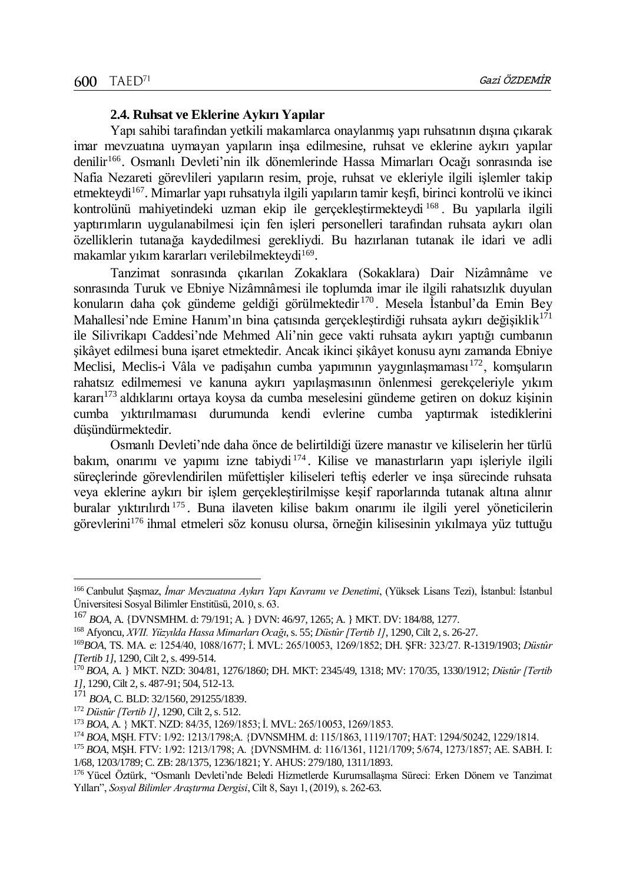### 2.4. Ruhsat ve Eklerine Aykırı Yapılar

Yapı sahibi tarafından yetkili makamlarca onaylanmış yapı ruhsatının dışına çıkarak imar mevzuatına uymayan yapıların inşa edilmesine, ruhsat ve eklerine aykırı yapılar denilir[166]. Osmanlı Devleti'nin ilk dönemlerinde Hassa Mimarları Ocağı sonrasında ise Nafia Nezareti görevlileri yapıların resim, proje, ruhsat ve ekleriyle ilgili işlemler takip etmekteydi[167]. Mimarlar yapı ruhsatıyla ilgili yapıların tamir keşfi, birinci kontrolü ve ikinci kontrolünü mahiyetindeki uzman ekip ile gerçekleştirmekteydi[168]. Bu yapılarla ilgili yaptırımların uygulanabilmesi için fen işleri personelleri tarafından ruhsata aykırı olan özelliklerin tutanağa kaydedilmesi gerekliydi. Bu hazırlanan tutanak ile idari ve adli makamlar yıkım kararları verilebilmekteydi[169].

Tanzimat sonrasında çıkarılan Zokaklara (Sokaklara) Dair Nizâmnâme ve sonrasında Turuk ve Ebniye Nizâmnâmesi ile toplumda imar ile ilgili rahatsızlık duyulan konuların daha çok gündeme geldiği görülmektedir[170]. Mesela İstanbul'da Emin Bey Mahallesi'nde Emine Hanım'ın bina çatısında gerçekleştirdiği ruhsata aykırı değişiklik[171] ile Silivrikapı Caddesi'nde Mehmed Ali'nin gece vakti ruhsata aykırı yaptığı cumbanın şikâyet edilmesi buna işaret etmektedir. Ancak ikinci şikâyet konusu aynı zamanda Ebniye Meclisi, Meclis-i Vâla ve padişahın cumba yapımının yaygınlaşmaması[172], komşuların rahatsız edilmemesi ve kanuna aykırı yapılaşmasının önlenmesi gerekçeleriyle yıkım kararı[173] aldıklarını ortaya koysa da cumba meselesini gündeme getiren on dokuz kişinin cumba yıktırılmaması durumunda kendi evlerine cumba yaptırmak istediklerini düşündürmektedir.

Osmanlı Devleti'nde daha önce de belirtildiği üzere manastır ve kiliselerin her türlü bakım, onarımı ve yapımı izne tabiydi[174]. Kilise ve manastırların yapı işleriyle ilgili süreçlerinde görevlendirilen müfettişler kiliseleri teftiş ederler ve inşa sürecinde ruhsata veya eklerine aykırı bir işlem gerçekleştirilmişse keşif raporlarında tutanak altına alınır buralar yıktırılırdı[175]. Buna ilaveten kilise bakım onarımı ile ilgili yerel yöneticilerin görevlerini[176] ihmal etmeleri söz konusu olursa, örneğin kilisesinin yıkılmaya yüz tuttuğu

---

[166] Canbulut Şaşmaz, *İmar Mevzuatına Aykırı Yapı Kavramı ve Denetimi*, (Yüksek Lisans Tezi), İstanbul: İstanbul Üniversitesi Sosyal Bilimler Enstitüsü, 2010, s. 63.

[167] *BOA*, A. {DVNSMHM. d: 79/191; A. } DVN: 46/97, 1265; A. } MKT. DV: 184/88, 1277.

[168] Afyoncu, *XVII. Yüzyılda Hassa Mimarları Ocağı*, s. 55; *Düstûr [Tertib 1]*, 1290, Cilt 2, s. 26-27.

[169] *BOA*, TS. MA. e: 1254/40, 1088/1677; İ. MVL: 265/10053, 1269/1852; DH. ŞFR: 323/27. R-1319/1903; *Düstûr [Tertib 1]*, 1290, Cilt 2, s. 499-514.

[170] *BOA*, A. } MKT. NZD: 304/81, 1276/1860; DH. MKT: 2345/49, 1318; MV: 170/35, 1330/1912; *Düstûr [Tertib 1]*, 1290, Cilt 2, s. 487-91; 504, 512-13.

[171] *BOA*, C. BLD: 32/1560, 291255/1839.

[172] *Düstûr [Tertib 1]*, 1290, Cilt 2, s. 512.

[173] *BOA*, A. } MKT. NZD: 84/35, 1269/1853; İ. MVL: 265/10053, 1269/1853.

[174] *BOA*, MŞH. FTV: 1/92: 1213/1798;A. {DVNSMHM. d: 115/1863, 1119/1707; HAT: 1294/50242, 1229/1814.

[175] *BOA*, MŞH. FTV: 1/92: 1213/1798; A. {DVNSMHM. d: 116/1361, 1121/1709; 5/674, 1273/1857; AE. SABH. I: 1/68, 1203/1789; C. ZB: 28/1375, 1236/1821; Y. AHUS: 279/180, 1311/1893.

[176] Yücel Öztürk, "Osmanlı Devleti'nde Beledi Hizmetlerde Kurumsallaşma Süreci: Erken Dönem ve Tanzimat Yılları", *Sosyal Bilimler Araştırma Dergisi*, Cilt 8, Sayı 1, (2019), s. 262-63.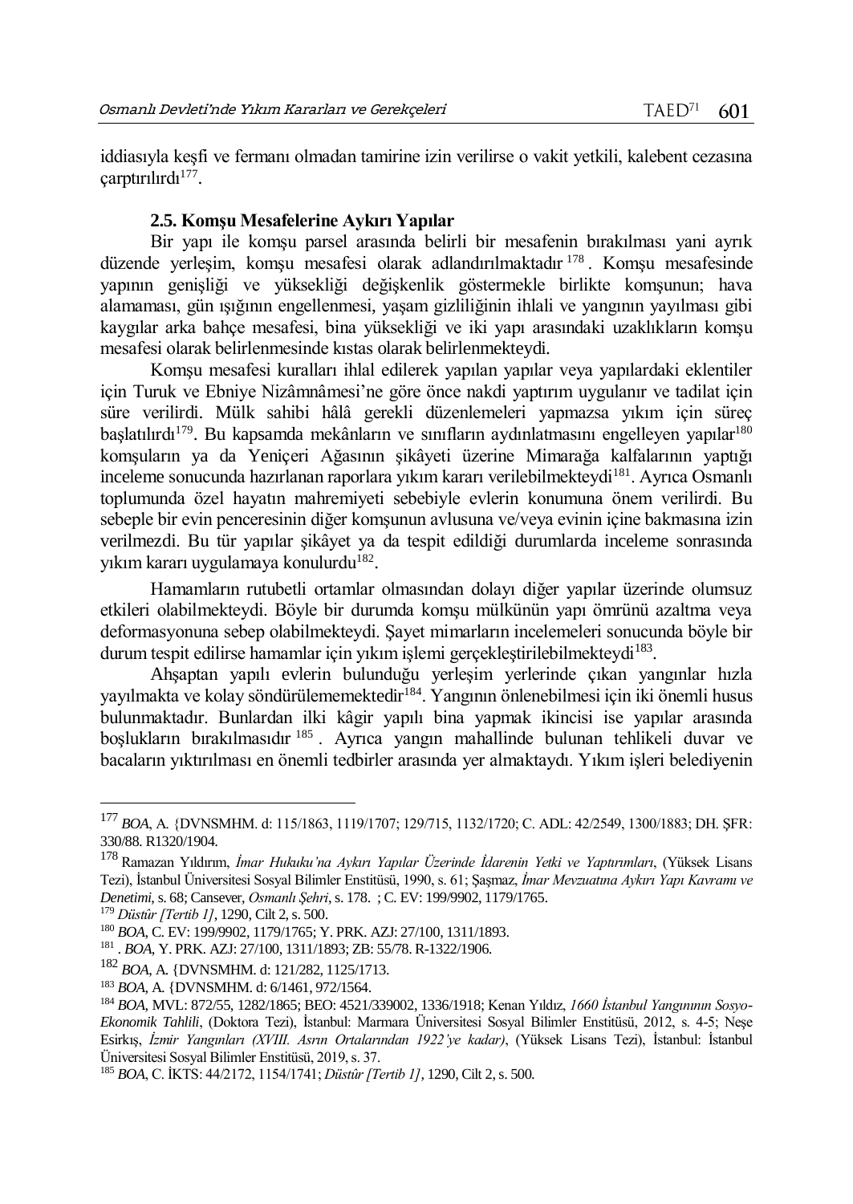iddiasıyla keşfi ve fermanı olmadan tamirine izin verilirse o vakit yetkili, kalebent cezasına çarptırılırdı[177].

### 2.5. Komşu Mesafelerine Aykırı Yapılar

Bir yapı ile komşu parsel arasında belirli bir mesafenin bırakılması yani ayrık düzende yerleşim, komşu mesafesi olarak adlandırılmaktadır[178]. Komşu mesafesinde yapının genişliği ve yüksekliği değişkenlik göstermekle birlikte komşunun; hava alamaması, gün ışığının engellenmesi, yaşam gizliliğinin ihlali ve yangının yayılması gibi kaygılar arka bahçe mesafesi, bina yüksekliği ve iki yapı arasındaki uzaklıkların komşu mesafesi olarak belirlenmesinde kıstas olarak belirlenmekteydi.

Komşu mesafesi kuralları ihlal edilerek yapılan yapılar veya yapılardaki eklentiler için Turuk ve Ebniye Nizâmnâmesi'ne göre önce nakdi yaptırım uygulanır ve tadilat için süre verilirdi. Mülk sahibi hâlâ gerekli düzenlemeleri yapmazsa yıkım için süreç başlatılırdı[179]. Bu kapsamda mekânların ve sınıfların aydınlatmasını engelleyen yapılar[180] komşuların ya da Yeniçeri Ağasının şikâyeti üzerine Mimarağa kalfalarının yaptığı inceleme sonucunda hazırlanan raporlara yıkım kararı verilebilmekteydi[181]. Ayrıca Osmanlı toplumunda özel hayatın mahremiyeti sebebiyle evlerin konumuna önem verilirdi. Bu sebeple bir evin penceresinin diğer komşunun avlusuna ve/veya evinin içine bakmasına izin verilmezdi. Bu tür yapılar şikâyet ya da tespit edildiği durumlarda inceleme sonrasında yıkım kararı uygulamaya konulurdu[182].

Hamamların rutubetli ortamlar olmasından dolayı diğer yapılar üzerinde olumsuz etkileri olabilmekteydi. Böyle bir durumda komşu mülkünün yapı ömrünü azaltma veya deformasyonuna sebep olabilmekteydi. Şayet mimarların incelemeleri sonucunda böyle bir durum tespit edilirse hamamlar için yıkım işlemi gerçekleştirilebilmekteydi[183].

Ahşaptan yapılı evlerin bulunduğu yerleşim yerlerinde çıkan yangınlar hızla yayılmakta ve kolay söndürülememektedir[184]. Yangının önlenebilmesi için iki önemli husus bulunmaktadır. Bunlardan ilki kâgir yapılı bina yapmak ikincisi ise yapılar arasında boşlukların bırakılmasıdır[185]. Ayrıca yangın mahallinde bulunan tehlikeli duvar ve bacaların yıktırılması en önemli tedbirler arasında yer almaktaydı. Yıkım işleri belediyenin

---

[177] *BOA*, A. {DVNSMHM. d: 115/1863, 1119/1707; 129/715, 1132/1720; C. ADL: 42/2549, 1300/1883; DH. ŞFR: 330/88. R1320/1904.

[178] Ramazan Yıldırım, *İmar Hukuku'na Aykırı Yapılar Üzerinde İdarenin Yetki ve Yaptırımları*, (Yüksek Lisans Tezi), İstanbul Üniversitesi Sosyal Bilimler Enstitüsü, 1990, s. 61; Şaşmaz, *İmar Mevzuatına Aykırı Yapı Kavramı ve Denetimi*, s. 68; Cansever, *Osmanlı Şehri*, s. 178. ; C. EV: 199/9902, 1179/1765.

[179] *Düstûr [Tertib 1]*, 1290, Cilt 2, s. 500.

[180] *BOA*, C. EV: 199/9902, 1179/1765; Y. PRK. AZJ: 27/100, 1311/1893.

[181] . *BOA*, Y. PRK. AZJ: 27/100, 1311/1893; ZB: 55/78. R-1322/1906.

[182] *BOA*, A. {DVNSMHM. d: 121/282, 1125/1713.

[183] *BOA*, A. {DVNSMHM. d: 6/1461, 972/1564.

[184] *BOA*, MVL: 872/55, 1282/1865; BEO: 4521/339002, 1336/1918; Kenan Yıldız, *1660 İstanbul Yangınının Sosyo-Ekonomik Tahlili*, (Doktora Tezi), İstanbul: Marmara Üniversitesi Sosyal Bilimler Enstitüsü, 2012, s. 4-5; Neşe Esirkış, *İzmir Yangınları (XVIII. Asrın Ortalarından 1922'ye kadar)*, (Yüksek Lisans Tezi), İstanbul: İstanbul Üniversitesi Sosyal Bilimler Enstitüsü, 2019, s. 37.

[185] *BOA*, C. İKTS: 44/2172, 1154/1741; *Düstûr [Tertib 1]*, 1290, Cilt 2, s. 500.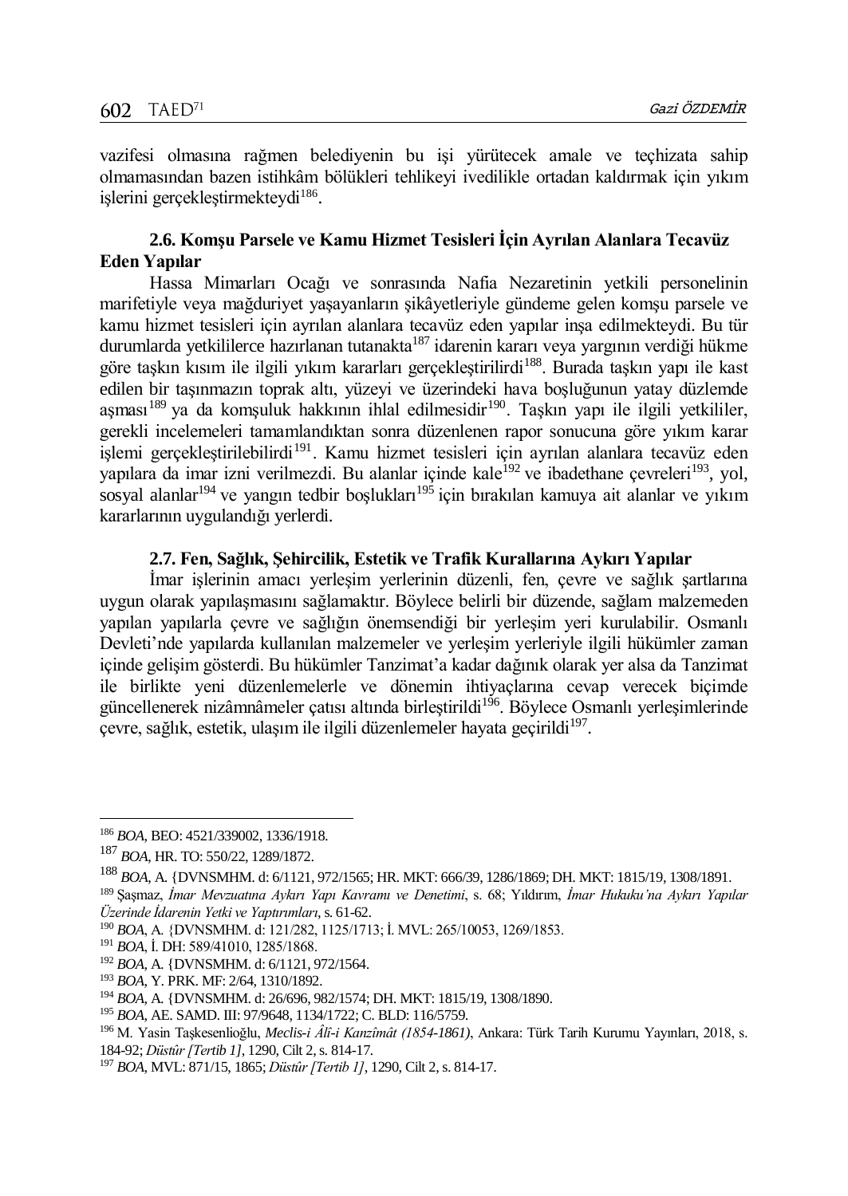vazifesi olmasına rağmen belediyenin bu işi yürütecek amale ve teçhizata sahip olmamasından bazen istihkâm bölükleri tehlikeyi ivedilikle ortadan kaldırmak için yıkım işlerini gerçekleştirmekteydi[186].

### 2.6. Komşu Parsele ve Kamu Hizmet Tesisleri İçin Ayrılan Alanlara Tecavüz Eden Yapılar

Hassa Mimarları Ocağı ve sonrasında Nafia Nezaretinin yetkili personelinin marifetiyle veya mağduriyet yaşayanların şikâyetleriyle gündeme gelen komşu parsele ve kamu hizmet tesisleri için ayrılan alanlara tecavüz eden yapılar inşa edilmekteydi. Bu tür durumlarda yetkililerce hazırlanan tutanakta[187] idarenin kararı veya yargının verdiği hükme göre taşkın kısım ile ilgili yıkım kararları gerçekleştirilirdi[188]. Burada taşkın yapı ile kast edilen bir taşınmazın toprak altı, yüzeyi ve üzerindeki hava boşluğunun yatay düzlemde aşması[189] ya da komşuluk hakkının ihlal edilmesidir[190]. Taşkın yapı ile ilgili yetkililer, gerekli incelemeleri tamamlandıktan sonra düzenlenen rapor sonucuna göre yıkım karar işlemi gerçekleştirilebilirdi[191]. Kamu hizmet tesisleri için ayrılan alanlara tecavüz eden yapılara da imar izni verilmezdi. Bu alanlar içinde kale[192] ve ibadethane çevreleri[193], yol, sosyal alanlar[194] ve yangın tedbir boşlukları[195] için bırakılan kamuya ait alanlar ve yıkım kararlarının uygulandığı yerlerdi.

### 2.7. Fen, Sağlık, Şehircilik, Estetik ve Trafik Kurallarına Aykırı Yapılar

İmar işlerinin amacı yerleşim yerlerinin düzenli, fen, çevre ve sağlık şartlarına uygun olarak yapılaşmasını sağlamaktır. Böylece belirli bir düzende, sağlam malzemeden yapılan yapılarla çevre ve sağlığın önemsendiği bir yerleşim yeri kurulabilir. Osmanlı Devleti'nde yapılarda kullanılan malzemeler ve yerleşim yerleriyle ilgili hükümler zaman içinde gelişim gösterdi. Bu hükümler Tanzimat'a kadar dağınık olarak yer alsa da Tanzimat ile birlikte yeni düzenlemelerle ve dönemin ihtiyaçlarına cevap verecek biçimde güncellenerek nizâmnâmeler çatısı altında birleştirildi[196]. Böylece Osmanlı yerleşimlerinde çevre, sağlık, estetik, ulaşım ile ilgili düzenlemeler hayata geçirildi[197].

---

[186] *BOA*, BEO: 4521/339002, 1336/1918.

[187] *BOA*, HR. TO: 550/22, 1289/1872.

[188] *BOA*, A. {DVNSMHM. d: 6/1121, 972/1565; HR. MKT: 666/39, 1286/1869; DH. MKT: 1815/19, 1308/1891.

[189] Şaşmaz, *İmar Mevzuatına Aykırı Yapı Kavramı ve Denetimi*, s. 68; Yıldırım, *İmar Hukuku'na Aykırı Yapılar Üzerinde İdarenin Yetki ve Yaptırımları*, s. 61-62.

[190] *BOA*, A. {DVNSMHM. d: 121/282, 1125/1713; İ. MVL: 265/10053, 1269/1853.

[191] *BOA*, İ. DH: 589/41010, 1285/1868.

[192] *BOA*, A. {DVNSMHM. d: 6/1121, 972/1564.

[193] *BOA*, Y. PRK. MF: 2/64, 1310/1892.

[194] *BOA*, A. {DVNSMHM. d: 26/696, 982/1574; DH. MKT: 1815/19, 1308/1890.

[195] *BOA*, AE. SAMD. III: 97/9648, 1134/1722; C. BLD: 116/5759.

[196] M. Yasin Taşkesenlioğlu, *Meclis-i Âlî-i Kanzîmât (1854-1861)*, Ankara: Türk Tarih Kurumu Yayınları, 2018, s. 184-92; *Düstûr [Tertib 1]*, 1290, Cilt 2, s. 814-17.

[197] *BOA*, MVL: 871/15, 1865; *Düstûr [Tertib 1]*, 1290, Cilt 2, s. 814-17.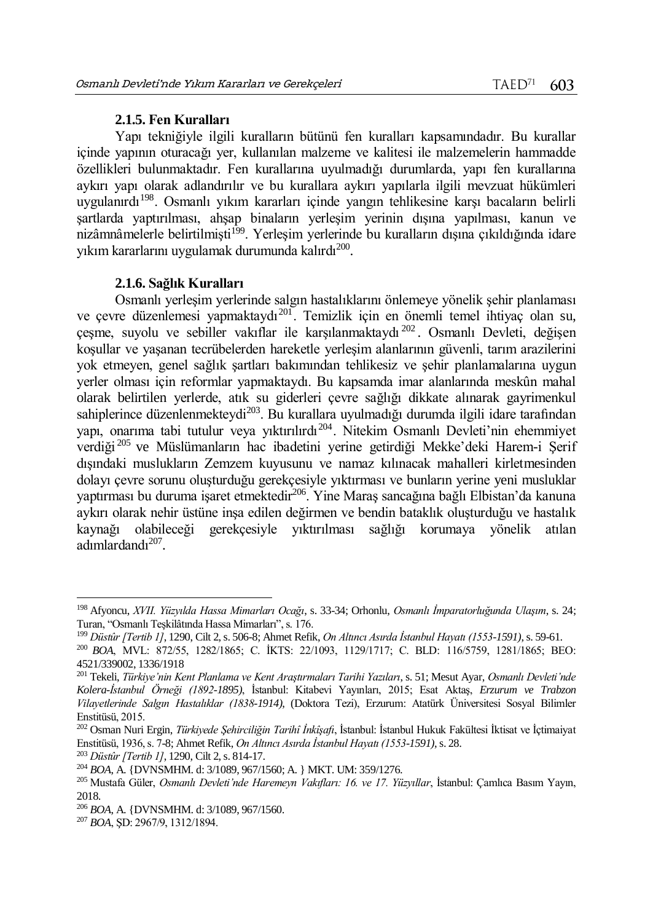### 2.1.5. Fen Kuralları

Yapı tekniğiyle ilgili kuralların bütünü fen kuralları kapsamındadır. Bu kurallar içinde yapının oturacağı yer, kullanılan malzeme ve kalitesi ile malzemelerin hammadde özellikleri bulunmaktadır. Fen kurallarına uyulmadığı durumlarda, yapı fen kurallarına aykırı yapı olarak adlandırılır ve bu kurallara aykırı yapılarla ilgili mevzuat hükümleri uygulanırdı[198]. Osmanlı yıkım kararları içinde yangın tehlikesine karşı bacaların belirli şartlarda yaptırılması, ahşap binaların yerleşim yerinin dışına yapılması, kanun ve nizâmnâmelerle belirtilmişti[199]. Yerleşim yerlerinde bu kuralların dışına çıkıldığında idare yıkım kararlarını uygulamak durumunda kalırdı[200].

### 2.1.6. Sağlık Kuralları

Osmanlı yerleşim yerlerinde salgın hastalıklarını önlemeye yönelik şehir planlaması ve çevre düzenlemesi yapmaktaydı[201]. Temizlik için en önemli temel ihtiyaç olan su, çeşme, suyolu ve sebiller vakıflar ile karşılanmaktaydı[202]. Osmanlı Devleti, değişen koşullar ve yaşanan tecrübelerden hareketle yerleşim alanlarının güvenli, tarım arazilerini yok etmeyen, genel sağlık şartları bakımından tehlikesiz ve şehir planlamalarına uygun yerler olması için reformlar yapmaktaydı. Bu kapsamda imar alanlarında meskûn mahal olarak belirtilen yerlerde, atık su giderleri çevre sağlığı dikkate alınarak gayrimenkul sahiplerince düzenlenmekteydi[203]. Bu kurallara uyulmadığı durumda ilgili idare tarafından yapı, onarıma tabi tutulur veya yıktırılırdı[204]. Nitekim Osmanlı Devleti'nin ehemmiyet verdiği[205] ve Müslümanların hac ibadetini yerine getirdiği Mekke'deki Harem-i Şerif dışındaki muslukların Zemzem kuyusunu ve namaz kılınacak mahalleri kirletmesinden dolayı çevre sorunu oluşturduğu gerekçesiyle yıktırması ve bunların yerine yeni musluklar yaptırması bu duruma işaret etmektedir[206]. Yine Maraş sancağına bağlı Elbistan'da kanuna aykırı olarak nehir üstüne inşa edilen değirmen ve bendin bataklık oluşturduğu ve hastalık kaynağı olabileceği gerekçesiyle yıktırılması sağlığı korumaya yönelik atılan adımlardandı[207].

---

[198] Afyoncu, *XVII. Yüzyılda Hassa Mimarları Ocağı*, s. 33-34; Orhonlu, *Osmanlı İmparatorluğunda Ulaşım*, s. 24; Turan, "Osmanlı Teşkilâtında Hassa Mimarları", s. 176.

[199] *Düstûr [Tertib 1]*, 1290, Cilt 2, s. 506-8; Ahmet Refik, *On Altıncı Asırda İstanbul Hayatı (1553-1591)*, s. 59-61.

[200] *BOA*, MVL: 872/55, 1282/1865; C. İKTS: 22/1093, 1129/1717; C. BLD: 116/5759, 1281/1865; BEO: 4521/339002, 1336/1918

[201] Tekeli, *Türkiye'nin Kent Planlama ve Kent Araştırmaları Tarihi Yazıları*, s. 51; Mesut Ayar, *Osmanlı Devleti'nde Kolera-İstanbul Örneği (1892-1895)*, İstanbul: Kitabevi Yayınları, 2015; Esat Aktaş, *Erzurum ve Trabzon Vilayetlerinde Salgın Hastalıklar (1838-1914)*, (Doktora Tezi), Erzurum: Atatürk Üniversitesi Sosyal Bilimler Enstitüsü, 2015.

[202] Osman Nuri Ergin, *Türkiyede Şehirciliğin Tarihî İnkişafı*, İstanbul: İstanbul Hukuk Fakültesi İktisat ve İçtimaiyat Enstitüsü, 1936, s. 7-8; Ahmet Refik, *On Altıncı Asırda İstanbul Hayatı (1553-1591)*, s. 28.

[203] *Düstûr [Tertib 1]*, 1290, Cilt 2, s. 814-17.

[204] *BOA*, A. {DVNSMHM. d: 3/1089, 967/1560; A. } MKT. UM: 359/1276.

[205] Mustafa Güler, *Osmanlı Devleti'nde Haremeyn Vakıfları: 16. ve 17. Yüzyıllar*, İstanbul: Çamlıca Basım Yayın, 2018.

[206] *BOA*, A. {DVNSMHM. d: 3/1089, 967/1560.

[207] *BOA*, ŞD: 2967/9, 1312/1894.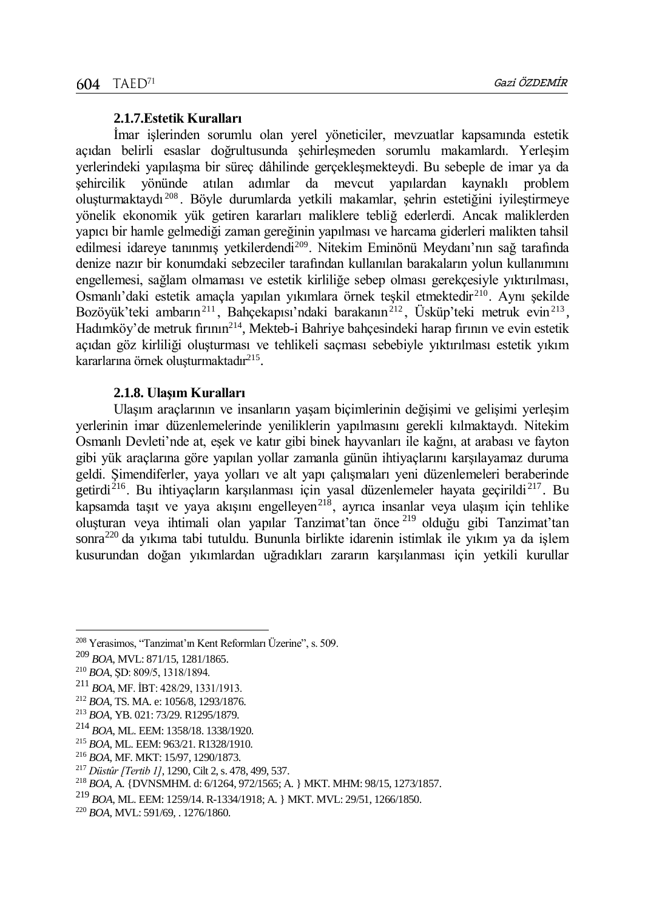### 2.1.7.Estetik Kuralları

İmar işlerinden sorumlu olan yerel yöneticiler, mevzuatlar kapsamında estetik açıdan belirli esaslar doğrultusunda şehirleşmeden sorumlu makamlardı. Yerleşim yerlerindeki yapılaşma bir süreç dâhilinde gerçekleşmekteydi. Bu sebeple de imar ya da şehircilik yönünde atılan adımlar da mevcut yapılardan kaynaklı problem oluşturmaktaydı[208]. Böyle durumlarda yetkili makamlar, şehrin estetiğini iyileştirmeye yönelik ekonomik yük getiren kararları maliklere tebliğ ederlerdi. Ancak maliklerden yapıcı bir hamle gelmediği zaman gereğinin yapılması ve harcama giderleri malikten tahsil edilmesi idareye tanınmış yetkilerdendi[209]. Nitekim Eminönü Meydanı'nın sağ tarafında denize nazır bir konumdaki sebzeciler tarafından kullanılan barakaların yolun kullanımını engellemesi, sağlam olmaması ve estetik kirliliğe sebep olması gerekçesiyle yıktırılması, Osmanlı'daki estetik amaçla yapılan yıkımlara örnek teşkil etmektedir[210]. Aynı şekilde Bozöyük'teki ambarın[211], Bahçekapısı'ndaki barakanın[212], Üsküp'teki metruk evin[213], Hadımköy'de metruk fırının[214], Mekteb-i Bahriye bahçesindeki harap fırının ve evin estetik açıdan göz kirliliği oluşturması ve tehlikeli saçması sebebiyle yıktırılması estetik yıkım kararlarına örnek oluşturmaktadır[215].

### 2.1.8. Ulaşım Kuralları

Ulaşım araçlarının ve insanların yaşam biçimlerinin değişimi ve gelişimi yerleşim yerlerinin imar düzenlemelerinde yeniliklerin yapılmasını gerekli kılmaktaydı. Nitekim Osmanlı Devleti'nde at, eşek ve katır gibi binek hayvanları ile kağnı, at arabası ve fayton gibi yük araçlarına göre yapılan yollar zamanla günün ihtiyaçlarını karşılayamaz duruma geldi. Şimendiferler, yaya yolları ve alt yapı çalışmaları yeni düzenlemeleri beraberinde getirdi[216]. Bu ihtiyaçların karşılanması için yasal düzenlemeler hayata geçirildi[217]. Bu kapsamda taşıt ve yaya akışını engelleyen[218], ayrıca insanlar veya ulaşım için tehlike oluşturan veya ihtimali olan yapılar Tanzimat'tan önce[219] olduğu gibi Tanzimat'tan sonra[220] da yıkıma tabi tutuldu. Bununla birlikte idarenin istimlak ile yıkım ya da işlem kusurundan doğan yıkımlardan uğradıkları zararın karşılanması için yetkili kurullar

---

[208] Yerasimos, "Tanzimat'ın Kent Reformları Üzerine", s. 509.

[209] *BOA*, MVL: 871/15, 1281/1865.

[210] *BOA*, ŞD: 809/5, 1318/1894.

[211] *BOA*, MF. İBT: 428/29, 1331/1913.

[212] *BOA*, TS. MA. e: 1056/8, 1293/1876.

[213] *BOA*, YB. 021: 73/29. R1295/1879.

[214] *BOA*, ML. EEM: 1358/18. 1338/1920.

[215] *BOA*, ML. EEM: 963/21. R1328/1910.

[216] *BOA*, MF. MKT: 15/97, 1290/1873.

[217] *Düstûr [Tertib 1]*, 1290, Cilt 2, s. 478, 499, 537.

[218] *BOA*, A. {DVNSMHM. d: 6/1264, 972/1565; A. } MKT. MHM: 98/15, 1273/1857.

[219] *BOA*, ML. EEM: 1259/14. R-1334/1918; A. } MKT. MVL: 29/51, 1266/1850.

[220] *BOA*, MVL: 591/69, . 1276/1860.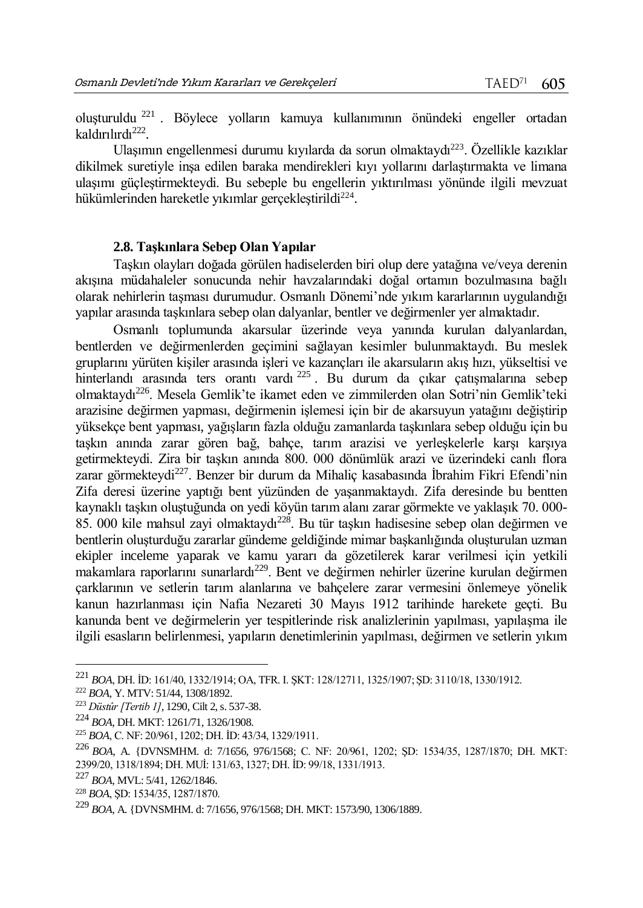oluşturuldu [221] . Böylece yolların kamuya kullanımının önündeki engeller ortadan kaldırılırdı[222].

Ulaşımın engellenmesi durumu kıyılarda da sorun olmaktaydı[223]. Özellikle kazıklar dikilmek suretiyle inşa edilen baraka mendirekleri kıyı yollarını darlaştırmakta ve limana ulaşımı güçleştirmekteydi. Bu sebeple bu engellerin yıktırılması yönünde ilgili mevzuat hükümlerinden hareketle yıkımlar gerçekleştirildi[224].

### 2.8. Taşkınlara Sebep Olan Yapılar

Taşkın olayları doğada görülen hadiselerden biri olup dere yatağına ve/veya derenin akışına müdahaleler sonucunda nehir havzalarındaki doğal ortamın bozulmasına bağlı olarak nehirlerin taşması durumudur. Osmanlı Dönemi'nde yıkım kararlarının uygulandığı yapılar arasında taşkınlara sebep olan dalyanlar, bentler ve değirmenler yer almaktadır.

Osmanlı toplumunda akarsular üzerinde veya yanında kurulan dalyanlardan, bentlerden ve değirmenlerden geçimini sağlayan kesimler bulunmaktaydı. Bu meslek gruplarını yürüten kişiler arasında işleri ve kazançları ile akarsuların akış hızı, yükseltisi ve hinterlandı arasında ters orantı vardı [225] . Bu durum da çıkar çatışmalarına sebep olmaktaydı[226]. Mesela Gemlik'te ikamet eden ve zimmilerden olan Sotri'nin Gemlik'teki arazisine değirmen yapması, değirmenin işlemesi için bir de akarsuyun yatağını değiştirip yüksekçe bent yapması, yağışların fazla olduğu zamanlarda taşkınlara sebep olduğu için bu taşkın anında zarar gören bağ, bahçe, tarım arazisi ve yerleşkelerle karşı karşıya getirmekteydi. Zira bir taşkın anında 800. 000 dönümlük arazi ve üzerindeki canlı flora zarar görmekteydi[227]. Benzer bir durum da Mihaliç kasabasında İbrahim Fikri Efendi'nin Zifa deresi üzerine yaptığı bent yüzünden de yaşanmaktaydı. Zifa deresinde bu bentten kaynaklı taşkın oluştuğunda on yedi köyün tarım alanı zarar görmekte ve yaklaşık 70. 000-85. 000 kile mahsul zayi olmaktaydı[228]. Bu tür taşkın hadisesine sebep olan değirmen ve bentlerin oluşturduğu zararlar gündeme geldiğinde mimar başkanlığında oluşturulan uzman ekipler inceleme yaparak ve kamu yararı da gözetilerek karar verilmesi için yetkili makamlara raporlarını sunarlardı[229]. Bent ve değirmen nehirler üzerine kurulan değirmen çarklarının ve setlerin tarım alanlarına ve bahçelere zarar vermesini önlemeye yönelik kanun hazırlanması için Nafia Nezareti 30 Mayıs 1912 tarihinde harekete geçti. Bu kanunda bent ve değirmelerin yer tespitlerinde risk analizlerinin yapılması, yapılaşma ile ilgili esasların belirlenmesi, yapıların denetimlerinin yapılması, değirmen ve setlerin yıkım

---

[221] *BOA*, DH. İD: 161/40, 1332/1914; OA, TFR. I. ŞKT: 128/12711, 1325/1907; ŞD: 3110/18, 1330/1912.

[222] *BOA*, Y. MTV: 51/44, 1308/1892.

[223] *Düstûr [Tertib 1]*, 1290, Cilt 2, s. 537-38.

[224] *BOA*, DH. MKT: 1261/71, 1326/1908.

[225] *BOA*, C. NF: 20/961, 1202; DH. İD: 43/34, 1329/1911.

[226] *BOA*, A. {DVNSMHM. d: 7/1656, 976/1568; C. NF: 20/961, 1202; ŞD: 1534/35, 1287/1870; DH. MKT: 2399/20, 1318/1894; DH. MUİ: 131/63, 1327; DH. İD: 99/18, 1331/1913.

[227] *BOA*, MVL: 5/41, 1262/1846.

[228] *BOA*, ŞD: 1534/35, 1287/1870.

[229] *BOA*, A. {DVNSMHM. d: 7/1656, 976/1568; DH. MKT: 1573/90, 1306/1889.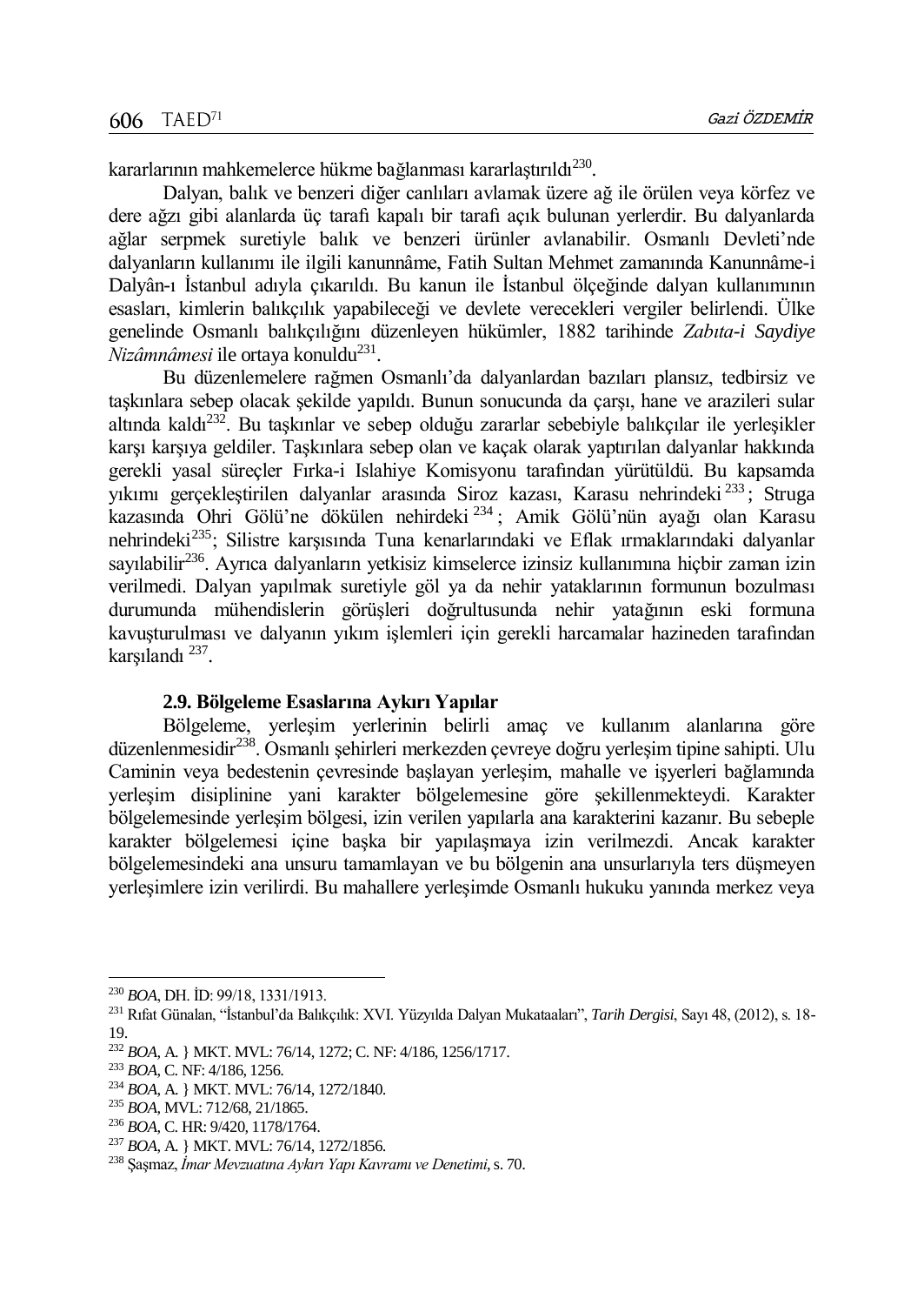kararlarının mahkemelerce hükme bağlanması kararlaştırıldı[230].

Dalyan, balık ve benzeri diğer canlıları avlamak üzere ağ ile örülen veya körfez ve dere ağzı gibi alanlarda üç tarafı kapalı bir tarafı açık bulunan yerlerdir. Bu dalyanlarda ağlar serpmek suretiyle balık ve benzeri ürünler avlanabilir. Osmanlı Devleti'nde dalyanların kullanımı ile ilgili kanunnâme, Fatih Sultan Mehmet zamanında Kanunnâme-i Dalyân-ı İstanbul adıyla çıkarıldı. Bu kanun ile İstanbul ölçeğinde dalyan kullanımının esasları, kimlerin balıkçılık yapabileceği ve devlete verecekleri vergiler belirlendi. Ülke genelinde Osmanlı balıkçılığını düzenleyen hükümler, 1882 tarihinde *Zabıta-i Saydiye Nizâmnâmesi* ile ortaya konuldu[231].

Bu düzenlemelere rağmen Osmanlı'da dalyanlardan bazıları plansız, tedbirsiz ve taşkınlara sebep olacak şekilde yapıldı. Bunun sonucunda da çarşı, hane ve arazileri sular altında kaldı[232]. Bu taşkınlar ve sebep olduğu zararlar sebebiyle balıkçılar ile yerleşikler karşı karşıya geldiler. Taşkınlara sebep olan ve kaçak olarak yaptırılan dalyanlar hakkında gerekli yasal süreçler Fırka-i Islahiye Komisyonu tarafından yürütüldü. Bu kapsamda yıkımı gerçekleştirilen dalyanlar arasında Siroz kazası, Karasu nehrindeki[233]; Struga kazasında Ohri Gölü'ne dökülen nehirdeki[234]; Amik Gölü'nün ayağı olan Karasu nehrindeki[235]; Silistre karşısında Tuna kenarlarındaki ve Eflak ırmaklarındaki dalyanlar sayılabilir[236]. Ayrıca dalyanların yetkisiz kimselerce izinsiz kullanımına hiçbir zaman izin verilmedi. Dalyan yapılmak suretiyle göl ya da nehir yataklarının formunun bozulması durumunda mühendislerin görüşleri doğrultusunda nehir yatağının eski formuna kavuşturulması ve dalyanın yıkım işlemleri için gerekli harcamalar hazineden tarafından karşılandı[237].

### 2.9. Bölgeleme Esaslarına Aykırı Yapılar

Bölgeleme, yerleşim yerlerinin belirli amaç ve kullanım alanlarına göre düzenlenmesidir[238]. Osmanlı şehirleri merkezden çevreye doğru yerleşim tipine sahipti. Ulu Caminin veya bedestenin çevresinde başlayan yerleşim, mahalle ve işyerleri bağlamında yerleşim disiplinine yani karakter bölgelemesine göre şekillenmekteydi. Karakter bölgelemesinde yerleşim bölgesi, izin verilen yapılarla ana karakterini kazanır. Bu sebeple karakter bölgelemesi içine başka bir yapılaşmaya izin verilmezdi. Ancak karakter bölgelemesindeki ana unsuru tamamlayan ve bu bölgenin ana unsurlarıyla ters düşmeyen yerleşimlere izin verilirdi. Bu mahallere yerleşimde Osmanlı hukuku yanında merkez veya

---

[230] *BOA*, DH. İD: 99/18, 1331/1913.

[231] Rıfat Günalan, "İstanbul'da Balıkçılık: XVI. Yüzyılda Dalyan Mukataaları", *Tarih Dergisi*, Sayı 48, (2012), s. 18-19.

[232] *BOA*, A. } MKT. MVL: 76/14, 1272; C. NF: 4/186, 1256/1717.

[233] *BOA*, C. NF: 4/186, 1256.

[234] *BOA*, A. } MKT. MVL: 76/14, 1272/1840.

[235] *BOA*, MVL: 712/68, 21/1865.

[236] *BOA*, C. HR: 9/420, 1178/1764.

[237] *BOA*, A. } MKT. MVL: 76/14, 1272/1856.

[238] Şaşmaz, *İmar Mevzuatına Aykırı Yapı Kavramı ve Denetimi*, s. 70.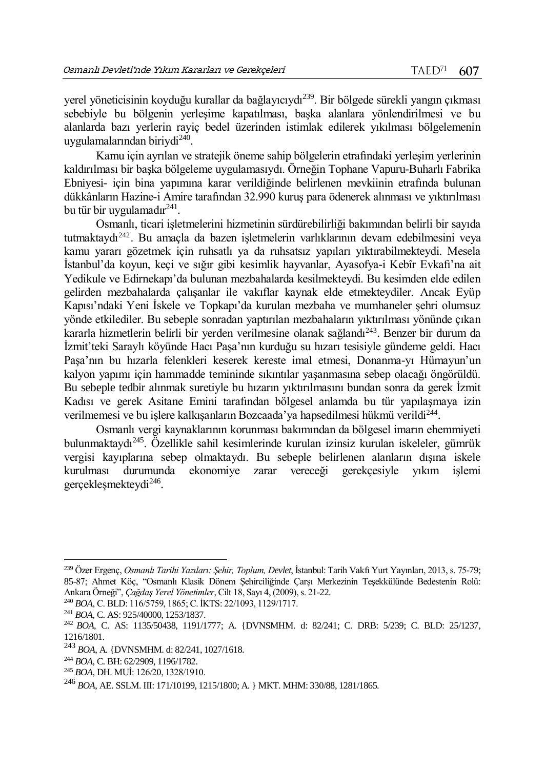yerel yöneticisinin koyduğu kurallar da bağlayıcıydı[239]. Bir bölgede sürekli yangın çıkması sebebiyle bu bölgenin yerleşime kapatılması, başka alanlara yönlendirilmesi ve bu alanlarda bazı yerlerin rayiç bedel üzerinden istimlak edilerek yıkılması bölgelemenin uygulamalarından biriydi[240].

Kamu için ayrılan ve stratejik öneme sahip bölgelerin etrafındaki yerleşim yerlerinin kaldırılması bir başka bölgeleme uygulamasıydı. Örneğin Tophane Vapuru-Buharlı Fabrika Ebniyesi- için bina yapımına karar verildiğinde belirlenen mevkiinin etrafında bulunan dükkânların Hazine-i Amire tarafından 32.990 kuruş para ödenerek alınması ve yıktırılması bu tür bir uygulamadır[241].

Osmanlı, ticari işletmelerini hizmetinin sürdürebilirliği bakımından belirli bir sayıda tutmaktaydı[242]. Bu amaçla da bazen işletmelerin varlıklarının devam edebilmesini veya kamu yararı gözetmek için ruhsatlı ya da ruhsatsız yapıları yıktırabilmekteydi. Mesela İstanbul'da koyun, keçi ve sığır gibi kesimlik hayvanlar, Ayasofya-i Kebîr Evkafı'na ait Yedikule ve Edirnekapı'da bulunan mezbahalarda kesilmekteydi. Bu kesimden elde edilen gelirden mezbahalarda çalışanlar ile vakıflar kaynak elde etmekteydiler. Ancak Eyüp Kapısı'ndaki Yeni İskele ve Topkapı'da kurulan mezbaha ve mumhaneler şehri olumsuz yönde etkilediler. Bu sebeple sonradan yaptırılan mezbahaların yıktırılması yönünde çıkan kararla hizmetlerin belirli bir yerden verilmesine olanak sağlandı[243]. Benzer bir durum da İzmit'teki Saraylı köyünde Hacı Paşa'nın kurduğu su hızarı tesisiyle gündeme geldi. Hacı Paşa'nın bu hızarla felenkleri keserek kereste imal etmesi, Donanma-yı Hümayun'un kalyon yapımı için hammadde temininde sıkıntılar yaşanmasına sebep olacağı öngörüldü. Bu sebeple tedbir alınmak suretiyle bu hızarın yıktırılmasını bundan sonra da gerek İzmit Kadısı ve gerek Asitane Emini tarafından bölgesel anlamda bu tür yapılaşmaya izin verilmemesi ve bu işlere kalkışanların Bozcaada'ya hapsedilmesi hükmü verildi[244].

Osmanlı vergi kaynaklarının korunması bakımından da bölgesel imarın ehemmiyeti bulunmaktaydı[245]. Özellikle sahil kesimlerinde kurulan izinsiz kurulan iskeleler, gümrük vergisi kayıplarına sebep olmaktaydı. Bu sebeple belirlenen alanların dışına iskele kurulması durumunda ekonomiye zarar vereceği gerekçesiyle yıkım işlemi gerçekleşmekteydi[246].

---

[239] Özer Ergenç, *Osmanlı Tarihi Yazıları: Şehir, Toplum, Devlet*, İstanbul: Tarih Vakfı Yurt Yayınları, 2013, s. 75-79; 85-87; Ahmet Köç, "Osmanlı Klasik Dönem Şehirciliğinde Çarşı Merkezinin Teşekkülünde Bedestenin Rolü: Ankara Örneği", *Çağdaş Yerel Yönetimler*, Cilt 18, Sayı 4, (2009), s. 21-22.

[240] *BOA*, C. BLD: 116/5759, 1865; C. İKTS: 22/1093, 1129/1717.

[241] *BOA*, C. AS: 925/40000, 1253/1837.

[242] *BOA*, C. AS: 1135/50438, 1191/1777; A. {DVNSMHM. d: 82/241; C. DRB: 5/239; C. BLD: 25/1237, 1216/1801.

[243] *BOA*, A. {DVNSMHM. d: 82/241, 1027/1618.

[244] *BOA*, C. BH: 62/2909, 1196/1782.

[245] *BOA*, DH. MUİ: 126/20, 1328/1910.

[246] *BOA*, AE. SSLM. III: 171/10199, 1215/1800; A. } MKT. MHM: 330/88, 1281/1865.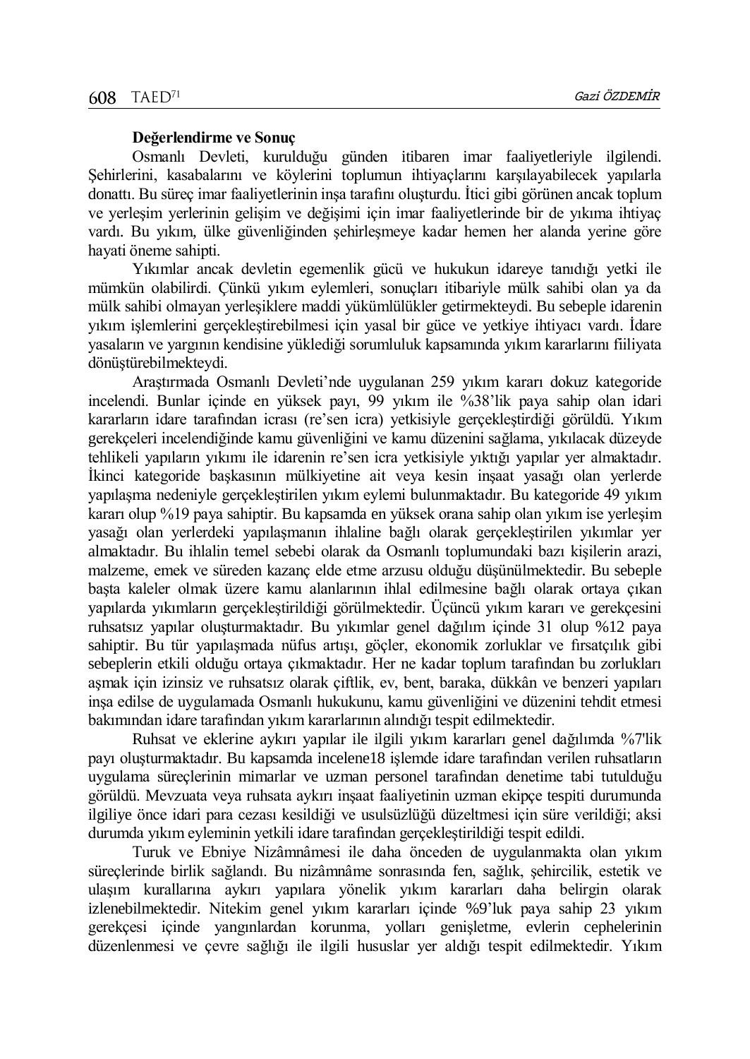**Değerlendirme ve Sonuç**

Osmanlı Devleti, kurulduğu günden itibaren imar faaliyetleriyle ilgilendi. Şehirlerini, kasabalarını ve köylerini toplumun ihtiyaçlarını karşılayabilecek yapılarla donattı. Bu süreç imar faaliyetlerinin inşa tarafını oluşturdu. İtici gibi görünen ancak toplum ve yerleşim yerlerinin gelişim ve değişimi için imar faaliyetlerinde bir de yıkıma ihtiyaç vardı. Bu yıkım, ülke güvenliğinden şehirleşmeye kadar hemen her alanda yerine göre hayati öneme sahipti.

Yıkımlar ancak devletin egemenlik gücü ve hukukun idareye tanıdığı yetki ile mümkün olabilirdi. Çünkü yıkım eylemleri, sonuçları itibariyle mülk sahibi olan ya da mülk sahibi olmayan yerleşiklere maddi yükümlülükler getirmekteydi. Bu sebeple idarenin yıkım işlemlerini gerçekleştirebilmesi için yasal bir güce ve yetkiye ihtiyacı vardı. İdare yasaların ve yargının kendisine yüklediği sorumluluk kapsamında yıkım kararlarını fiiliyata dönüştürebilmekteydi.

Araştırmada Osmanlı Devleti'nde uygulanan 259 yıkım kararı dokuz kategoride incelendi. Bunlar içinde en yüksek payı, 99 yıkım ile %38'lik paya sahip olan idari kararların idare tarafından icrası (re'sen icra) yetkisiyle gerçekleştirdiği görüldü. Yıkım gerekçeleri incelendiğinde kamu güvenliğini ve kamu düzenini sağlama, yıkılacak düzeyde tehlikeli yapıların yıkımı ile idarenin re'sen icra yetkisiyle yıktığı yapılar yer almaktadır. İkinci kategoride başkasının mülkiyetine ait veya kesin inşaat yasağı olan yerlerde yapılaşma nedeniyle gerçekleştirilen yıkım eylemi bulunmaktadır. Bu kategoride 49 yıkım kararı olup %19 paya sahiptir. Bu kapsamda en yüksek orana sahip olan yıkım ise yerleşim yasağı olan yerlerdeki yapılaşmanın ihlaline bağlı olarak gerçekleştirilen yıkımlar yer almaktadır. Bu ihlalin temel sebebi olarak da Osmanlı toplumundaki bazı kişilerin arazi, malzeme, emek ve süreden kazanç elde etme arzusu olduğu düşünülmektedir. Bu sebeple başta kaleler olmak üzere kamu alanlarının ihlal edilmesine bağlı olarak ortaya çıkan yapılarda yıkımların gerçekleştirildiği görülmektedir. Üçüncü yıkım kararı ve gerekçesini ruhsatsız yapılar oluşturmaktadır. Bu yıkımlar genel dağılım içinde 31 olup %12 paya sahiptir. Bu tür yapılaşmada nüfus artışı, göçler, ekonomik zorluklar ve fırsatçılık gibi sebeplerin etkili olduğu ortaya çıkmaktadır. Her ne kadar toplum tarafından bu zorlukları aşmak için izinsiz ve ruhsatsız olarak çiftlik, ev, bent, baraka, dükkân ve benzeri yapıları inşa edilse de uygulamada Osmanlı hukukunu, kamu güvenliğini ve düzenini tehdit etmesi bakımından idare tarafından yıkım kararlarının alındığı tespit edilmektedir.

Ruhsat ve eklerine aykırı yapılar ile ilgili yıkım kararları genel dağılımda %7'lik payı oluşturmaktadır. Bu kapsamda incelene18 işlemde idare tarafından verilen ruhsatların uygulama süreçlerinin mimarlar ve uzman personel tarafından denetime tabi tutulduğu görüldü. Mevzuata veya ruhsata aykırı inşaat faaliyetinin uzman ekipçe tespiti durumunda ilgiliye önce idari para cezası kesildiği ve usulsüzlüğü düzeltmesi için süre verildiği; aksi durumda yıkım eyleminin yetkili idare tarafından gerçekleştirildiği tespit edildi.

Turuk ve Ebniye Nizâmnâmesi ile daha önceden de uygulanmakta olan yıkım süreçlerinde birlik sağlandı. Bu nizâmnâme sonrasında fen, sağlık, şehircilik, estetik ve ulaşım kurallarına aykırı yapılara yönelik yıkım kararları daha belirgin olarak izlenebilmektedir. Nitekim genel yıkım kararları içinde %9'luk paya sahip 23 yıkım gerekçesi içinde yangınlardan korunma, yolları genişletme, evlerin cephelerinin düzenlenmesi ve çevre sağlığı ile ilgili hususlar yer aldığı tespit edilmektedir. Yıkım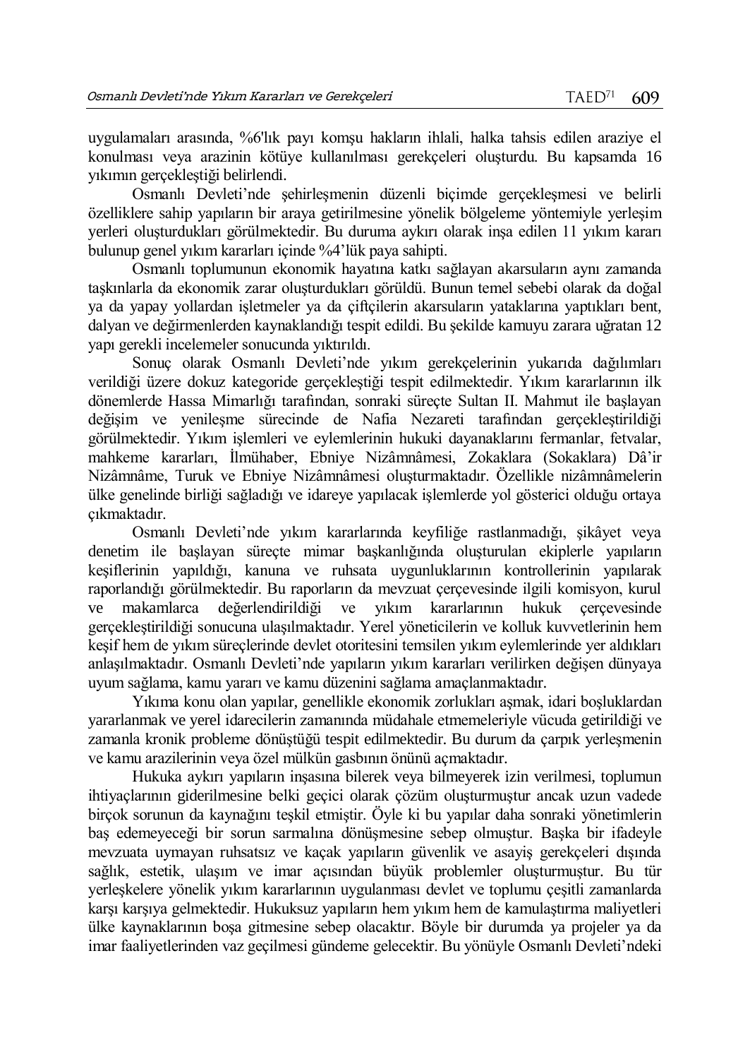uygulamaları arasında, %6'lık payı komşu hakların ihlali, halka tahsis edilen araziye el konulması veya arazinin kötüye kullanılması gerekçeleri oluşturdu. Bu kapsamda 16 yıkımın gerçekleştiği belirlendi.

Osmanlı Devleti'nde şehirleşmenin düzenli biçimde gerçekleşmesi ve belirli özelliklere sahip yapıların bir araya getirilmesine yönelik bölgeleme yöntemiyle yerleşim yerleri oluşturdukları görülmektedir. Bu duruma aykırı olarak inşa edilen 11 yıkım kararı bulunup genel yıkım kararları içinde %4'lük paya sahipti.

Osmanlı toplumunun ekonomik hayatına katkı sağlayan akarsuların aynı zamanda taşkınlarla da ekonomik zarar oluşturdukları görüldü. Bunun temel sebebi olarak da doğal ya da yapay yollardan işletmeler ya da çiftçilerin akarsuların yataklarına yaptıkları bent, dalyan ve değirmenlerden kaynaklandığı tespit edildi. Bu şekilde kamuyu zarara uğratan 12 yapı gerekli incelemeler sonucunda yıktırıldı.

Sonuç olarak Osmanlı Devleti'nde yıkım gerekçelerinin yukarıda dağılımları verildiği üzere dokuz kategoride gerçekleştiği tespit edilmektedir. Yıkım kararlarının ilk dönemlerde Hassa Mimarlığı tarafından, sonraki süreçte Sultan II. Mahmut ile başlayan değişim ve yenileşme sürecinde de Nafia Nezareti tarafından gerçekleştirildiği görülmektedir. Yıkım işlemleri ve eylemlerinin hukuki dayanaklarını fermanlar, fetvalar, mahkeme kararları, İlmühaber, Ebniye Nizâmnâmesi, Zokaklara (Sokaklara) Dâ'ir Nizâmnâme, Turuk ve Ebniye Nizâmnâmesi oluşturmaktadır. Özellikle nizâmnâmelerin ülke genelinde birliği sağladığı ve idareye yapılacak işlemlerde yol gösterici olduğu ortaya çıkmaktadır.

Osmanlı Devleti'nde yıkım kararlarında keyfiliğe rastlanmadığı, şikâyet veya denetim ile başlayan süreçte mimar başkanlığında oluşturulan ekiplerle yapıların keşiflerinin yapıldığı, kanuna ve ruhsata uygunluklarının kontrollerinin yapılarak raporlandığı görülmektedir. Bu raporların da mevzuat çerçevesinde ilgili komisyon, kurul ve makamlarca değerlendirildiği ve yıkım kararlarının hukuk çerçevesinde gerçekleştirildiği sonucuna ulaşılmaktadır. Yerel yöneticilerin ve kolluk kuvvetlerinin hem keşif hem de yıkım süreçlerinde devlet otoritesini temsilen yıkım eylemlerinde yer aldıkları anlaşılmaktadır. Osmanlı Devleti'nde yapıların yıkım kararları verilirken değişen dünyaya uyum sağlama, kamu yararı ve kamu düzenini sağlama amaçlanmaktadır.

Yıkıma konu olan yapılar, genellikle ekonomik zorlukları aşmak, idari boşluklardan yararlanmak ve yerel idarecilerin zamanında müdahale etmemeleriyle vücuda getirildiği ve zamanla kronik probleme dönüştüğü tespit edilmektedir. Bu durum da çarpık yerleşmenin ve kamu arazilerinin veya özel mülkün gasbının önünü açmaktadır.

Hukuka aykırı yapıların inşasına bilerek veya bilmeyerek izin verilmesi, toplumun ihtiyaçlarının giderilmesine belki geçici olarak çözüm oluşturmuştur ancak uzun vadede birçok sorunun da kaynağını teşkil etmiştir. Öyle ki bu yapılar daha sonraki yönetimlerin baş edemeyeceği bir sorun sarmalına dönüşmesine sebep olmuştur. Başka bir ifadeyle mevzuata uymayan ruhsatsız ve kaçak yapıların güvenlik ve asayiş gerekçeleri dışında sağlık, estetik, ulaşım ve imar açısından büyük problemler oluşturmuştur. Bu tür yerleşkelere yönelik yıkım kararlarının uygulanması devlet ve toplumu çeşitli zamanlarda karşı karşıya gelmektedir. Hukuksuz yapıların hem yıkım hem de kamulaştırma maliyetleri ülke kaynaklarının boşa gitmesine sebep olacaktır. Böyle bir durumda ya projeler ya da imar faaliyetlerinden vaz geçilmesi gündeme gelecektir. Bu yönüyle Osmanlı Devleti'ndeki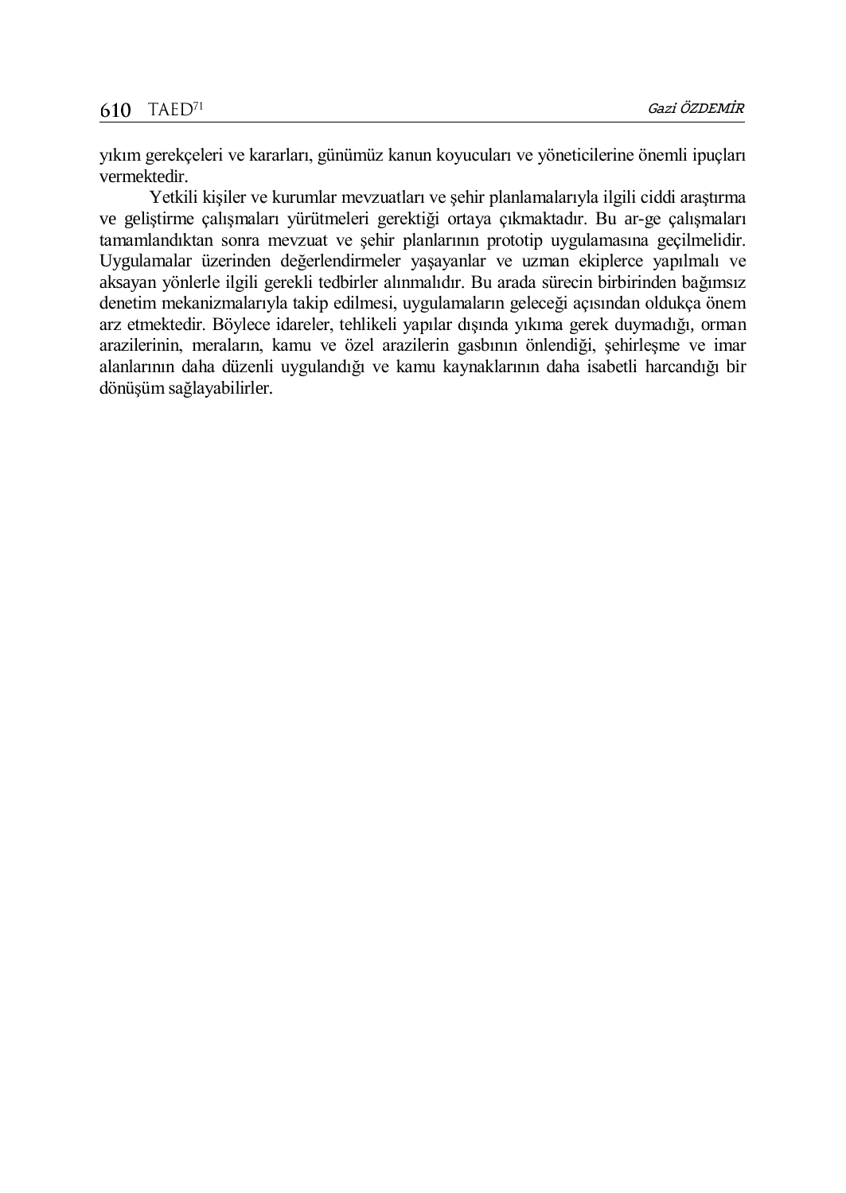yıkım gerekçeleri ve kararları, günümüz kanun koyucuları ve yöneticilerine önemli ipuçları vermektedir.

Yetkili kişiler ve kurumlar mevzuatları ve şehir planlamalarıyla ilgili ciddi araştırma ve geliştirme çalışmaları yürütmeleri gerektiği ortaya çıkmaktadır. Bu ar-ge çalışmaları tamamlandıktan sonra mevzuat ve şehir planlarının prototip uygulamasına geçilmelidir. Uygulamalar üzerinden değerlendirmeler yaşayanlar ve uzman ekiplerce yapılmalı ve aksayan yönlerle ilgili gerekli tedbirler alınmalıdır. Bu arada sürecin birbirinden bağımsız denetim mekanizmalarıyla takip edilmesi, uygulamaların geleceği açısından oldukça önem arz etmektedir. Böylece idareler, tehlikeli yapılar dışında yıkıma gerek duymadığı, orman arazilerinin, meraların, kamu ve özel arazilerin gasbının önlendiği, şehirleşme ve imar alanlarının daha düzenli uygulandığı ve kamu kaynaklarının daha isabetli harcandığı bir dönüşüm sağlayabilirler.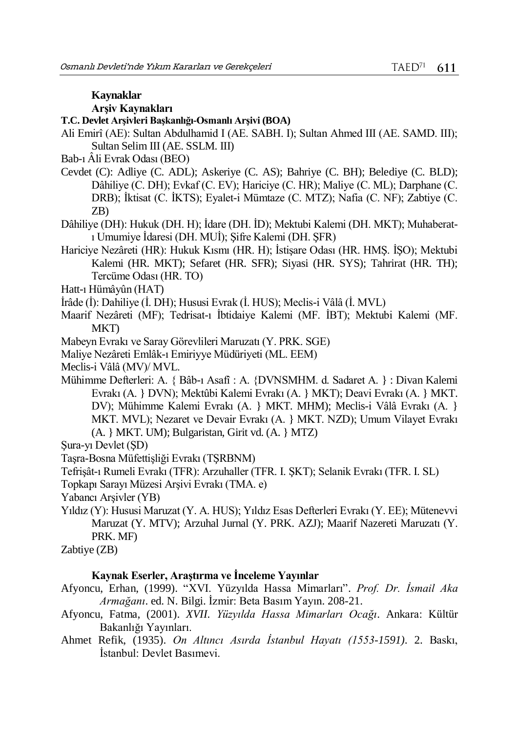## Kaynaklar

### Arşiv Kaynakları

**T.C. Devlet Arşivleri Başkanlığı-Osmanlı Arşivi (BOA)**

Ali Emirî (AE): Sultan Abdulhamid I (AE. SABH. I); Sultan Ahmed III (AE. SAMD. III); Sultan Selim III (AE. SSLM. III)

Bab-ı Âli Evrak Odası (BEO)

Cevdet (C): Adliye (C. ADL); Askeriye (C. AS); Bahriye (C. BH); Belediye (C. BLD); Dâhiliye (C. DH); Evkaf (C. EV); Hariciye (C. HR); Maliye (C. ML); Darphane (C. DRB); İktisat (C. İKTS); Eyalet-i Mümtaze (C. MTZ); Nafia (C. NF); Zabtiye (C. ZB)

Dâhiliye (DH): Hukuk (DH. H); İdare (DH. İD); Mektubi Kalemi (DH. MKT); Muhaberat-ı Umumiye İdaresi (DH. MUİ); Şifre Kalemi (DH. ŞFR)

Hariciye Nezâreti (HR): Hukuk Kısmı (HR. H); İstişare Odası (HR. HMŞ. İŞO); Mektubi Kalemi (HR. MKT); Sefaret (HR. SFR); Siyasi (HR. SYS); Tahrirat (HR. TH); Tercüme Odası (HR. TO)

Hatt-ı Hümâyûn (HAT)

İrâde (İ): Dahiliye (İ. DH); Hususi Evrak (İ. HUS); Meclis-i Vâlâ (İ. MVL)

Maarif Nezâreti (MF); Tedrisat-ı İbtidaiye Kalemi (MF. İBT); Mektubi Kalemi (MF. MKT)

Mabeyn Evrakı ve Saray Görevlileri Maruzatı (Y. PRK. SGE)

Maliye Nezâreti Emlâk-ı Emiriyye Müdüriyeti (ML. EEM)

Meclis-i Vâlâ (MV)/ MVL.

Mühimme Defterleri: A. { Bâb-ı Asafî : A. {DVNSMHM. d. Sadaret A. } : Divan Kalemi Evrakı (A. } DVN); Mektûbi Kalemi Evrakı (A. } MKT); Deavi Evrakı (A. } MKT. DV); Mühimme Kalemi Evrakı (A. } MKT. MHM); Meclis-i Vâlâ Evrakı (A. } MKT. MVL); Nezaret ve Devair Evrakı (A. } MKT. NZD); Umum Vilayet Evrakı (A. } MKT. UM); Bulgaristan, Girit vd. (A. } MTZ)

Şura-yı Devlet (ŞD)

Taşra-Bosna Müfettişliği Evrakı (TŞRBNM)

Tefrişât-ı Rumeli Evrakı (TFR): Arzuhaller (TFR. I. ŞKT); Selanik Evrakı (TFR. I. SL)

Topkapı Sarayı Müzesi Arşivi Evrakı (TMA. e)

Yabancı Arşivler (YB)

Yıldız (Y): Hususi Maruzat (Y. A. HUS); Yıldız Esas Defterleri Evrakı (Y. EE); Mütenevvi Maruzat (Y. MTV); Arzuhal Jurnal (Y. PRK. AZJ); Maarif Nazereti Maruzatı (Y. PRK. MF)

Zabtiye (ZB)

### Kaynak Eserler, Araştırma ve İnceleme Yayınlar

Afyoncu, Erhan, (1999). "XVI. Yüzyılda Hassa Mimarları". *Prof. Dr. İsmail Aka Armağanı*. ed. N. Bilgi. İzmir: Beta Basım Yayın. 208-21.

Afyoncu, Fatma, (2001). *XVII. Yüzyılda Hassa Mimarları Ocağı*. Ankara: Kültür Bakanlığı Yayınları.

Ahmet Refik, (1935). *On Altıncı Asırda İstanbul Hayatı (1553-1591)*. 2. Baskı, İstanbul: Devlet Basımevi.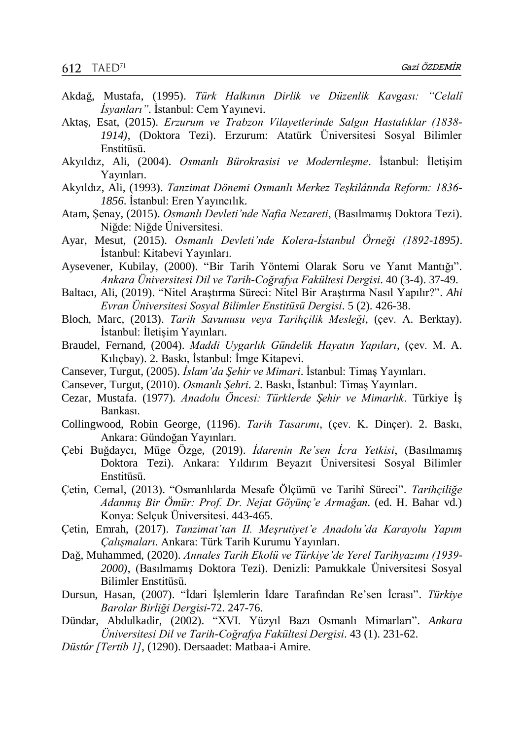Akdağ, Mustafa, (1995). *Türk Halkının Dirlik ve Düzenlik Kavgası: "Celalî İsyanları"*. İstanbul: Cem Yayınevi.

Aktaş, Esat, (2015). *Erzurum ve Trabzon Vilayetlerinde Salgın Hastalıklar (1838-1914)*, (Doktora Tezi). Erzurum: Atatürk Üniversitesi Sosyal Bilimler Enstitüsü.

Akyıldız, Ali, (2004). *Osmanlı Bürokrasisi ve Modernleşme*. İstanbul: İletişim Yayınları.

Akyıldız, Ali, (1993). *Tanzimat Dönemi Osmanlı Merkez Teşkilâtında Reform: 1836-1856*. İstanbul: Eren Yayıncılık.

Atam, Şenay, (2015). *Osmanlı Devleti'nde Nafia Nezareti*, (Basılmamış Doktora Tezi). Niğde: Niğde Üniversitesi.

Ayar, Mesut, (2015). *Osmanlı Devleti'nde Kolera-İstanbul Örneği (1892-1895)*. İstanbul: Kitabevi Yayınları.

Aysevener, Kubilay, (2000). "Bir Tarih Yöntemi Olarak Soru ve Yanıt Mantığı". *Ankara Üniversitesi Dil ve Tarih-Coğrafya Fakültesi Dergisi*. 40 (3-4). 37-49.

Baltacı, Ali, (2019). "Nitel Araştırma Süreci: Nitel Bir Araştırma Nasıl Yapılır?". *Ahi Evran Üniversitesi Sosyal Bilimler Enstitüsü Dergisi*. 5 (2). 426-38.

Bloch, Marc, (2013). *Tarih Savunusu veya Tarihçilik Mesleği*, (çev. A. Berktay). İstanbul: İletişim Yayınları.

Braudel, Fernand, (2004). *Maddi Uygarlık Gündelik Hayatın Yapıları*, (çev. M. A. Kılıçbay). 2. Baskı, İstanbul: İmge Kitapevi.

Cansever, Turgut, (2005). *İslam'da Şehir ve Mimari*. İstanbul: Timaş Yayınları.

Cansever, Turgut, (2010). *Osmanlı Şehri*. 2. Baskı, İstanbul: Timaş Yayınları.

Cezar, Mustafa. (1977). *Anadolu Öncesi: Türklerde Şehir ve Mimarlık*. Türkiye İş Bankası.

Collingwood, Robin George, (1196). *Tarih Tasarımı*, (çev. K. Dinçer). 2. Baskı, Ankara: Gündoğan Yayınları.

Çebi Buğdaycı, Müge Özge, (2019). *İdarenin Re'sen İcra Yetkisi*, (Basılmamış Doktora Tezi). Ankara: Yıldırım Beyazıt Üniversitesi Sosyal Bilimler Enstitüsü.

Çetin, Cemal, (2013). "Osmanlılarda Mesafe Ölçümü ve Tarihî Süreci". *Tarihçiliğe Adanmış Bir Ömür: Prof. Dr. Nejat Göyünç'e Armağan*. (ed. H. Bahar vd.) Konya: Selçuk Üniversitesi. 443-465.

Çetin, Emrah, (2017). *Tanzimat'tan II. Meşrutiyet'e Anadolu'da Karayolu Yapım Çalışmaları*. Ankara: Türk Tarih Kurumu Yayınları.

Dağ, Muhammed, (2020). *Annales Tarih Ekolü ve Türkiye'de Yerel Tarihyazımı (1939-2000)*, (Basılmamış Doktora Tezi). Denizli: Pamukkale Üniversitesi Sosyal Bilimler Enstitüsü.

Dursun, Hasan, (2007). "İdari İşlemlerin İdare Tarafından Re'sen İcrası". *Türkiye Barolar Birliği Dergisi*-72. 247-76.

Dündar, Abdulkadir, (2002). "XVI. Yüzyıl Bazı Osmanlı Mimarları". *Ankara Üniversitesi Dil ve Tarih-Coğrafya Fakültesi Dergisi*. 43 (1). 231-62.

*Düstûr [Tertib 1]*, (1290). Dersaadet: Matbaa-i Amire.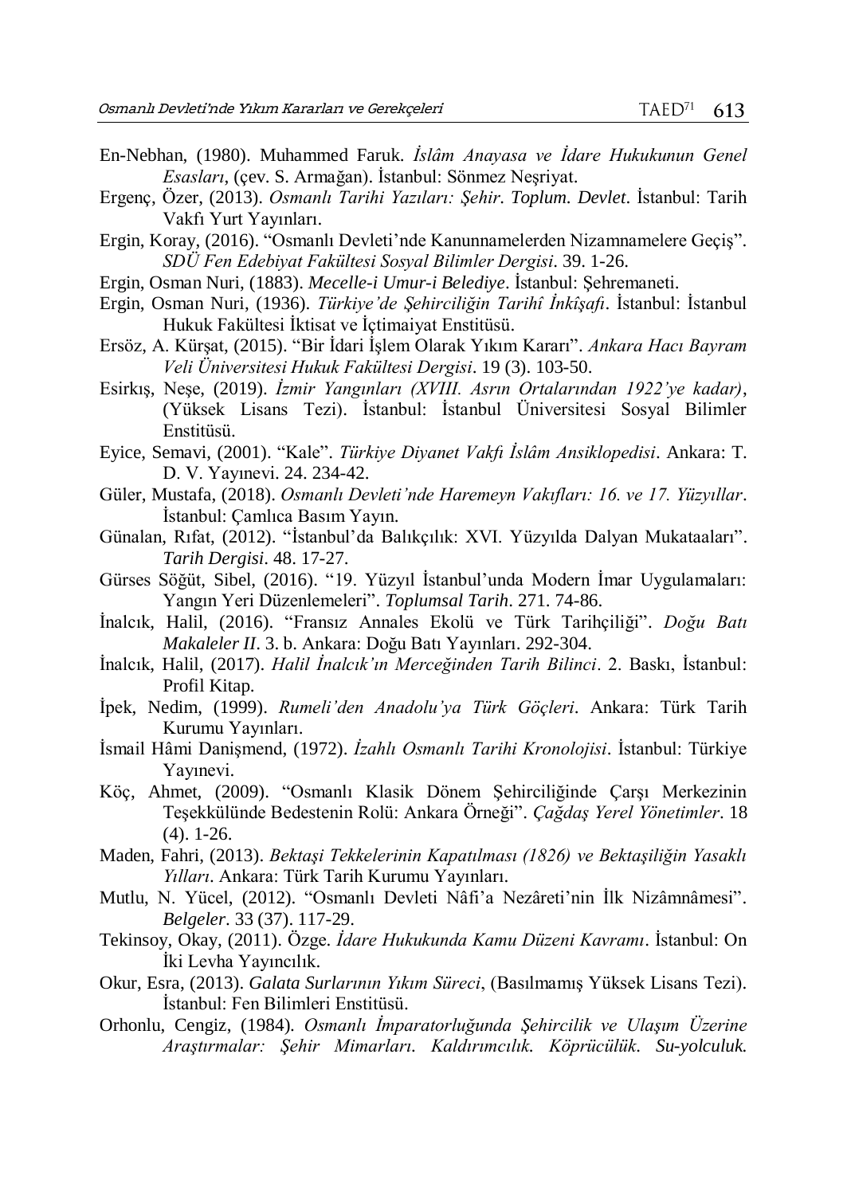En-Nebhan, (1980). Muhammed Faruk. *İslâm Anayasa ve İdare Hukukunun Genel Esasları*, (çev. S. Armağan). İstanbul: Sönmez Neşriyat.

Ergenç, Özer, (2013). *Osmanlı Tarihi Yazıları: Şehir. Toplum. Devlet*. İstanbul: Tarih Vakfı Yurt Yayınları.

Ergin, Koray, (2016). "Osmanlı Devleti'nde Kanunnamelerden Nizamnamelere Geçiş". *SDÜ Fen Edebiyat Fakültesi Sosyal Bilimler Dergisi*. 39. 1-26.

Ergin, Osman Nuri, (1883). *Mecelle-i Umur-i Belediye*. İstanbul: Şehremaneti.

Ergin, Osman Nuri, (1936). *Türkiye'de Şehirciliğin Tarihî İnkîşafı*. İstanbul: İstanbul Hukuk Fakültesi İktisat ve İçtimaiyat Enstitüsü.

Ersöz, A. Kürşat, (2015). "Bir İdari İşlem Olarak Yıkım Kararı". *Ankara Hacı Bayram Veli Üniversitesi Hukuk Fakültesi Dergisi*. 19 (3). 103-50.

Esirkış, Neşe, (2019). *İzmir Yangınları (XVIII. Asrın Ortalarından 1922'ye kadar)*, (Yüksek Lisans Tezi). İstanbul: İstanbul Üniversitesi Sosyal Bilimler Enstitüsü.

Eyice, Semavi, (2001). "Kale". *Türkiye Diyanet Vakfı İslâm Ansiklopedisi*. Ankara: T. D. V. Yayınevi. 24. 234-42.

Güler, Mustafa, (2018). *Osmanlı Devleti'nde Haremeyn Vakıfları: 16. ve 17. Yüzyıllar*. İstanbul: Çamlıca Basım Yayın.

Günalan, Rıfat, (2012). "İstanbul'da Balıkçılık: XVI. Yüzyılda Dalyan Mukataaları". *Tarih Dergisi*. 48. 17-27.

Gürses Söğüt, Sibel, (2016). "19. Yüzyıl İstanbul'unda Modern İmar Uygulamaları: Yangın Yeri Düzenlemeleri". *Toplumsal Tarih*. 271. 74-86.

İnalcık, Halil, (2016). "Fransız Annales Ekolü ve Türk Tarihçiliği". *Doğu Batı Makaleler II*. 3. b. Ankara: Doğu Batı Yayınları. 292-304.

İnalcık, Halil, (2017). *Halil İnalcık'ın Merceğinden Tarih Bilinci*. 2. Baskı, İstanbul: Profil Kitap.

İpek, Nedim, (1999). *Rumeli'den Anadolu'ya Türk Göçleri*. Ankara: Türk Tarih Kurumu Yayınları.

İsmail Hâmi Danişmend, (1972). *İzahlı Osmanlı Tarihi Kronolojisi*. İstanbul: Türkiye Yayınevi.

Köç, Ahmet, (2009). "Osmanlı Klasik Dönem Şehirciliğinde Çarşı Merkezinin Teşekkülünde Bedestenin Rolü: Ankara Örneği". *Çağdaş Yerel Yönetimler*. 18 (4). 1-26.

Maden, Fahri, (2013). *Bektaşi Tekkelerinin Kapatılması (1826) ve Bektaşiliğin Yasaklı Yılları*. Ankara: Türk Tarih Kurumu Yayınları.

Mutlu, N. Yücel, (2012). "Osmanlı Devleti Nâfi'a Nezâreti'nin İlk Nizâmnâmesi". *Belgeler*. 33 (37). 117-29.

Tekinsoy, Okay, (2011). Özge. *İdare Hukukunda Kamu Düzeni Kavramı*. İstanbul: On İki Levha Yayıncılık.

Okur, Esra, (2013). *Galata Surlarının Yıkım Süreci*, (Basılmamış Yüksek Lisans Tezi). İstanbul: Fen Bilimleri Enstitüsü.

Orhonlu, Cengiz, (1984). *Osmanlı İmparatorluğunda Şehircilik ve Ulaşım Üzerine Araştırmalar: Şehir Mimarları. Kaldırımcılık. Köprücülük. Su-yolculuk.*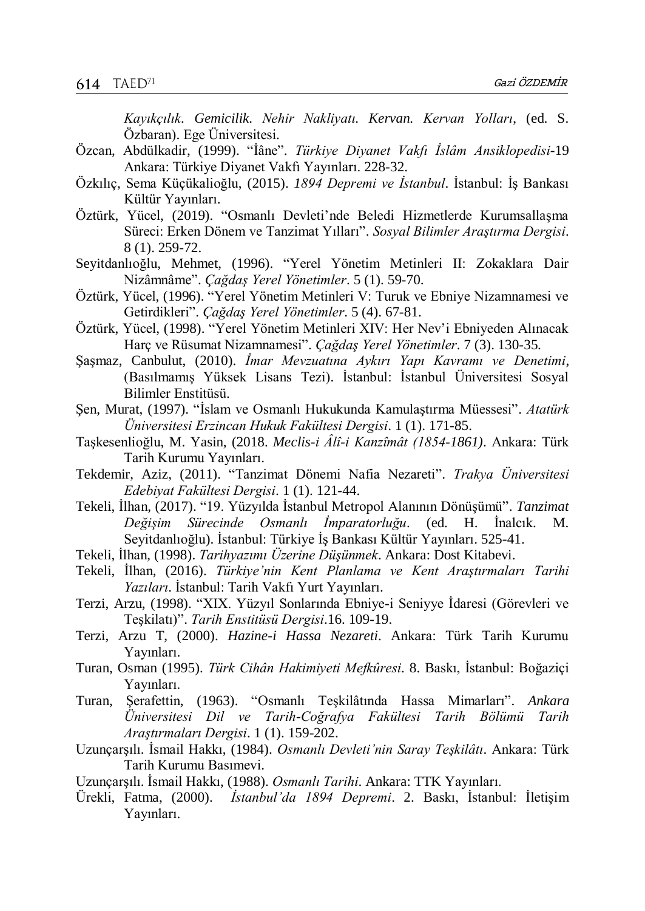*Kayıkçılık. Gemicilik. Nehir Nakliyatı. Kervan. Kervan Yolları*, (ed. S. Özbaran). Ege Üniversitesi.

Özcan, Abdülkadir, (1999). "İâne". *Türkiye Diyanet Vakfı İslâm Ansiklopedisi*-19 Ankara: Türkiye Diyanet Vakfı Yayınları. 228-32.

Özkılıç, Sema Küçükalioğlu, (2015). *1894 Depremi ve İstanbul*. İstanbul: İş Bankası Kültür Yayınları.

Öztürk, Yücel, (2019). "Osmanlı Devleti'nde Beledi Hizmetlerde Kurumsallaşma Süreci: Erken Dönem ve Tanzimat Yılları". *Sosyal Bilimler Araştırma Dergisi*. 8 (1). 259-72.

Seyitdanlıoğlu, Mehmet, (1996). "Yerel Yönetim Metinleri II: Zokaklara Dair Nizâmnâme". *Çağdaş Yerel Yönetimler*. 5 (1). 59-70.

Öztürk, Yücel, (1996). "Yerel Yönetim Metinleri V: Turuk ve Ebniye Nizamnamesi ve Getirdikleri". *Çağdaş Yerel Yönetimler*. 5 (4). 67-81.

Öztürk, Yücel, (1998). "Yerel Yönetim Metinleri XIV: Her Nev'i Ebniyeden Alınacak Harç ve Rüsumat Nizamnamesi". *Çağdaş Yerel Yönetimler*. 7 (3). 130-35.

Şaşmaz, Canbulut, (2010). *İmar Mevzuatına Aykırı Yapı Kavramı ve Denetimi*, (Basılmamış Yüksek Lisans Tezi). İstanbul: İstanbul Üniversitesi Sosyal Bilimler Enstitüsü.

Şen, Murat, (1997). "İslam ve Osmanlı Hukukunda Kamulaştırma Müessesi". *Atatürk Üniversitesi Erzincan Hukuk Fakültesi Dergisi*. 1 (1). 171-85.

Taşkesenlioğlu, M. Yasin, (2018. *Meclis-i Âlî-i Kanzîmât (1854-1861)*. Ankara: Türk Tarih Kurumu Yayınları.

Tekdemir, Aziz, (2011). "Tanzimat Dönemi Nafia Nezareti". *Trakya Üniversitesi Edebiyat Fakültesi Dergisi*. 1 (1). 121-44.

Tekeli, İlhan, (2017). "19. Yüzyılda İstanbul Metropol Alanının Dönüşümü". *Tanzimat Değişim Sürecinde Osmanlı İmparatorluğu*. (ed. H. İnalcık. M. Seyitdanlıoğlu). İstanbul: Türkiye İş Bankası Kültür Yayınları. 525-41.

Tekeli, İlhan, (1998). *Tarihyazımı Üzerine Düşünmek*. Ankara: Dost Kitabevi.

Tekeli, İlhan, (2016). *Türkiye'nin Kent Planlama ve Kent Araştırmaları Tarihi Yazıları*. İstanbul: Tarih Vakfı Yurt Yayınları.

Terzi, Arzu, (1998). "XIX. Yüzyıl Sonlarında Ebniye-i Seniyye İdaresi (Görevleri ve Teşkilatı)". *Tarih Enstitüsü Dergisi*.16. 109-19.

Terzi, Arzu T, (2000). *Hazine-i Hassa Nezareti*. Ankara: Türk Tarih Kurumu Yayınları.

Turan, Osman (1995). *Türk Cihân Hakimiyeti Mefkûresi*. 8. Baskı, İstanbul: Boğaziçi Yayınları.

Turan, Şerafettin, (1963). "Osmanlı Teşkilâtında Hassa Mimarları". *Ankara Üniversitesi Dil ve Tarih-Coğrafya Fakültesi Tarih Bölümü Tarih Araştırmaları Dergisi*. 1 (1). 159-202.

Uzunçarşılı. İsmail Hakkı, (1984). *Osmanlı Devleti'nin Saray Teşkilâtı*. Ankara: Türk Tarih Kurumu Basımevi.

Uzunçarşılı. İsmail Hakkı, (1988). *Osmanlı Tarihi*. Ankara: TTK Yayınları.

Ürekli, Fatma, (2000). *İstanbul'da 1894 Depremi*. 2. Baskı, İstanbul: İletişim Yayınları.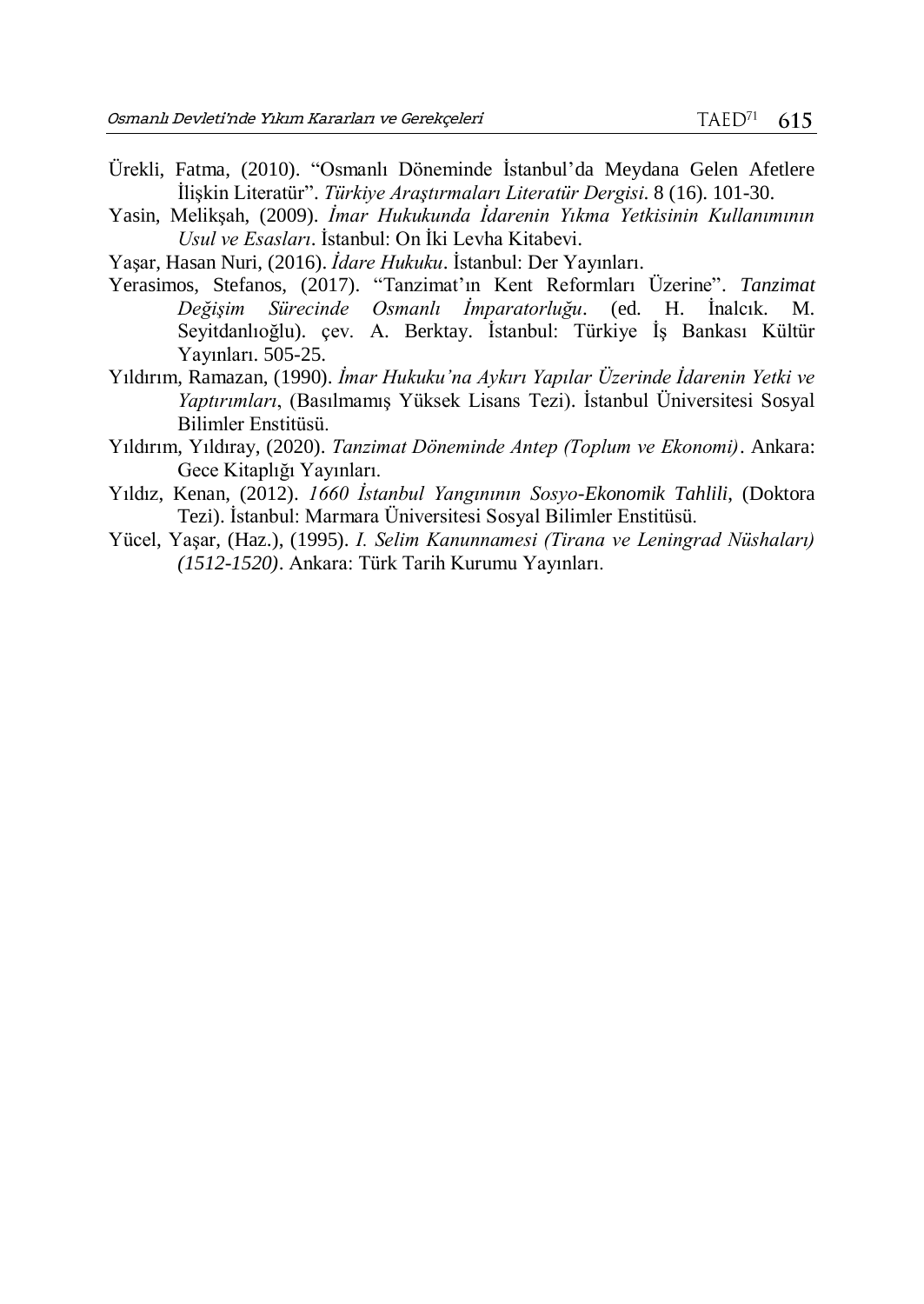Ürekli, Fatma, (2010). "Osmanlı Döneminde İstanbul'da Meydana Gelen Afetlere İlişkin Literatür". *Türkiye Araştırmaları Literatür Dergisi*. 8 (16). 101-30.

Yasin, Melikşah, (2009). *İmar Hukukunda İdarenin Yıkma Yetkisinin Kullanımının Usul ve Esasları*. İstanbul: On İki Levha Kitabevi.

Yaşar, Hasan Nuri, (2016). *İdare Hukuku*. İstanbul: Der Yayınları.

Yerasimos, Stefanos, (2017). "Tanzimat'ın Kent Reformları Üzerine". *Tanzimat Değişim Sürecinde Osmanlı İmparatorluğu*. (ed. H. İnalcık. M. Seyitdanlıoğlu). çev. A. Berktay. İstanbul: Türkiye İş Bankası Kültür Yayınları. 505-25.

Yıldırım, Ramazan, (1990). *İmar Hukuku'na Aykırı Yapılar Üzerinde İdarenin Yetki ve Yaptırımları*, (Basılmamış Yüksek Lisans Tezi). İstanbul Üniversitesi Sosyal Bilimler Enstitüsü.

Yıldırım, Yıldıray, (2020). *Tanzimat Döneminde Antep (Toplum ve Ekonomi)*. Ankara: Gece Kitaplığı Yayınları.

Yıldız, Kenan, (2012). *1660 İstanbul Yangınının Sosyo-Ekonomik Tahlili*, (Doktora Tezi). İstanbul: Marmara Üniversitesi Sosyal Bilimler Enstitüsü.

Yücel, Yaşar, (Haz.), (1995). *I. Selim Kanunnamesi (Tirana ve Leningrad Nüshaları) (1512-1520)*. Ankara: Türk Tarih Kurumu Yayınları.